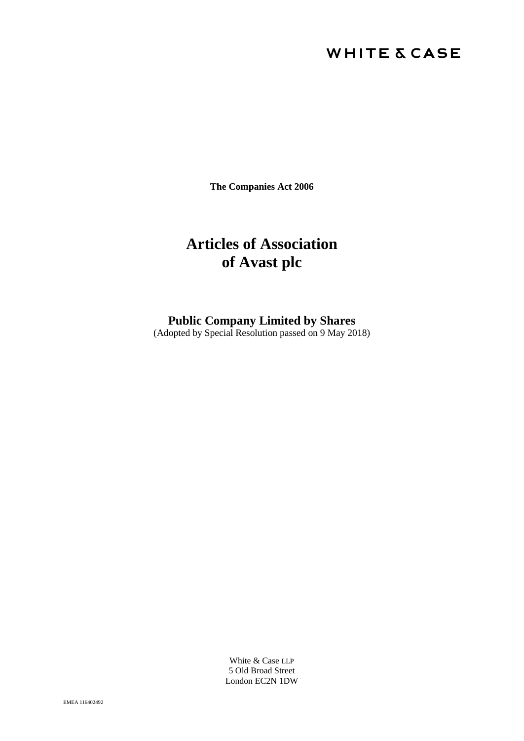WHITE & CASE

**The Companies Act 2006**

# Articles of Association of Avast plc

## Public Company Limited by Shares

(Adopted by Special Resolution passed on 9 May 2018)

White & Case LLP
5 Old Broad Street
London EC2N 1DW

EMEA 116402492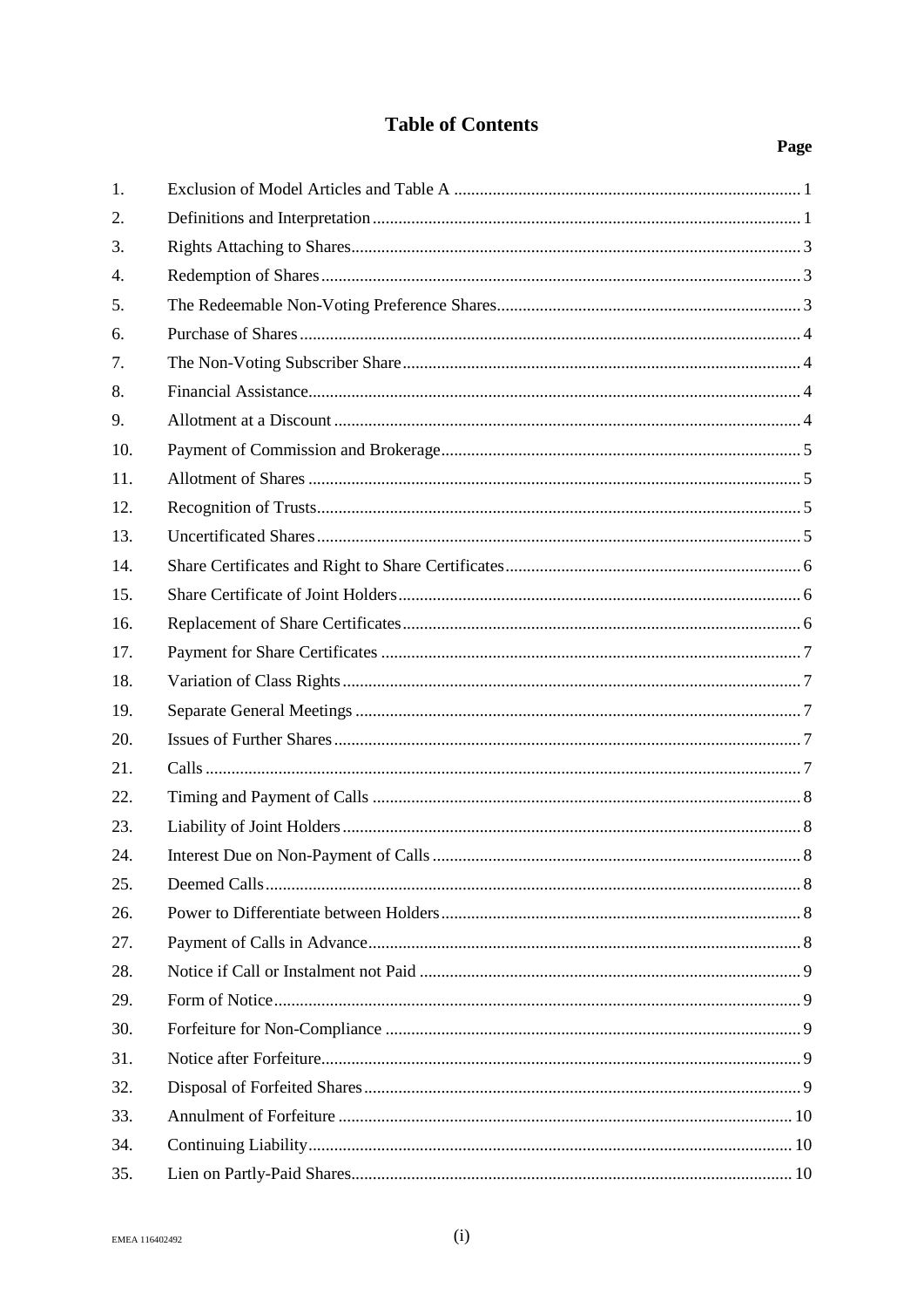# Table of Contents

| | | Page |
|---|---|---|
| 1. | Exclusion of Model Articles and Table A | 1 |
| 2. | Definitions and Interpretation | 1 |
| 3. | Rights Attaching to Shares | 3 |
| 4. | Redemption of Shares | 3 |
| 5. | The Redeemable Non-Voting Preference Shares | 3 |
| 6. | Purchase of Shares | 4 |
| 7. | The Non-Voting Subscriber Share | 4 |
| 8. | Financial Assistance | 4 |
| 9. | Allotment at a Discount | 4 |
| 10. | Payment of Commission and Brokerage | 5 |
| 11. | Allotment of Shares | 5 |
| 12. | Recognition of Trusts | 5 |
| 13. | Uncertificated Shares | 5 |
| 14. | Share Certificates and Right to Share Certificates | 6 |
| 15. | Share Certificate of Joint Holders | 6 |
| 16. | Replacement of Share Certificates | 6 |
| 17. | Payment for Share Certificates | 7 |
| 18. | Variation of Class Rights | 7 |
| 19. | Separate General Meetings | 7 |
| 20. | Issues of Further Shares | 7 |
| 21. | Calls | 7 |
| 22. | Timing and Payment of Calls | 8 |
| 23. | Liability of Joint Holders | 8 |
| 24. | Interest Due on Non-Payment of Calls | 8 |
| 25. | Deemed Calls | 8 |
| 26. | Power to Differentiate between Holders | 8 |
| 27. | Payment of Calls in Advance | 8 |
| 28. | Notice if Call or Instalment not Paid | 9 |
| 29. | Form of Notice | 9 |
| 30. | Forfeiture for Non-Compliance | 9 |
| 31. | Notice after Forfeiture | 9 |
| 32. | Disposal of Forfeited Shares | 9 |
| 33. | Annulment of Forfeiture | 10 |
| 34. | Continuing Liability | 10 |
| 35. | Lien on Partly-Paid Shares | 10 |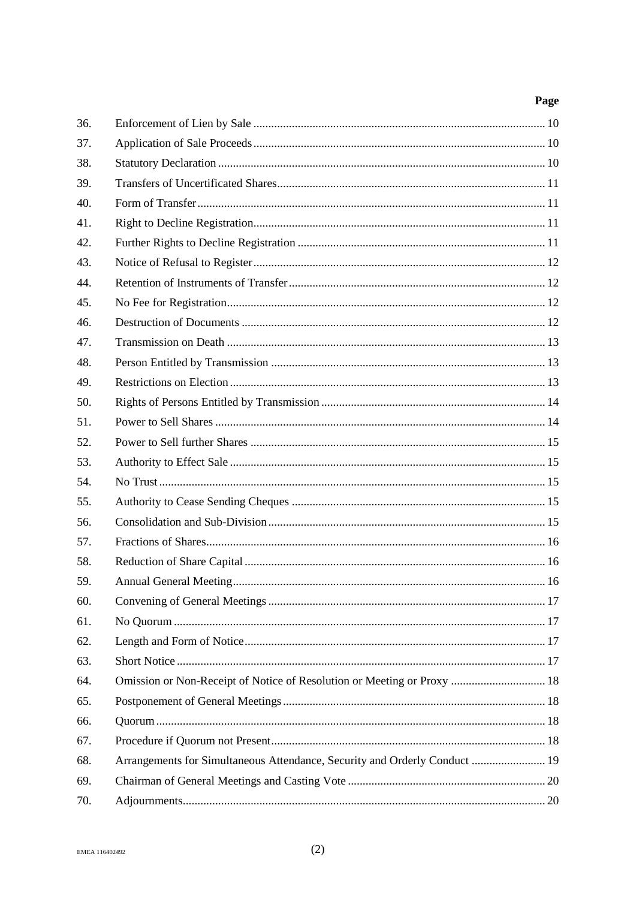| | | Page |
|---|---|---|
| 36. | Enforcement of Lien by Sale | 10 |
| 37. | Application of Sale Proceeds | 10 |
| 38. | Statutory Declaration | 10 |
| 39. | Transfers of Uncertificated Shares | 11 |
| 40. | Form of Transfer | 11 |
| 41. | Right to Decline Registration | 11 |
| 42. | Further Rights to Decline Registration | 11 |
| 43. | Notice of Refusal to Register | 12 |
| 44. | Retention of Instruments of Transfer | 12 |
| 45. | No Fee for Registration | 12 |
| 46. | Destruction of Documents | 12 |
| 47. | Transmission on Death | 13 |
| 48. | Person Entitled by Transmission | 13 |
| 49. | Restrictions on Election | 13 |
| 50. | Rights of Persons Entitled by Transmission | 14 |
| 51. | Power to Sell Shares | 14 |
| 52. | Power to Sell further Shares | 15 |
| 53. | Authority to Effect Sale | 15 |
| 54. | No Trust | 15 |
| 55. | Authority to Cease Sending Cheques | 15 |
| 56. | Consolidation and Sub-Division | 15 |
| 57. | Fractions of Shares | 16 |
| 58. | Reduction of Share Capital | 16 |
| 59. | Annual General Meeting | 16 |
| 60. | Convening of General Meetings | 17 |
| 61. | No Quorum | 17 |
| 62. | Length and Form of Notice | 17 |
| 63. | Short Notice | 17 |
| 64. | Omission or Non-Receipt of Notice of Resolution or Meeting or Proxy | 18 |
| 65. | Postponement of General Meetings | 18 |
| 66. | Quorum | 18 |
| 67. | Procedure if Quorum not Present | 18 |
| 68. | Arrangements for Simultaneous Attendance, Security and Orderly Conduct | 19 |
| 69. | Chairman of General Meetings and Casting Vote | 20 |
| 70. | Adjournments | 20 |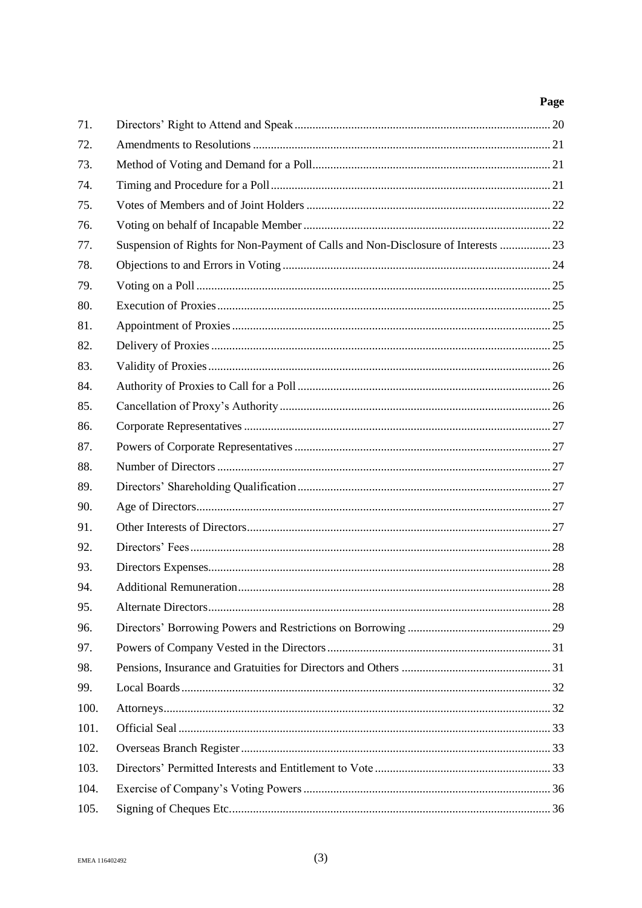| | | Page |
|---|---|---|
| 71. | Directors' Right to Attend and Speak | 20 |
| 72. | Amendments to Resolutions | 21 |
| 73. | Method of Voting and Demand for a Poll | 21 |
| 74. | Timing and Procedure for a Poll | 21 |
| 75. | Votes of Members and of Joint Holders | 22 |
| 76. | Voting on behalf of Incapable Member | 22 |
| 77. | Suspension of Rights for Non-Payment of Calls and Non-Disclosure of Interests | 23 |
| 78. | Objections to and Errors in Voting | 24 |
| 79. | Voting on a Poll | 25 |
| 80. | Execution of Proxies | 25 |
| 81. | Appointment of Proxies | 25 |
| 82. | Delivery of Proxies | 25 |
| 83. | Validity of Proxies | 26 |
| 84. | Authority of Proxies to Call for a Poll | 26 |
| 85. | Cancellation of Proxy's Authority | 26 |
| 86. | Corporate Representatives | 27 |
| 87. | Powers of Corporate Representatives | 27 |
| 88. | Number of Directors | 27 |
| 89. | Directors' Shareholding Qualification | 27 |
| 90. | Age of Directors | 27 |
| 91. | Other Interests of Directors | 27 |
| 92. | Directors' Fees | 28 |
| 93. | Directors Expenses | 28 |
| 94. | Additional Remuneration | 28 |
| 95. | Alternate Directors | 28 |
| 96. | Directors' Borrowing Powers and Restrictions on Borrowing | 29 |
| 97. | Powers of Company Vested in the Directors | 31 |
| 98. | Pensions, Insurance and Gratuities for Directors and Others | 31 |
| 99. | Local Boards | 32 |
| 100. | Attorneys | 32 |
| 101. | Official Seal | 33 |
| 102. | Overseas Branch Register | 33 |
| 103. | Directors' Permitted Interests and Entitlement to Vote | 33 |
| 104. | Exercise of Company's Voting Powers | 36 |
| 105. | Signing of Cheques Etc. | 36 |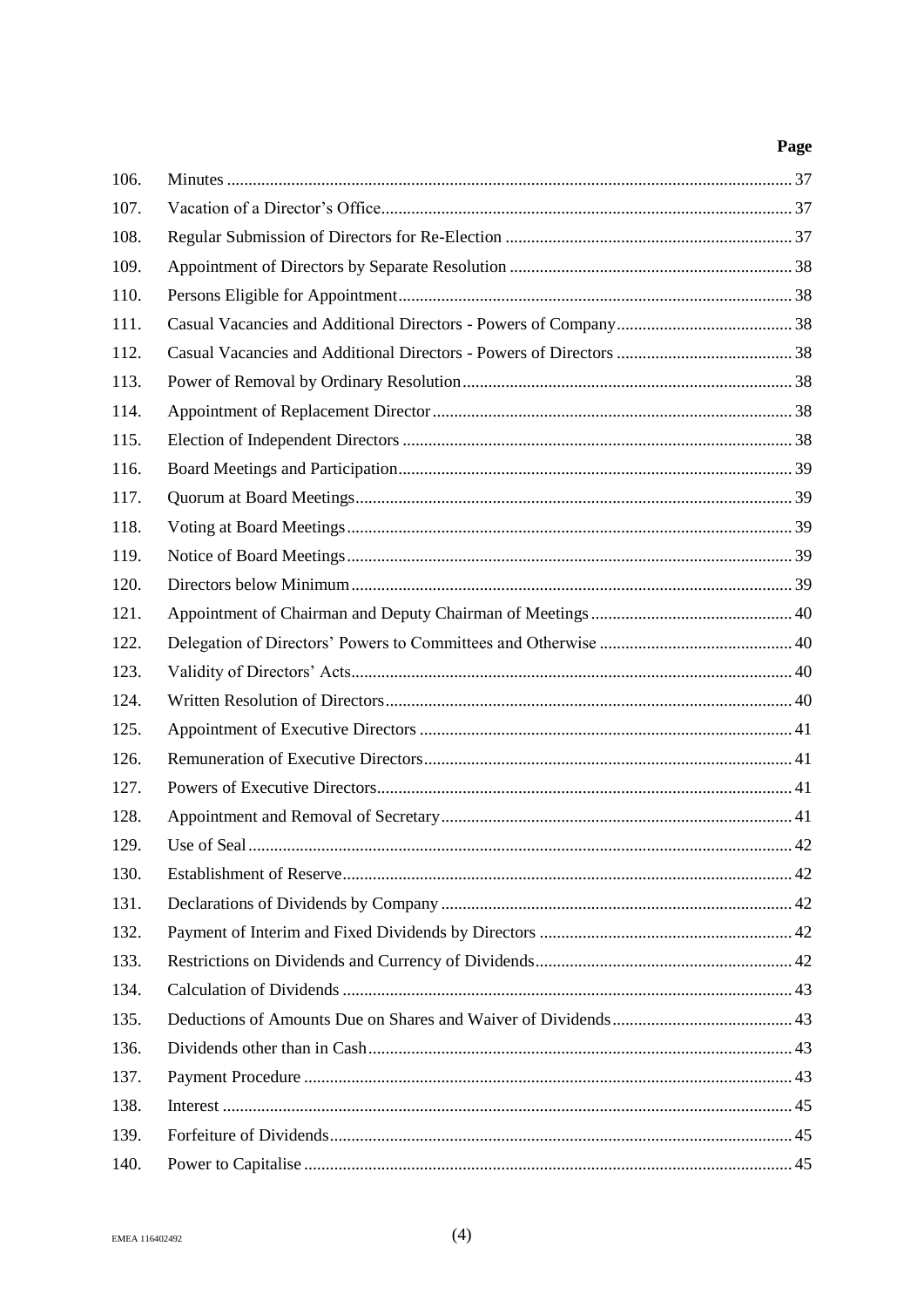| | | Page |
|---|---|---|
| 106. | Minutes | 37 |
| 107. | Vacation of a Director's Office | 37 |
| 108. | Regular Submission of Directors for Re-Election | 37 |
| 109. | Appointment of Directors by Separate Resolution | 38 |
| 110. | Persons Eligible for Appointment | 38 |
| 111. | Casual Vacancies and Additional Directors - Powers of Company | 38 |
| 112. | Casual Vacancies and Additional Directors - Powers of Directors | 38 |
| 113. | Power of Removal by Ordinary Resolution | 38 |
| 114. | Appointment of Replacement Director | 38 |
| 115. | Election of Independent Directors | 38 |
| 116. | Board Meetings and Participation | 39 |
| 117. | Quorum at Board Meetings | 39 |
| 118. | Voting at Board Meetings | 39 |
| 119. | Notice of Board Meetings | 39 |
| 120. | Directors below Minimum | 39 |
| 121. | Appointment of Chairman and Deputy Chairman of Meetings | 40 |
| 122. | Delegation of Directors' Powers to Committees and Otherwise | 40 |
| 123. | Validity of Directors' Acts | 40 |
| 124. | Written Resolution of Directors | 40 |
| 125. | Appointment of Executive Directors | 41 |
| 126. | Remuneration of Executive Directors | 41 |
| 127. | Powers of Executive Directors | 41 |
| 128. | Appointment and Removal of Secretary | 41 |
| 129. | Use of Seal | 42 |
| 130. | Establishment of Reserve | 42 |
| 131. | Declarations of Dividends by Company | 42 |
| 132. | Payment of Interim and Fixed Dividends by Directors | 42 |
| 133. | Restrictions on Dividends and Currency of Dividends | 42 |
| 134. | Calculation of Dividends | 43 |
| 135. | Deductions of Amounts Due on Shares and Waiver of Dividends | 43 |
| 136. | Dividends other than in Cash | 43 |
| 137. | Payment Procedure | 43 |
| 138. | Interest | 45 |
| 139. | Forfeiture of Dividends | 45 |
| 140. | Power to Capitalise | 45 |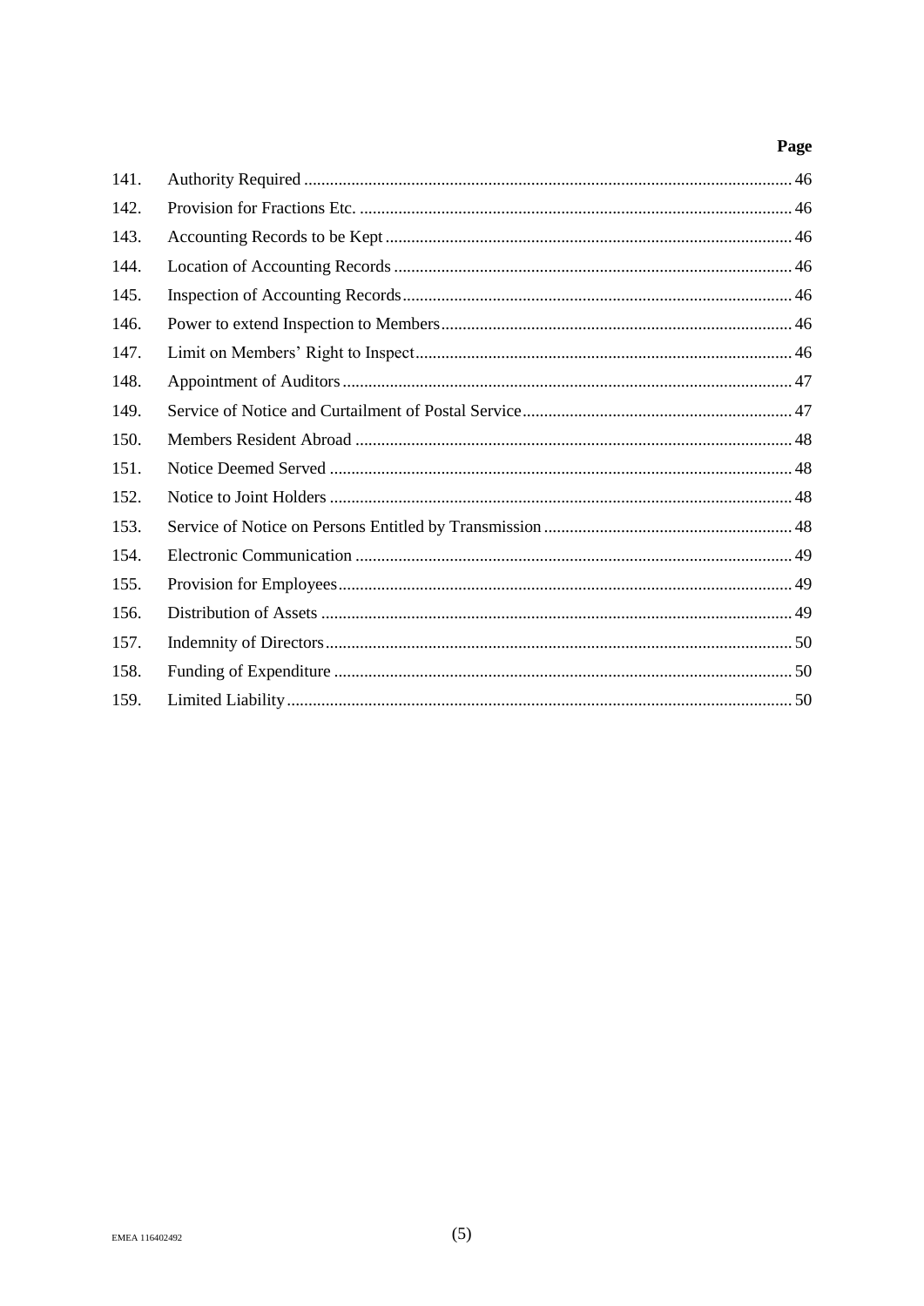| | | Page |
|---|---|---|
| 141. | Authority Required | 46 |
| 142. | Provision for Fractions Etc. | 46 |
| 143. | Accounting Records to be Kept | 46 |
| 144. | Location of Accounting Records | 46 |
| 145. | Inspection of Accounting Records | 46 |
| 146. | Power to extend Inspection to Members | 46 |
| 147. | Limit on Members' Right to Inspect | 46 |
| 148. | Appointment of Auditors | 47 |
| 149. | Service of Notice and Curtailment of Postal Service | 47 |
| 150. | Members Resident Abroad | 48 |
| 151. | Notice Deemed Served | 48 |
| 152. | Notice to Joint Holders | 48 |
| 153. | Service of Notice on Persons Entitled by Transmission | 48 |
| 154. | Electronic Communication | 49 |
| 155. | Provision for Employees | 49 |
| 156. | Distribution of Assets | 49 |
| 157. | Indemnity of Directors | 50 |
| 158. | Funding of Expenditure | 50 |
| 159. | Limited Liability | 50 |

EMEA 116402492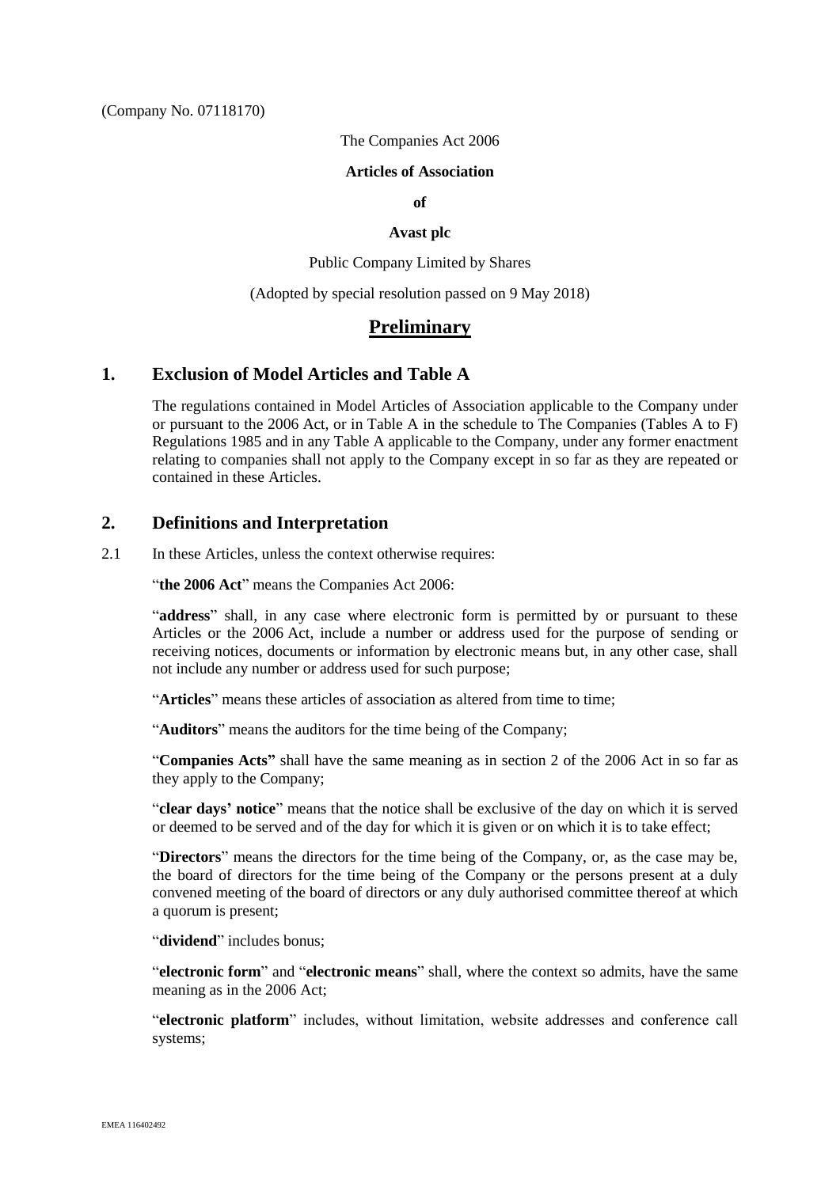(Company No. 07118170)

The Companies Act 2006

**Articles of Association**

**of**

**Avast plc**

Public Company Limited by Shares

(Adopted by special resolution passed on 9 May 2018)

# Preliminary

## 1. Exclusion of Model Articles and Table A

The regulations contained in Model Articles of Association applicable to the Company under or pursuant to the 2006 Act, or in Table A in the schedule to The Companies (Tables A to F) Regulations 1985 and in any Table A applicable to the Company, under any former enactment relating to companies shall not apply to the Company except in so far as they are repeated or contained in these Articles.

## 2. Definitions and Interpretation

2.1 In these Articles, unless the context otherwise requires:

"**the 2006 Act**" means the Companies Act 2006:

"**address**" shall, in any case where electronic form is permitted by or pursuant to these Articles or the 2006 Act, include a number or address used for the purpose of sending or receiving notices, documents or information by electronic means but, in any other case, shall not include any number or address used for such purpose;

"**Articles**" means these articles of association as altered from time to time;

"**Auditors**" means the auditors for the time being of the Company;

"**Companies Acts"** shall have the same meaning as in section 2 of the 2006 Act in so far as they apply to the Company;

"**clear days' notice**" means that the notice shall be exclusive of the day on which it is served or deemed to be served and of the day for which it is given or on which it is to take effect;

"**Directors**" means the directors for the time being of the Company, or, as the case may be, the board of directors for the time being of the Company or the persons present at a duly convened meeting of the board of directors or any duly authorised committee thereof at which a quorum is present;

"**dividend**" includes bonus;

"**electronic form**" and "**electronic means**" shall, where the context so admits, have the same meaning as in the 2006 Act;

"**electronic platform**" includes, without limitation, website addresses and conference call systems;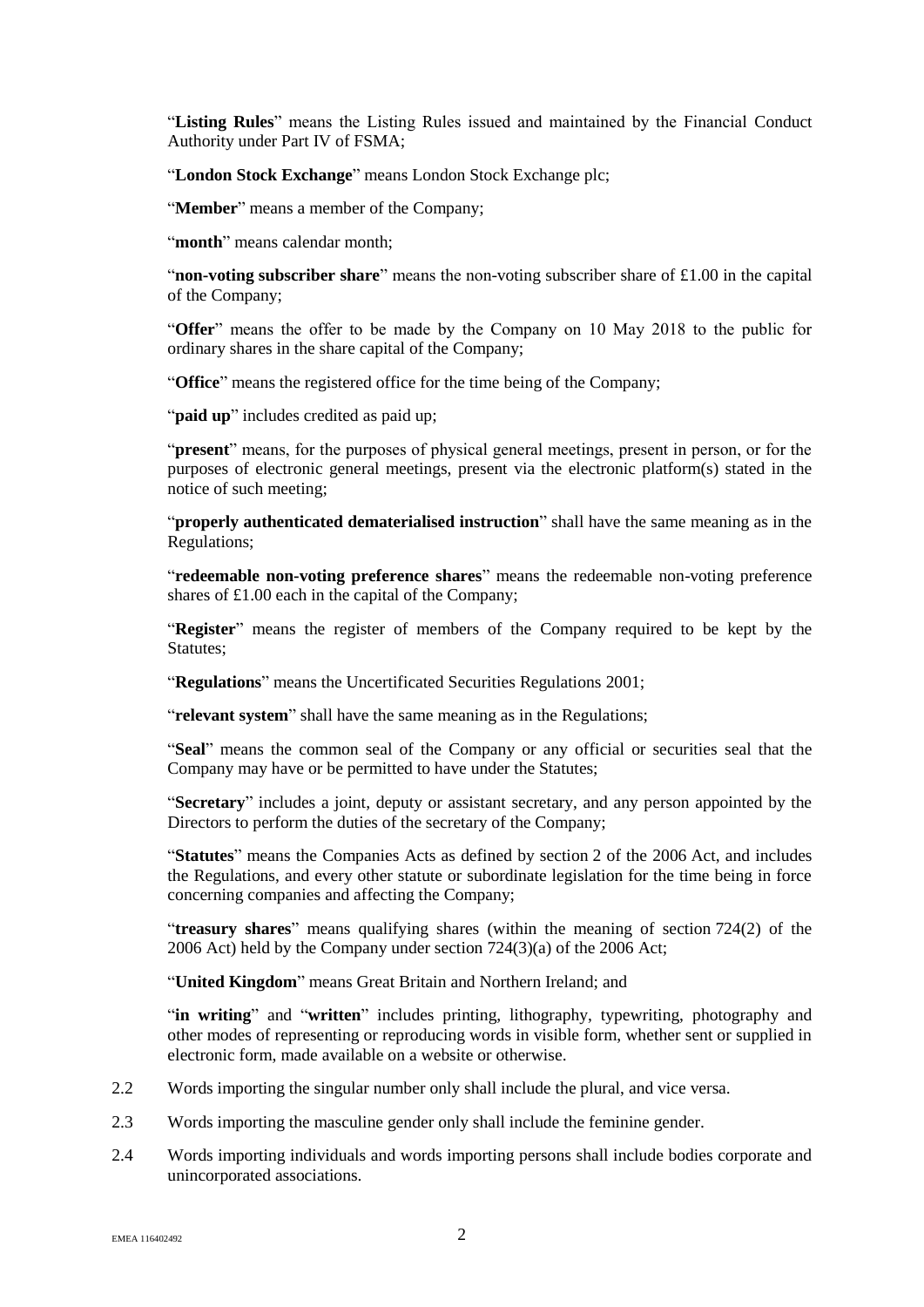"**Listing Rules**" means the Listing Rules issued and maintained by the Financial Conduct Authority under Part IV of FSMA;

"**London Stock Exchange**" means London Stock Exchange plc;

"**Member**" means a member of the Company;

"**month**" means calendar month;

"**non-voting subscriber share**" means the non-voting subscriber share of £1.00 in the capital of the Company;

"**Offer**" means the offer to be made by the Company on 10 May 2018 to the public for ordinary shares in the share capital of the Company;

"**Office**" means the registered office for the time being of the Company;

"**paid up**" includes credited as paid up;

"**present**" means, for the purposes of physical general meetings, present in person, or for the purposes of electronic general meetings, present via the electronic platform(s) stated in the notice of such meeting;

"**properly authenticated dematerialised instruction**" shall have the same meaning as in the Regulations;

"**redeemable non-voting preference shares**" means the redeemable non-voting preference shares of £1.00 each in the capital of the Company;

"**Register**" means the register of members of the Company required to be kept by the Statutes;

"**Regulations**" means the Uncertificated Securities Regulations 2001;

"**relevant system**" shall have the same meaning as in the Regulations;

"**Seal**" means the common seal of the Company or any official or securities seal that the Company may have or be permitted to have under the Statutes;

"**Secretary**" includes a joint, deputy or assistant secretary, and any person appointed by the Directors to perform the duties of the secretary of the Company;

"**Statutes**" means the Companies Acts as defined by section 2 of the 2006 Act, and includes the Regulations, and every other statute or subordinate legislation for the time being in force concerning companies and affecting the Company;

"**treasury shares**" means qualifying shares (within the meaning of section 724(2) of the 2006 Act) held by the Company under section 724(3)(a) of the 2006 Act;

"**United Kingdom**" means Great Britain and Northern Ireland; and

"**in writing**" and "**written**" includes printing, lithography, typewriting, photography and other modes of representing or reproducing words in visible form, whether sent or supplied in electronic form, made available on a website or otherwise.

2.2 Words importing the singular number only shall include the plural, and vice versa.

2.3 Words importing the masculine gender only shall include the feminine gender.

2.4 Words importing individuals and words importing persons shall include bodies corporate and unincorporated associations.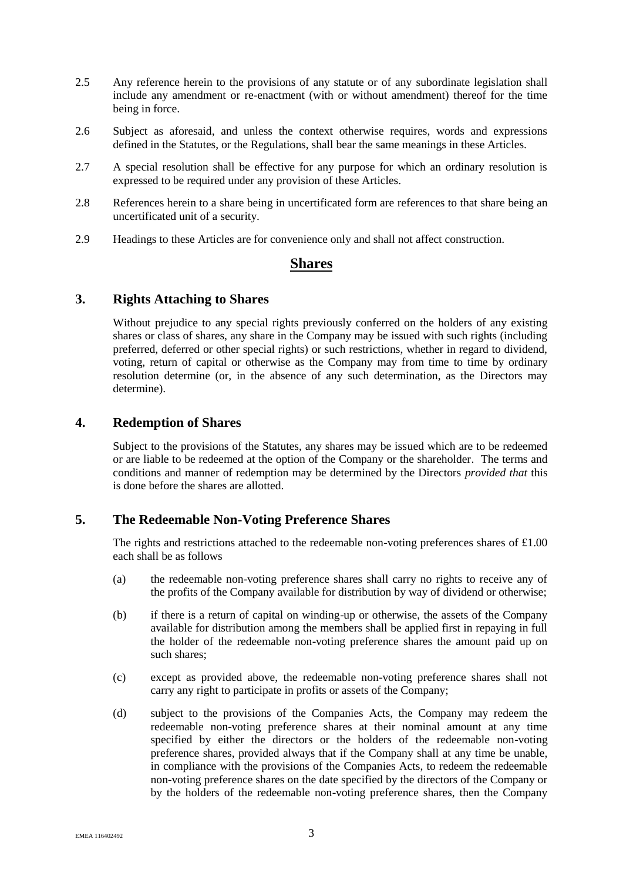2.5 Any reference herein to the provisions of any statute or of any subordinate legislation shall include any amendment or re-enactment (with or without amendment) thereof for the time being in force.

2.6 Subject as aforesaid, and unless the context otherwise requires, words and expressions defined in the Statutes, or the Regulations, shall bear the same meanings in these Articles.

2.7 A special resolution shall be effective for any purpose for which an ordinary resolution is expressed to be required under any provision of these Articles.

2.8 References herein to a share being in uncertificated form are references to that share being an uncertificated unit of a security.

2.9 Headings to these Articles are for convenience only and shall not affect construction.

## **Shares**

## 3. Rights Attaching to Shares

Without prejudice to any special rights previously conferred on the holders of any existing shares or class of shares, any share in the Company may be issued with such rights (including preferred, deferred or other special rights) or such restrictions, whether in regard to dividend, voting, return of capital or otherwise as the Company may from time to time by ordinary resolution determine (or, in the absence of any such determination, as the Directors may determine).

## 4. Redemption of Shares

Subject to the provisions of the Statutes, any shares may be issued which are to be redeemed or are liable to be redeemed at the option of the Company or the shareholder. The terms and conditions and manner of redemption may be determined by the Directors *provided that* this is done before the shares are allotted.

## 5. The Redeemable Non-Voting Preference Shares

The rights and restrictions attached to the redeemable non-voting preferences shares of £1.00 each shall be as follows

(a) the redeemable non-voting preference shares shall carry no rights to receive any of the profits of the Company available for distribution by way of dividend or otherwise;

(b) if there is a return of capital on winding-up or otherwise, the assets of the Company available for distribution among the members shall be applied first in repaying in full the holder of the redeemable non-voting preference shares the amount paid up on such shares;

(c) except as provided above, the redeemable non-voting preference shares shall not carry any right to participate in profits or assets of the Company;

(d) subject to the provisions of the Companies Acts, the Company may redeem the redeemable non-voting preference shares at their nominal amount at any time specified by either the directors or the holders of the redeemable non-voting preference shares, provided always that if the Company shall at any time be unable, in compliance with the provisions of the Companies Acts, to redeem the redeemable non-voting preference shares on the date specified by the directors of the Company or by the holders of the redeemable non-voting preference shares, then the Company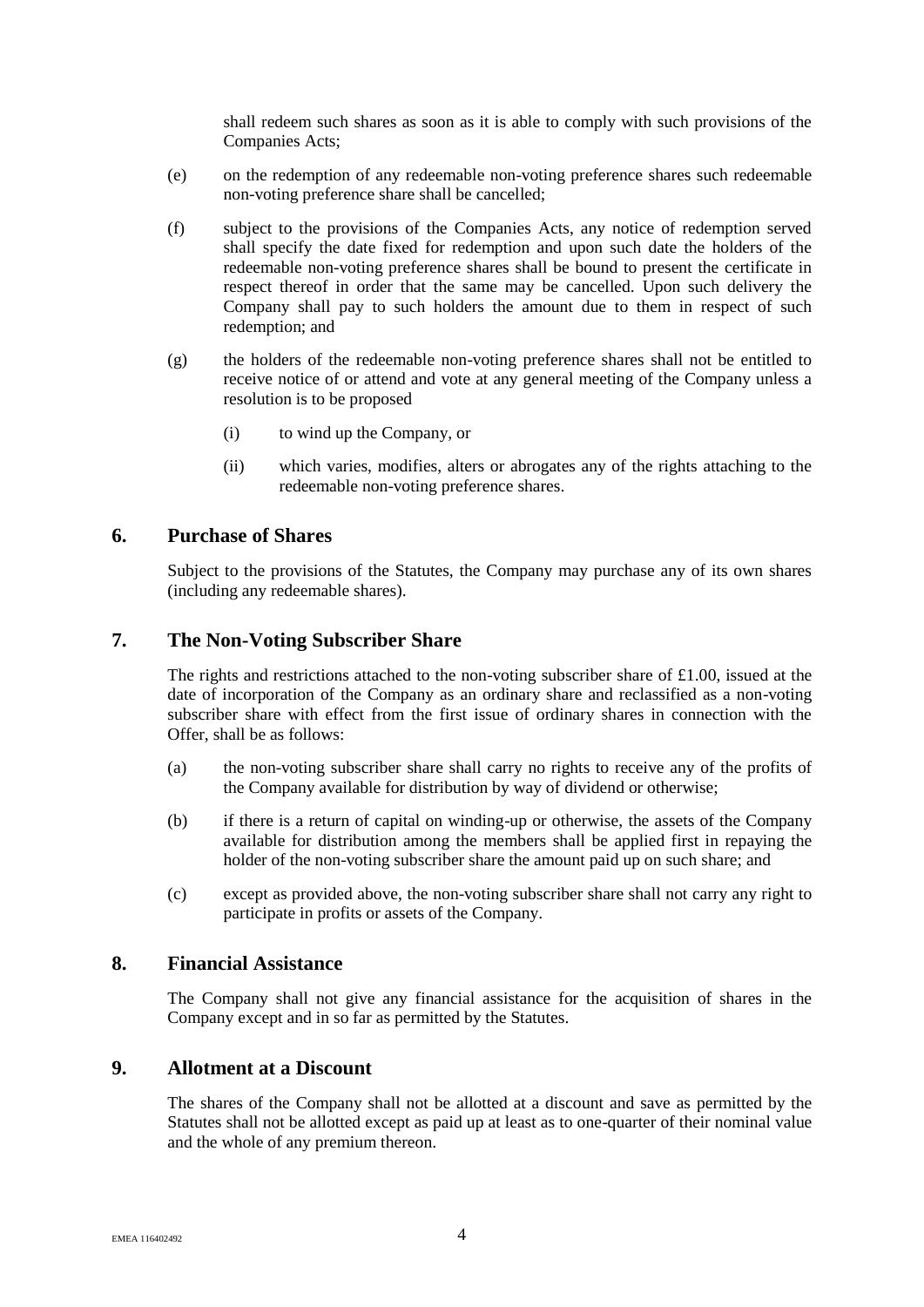shall redeem such shares as soon as it is able to comply with such provisions of the Companies Acts;

(e) on the redemption of any redeemable non-voting preference shares such redeemable non-voting preference share shall be cancelled;

(f) subject to the provisions of the Companies Acts, any notice of redemption served shall specify the date fixed for redemption and upon such date the holders of the redeemable non-voting preference shares shall be bound to present the certificate in respect thereof in order that the same may be cancelled. Upon such delivery the Company shall pay to such holders the amount due to them in respect of such redemption; and

(g) the holders of the redeemable non-voting preference shares shall not be entitled to receive notice of or attend and vote at any general meeting of the Company unless a resolution is to be proposed

  (i) to wind up the Company, or

  (ii) which varies, modifies, alters or abrogates any of the rights attaching to the redeemable non-voting preference shares.

## 6. Purchase of Shares

Subject to the provisions of the Statutes, the Company may purchase any of its own shares (including any redeemable shares).

## 7. The Non-Voting Subscriber Share

The rights and restrictions attached to the non-voting subscriber share of £1.00, issued at the date of incorporation of the Company as an ordinary share and reclassified as a non-voting subscriber share with effect from the first issue of ordinary shares in connection with the Offer, shall be as follows:

(a) the non-voting subscriber share shall carry no rights to receive any of the profits of the Company available for distribution by way of dividend or otherwise;

(b) if there is a return of capital on winding-up or otherwise, the assets of the Company available for distribution among the members shall be applied first in repaying the holder of the non-voting subscriber share the amount paid up on such share; and

(c) except as provided above, the non-voting subscriber share shall not carry any right to participate in profits or assets of the Company.

## 8. Financial Assistance

The Company shall not give any financial assistance for the acquisition of shares in the Company except and in so far as permitted by the Statutes.

## 9. Allotment at a Discount

The shares of the Company shall not be allotted at a discount and save as permitted by the Statutes shall not be allotted except as paid up at least as to one-quarter of their nominal value and the whole of any premium thereon.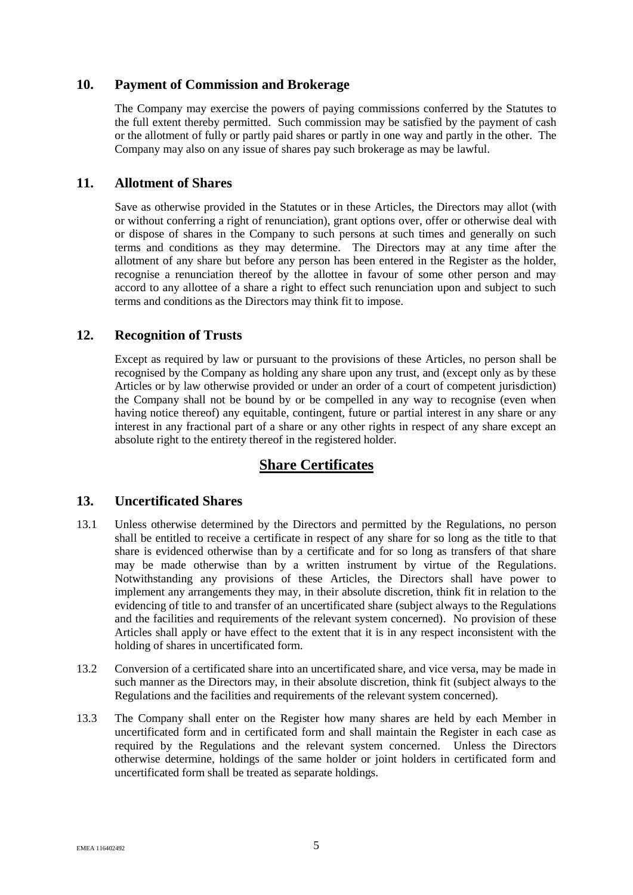## 10. Payment of Commission and Brokerage

The Company may exercise the powers of paying commissions conferred by the Statutes to the full extent thereby permitted. Such commission may be satisfied by the payment of cash or the allotment of fully or partly paid shares or partly in one way and partly in the other. The Company may also on any issue of shares pay such brokerage as may be lawful.

## 11. Allotment of Shares

Save as otherwise provided in the Statutes or in these Articles, the Directors may allot (with or without conferring a right of renunciation), grant options over, offer or otherwise deal with or dispose of shares in the Company to such persons at such times and generally on such terms and conditions as they may determine. The Directors may at any time after the allotment of any share but before any person has been entered in the Register as the holder, recognise a renunciation thereof by the allottee in favour of some other person and may accord to any allottee of a share a right to effect such renunciation upon and subject to such terms and conditions as the Directors may think fit to impose.

## 12. Recognition of Trusts

Except as required by law or pursuant to the provisions of these Articles, no person shall be recognised by the Company as holding any share upon any trust, and (except only as by these Articles or by law otherwise provided or under an order of a court of competent jurisdiction) the Company shall not be bound by or be compelled in any way to recognise (even when having notice thereof) any equitable, contingent, future or partial interest in any share or any interest in any fractional part of a share or any other rights in respect of any share except an absolute right to the entirety thereof in the registered holder.

# Share Certificates

## 13. Uncertificated Shares

13.1 Unless otherwise determined by the Directors and permitted by the Regulations, no person shall be entitled to receive a certificate in respect of any share for so long as the title to that share is evidenced otherwise than by a certificate and for so long as transfers of that share may be made otherwise than by a written instrument by virtue of the Regulations. Notwithstanding any provisions of these Articles, the Directors shall have power to implement any arrangements they may, in their absolute discretion, think fit in relation to the evidencing of title to and transfer of an uncertificated share (subject always to the Regulations and the facilities and requirements of the relevant system concerned). No provision of these Articles shall apply or have effect to the extent that it is in any respect inconsistent with the holding of shares in uncertificated form.

13.2 Conversion of a certificated share into an uncertificated share, and vice versa, may be made in such manner as the Directors may, in their absolute discretion, think fit (subject always to the Regulations and the facilities and requirements of the relevant system concerned).

13.3 The Company shall enter on the Register how many shares are held by each Member in uncertificated form and in certificated form and shall maintain the Register in each case as required by the Regulations and the relevant system concerned. Unless the Directors otherwise determine, holdings of the same holder or joint holders in certificated form and uncertificated form shall be treated as separate holdings.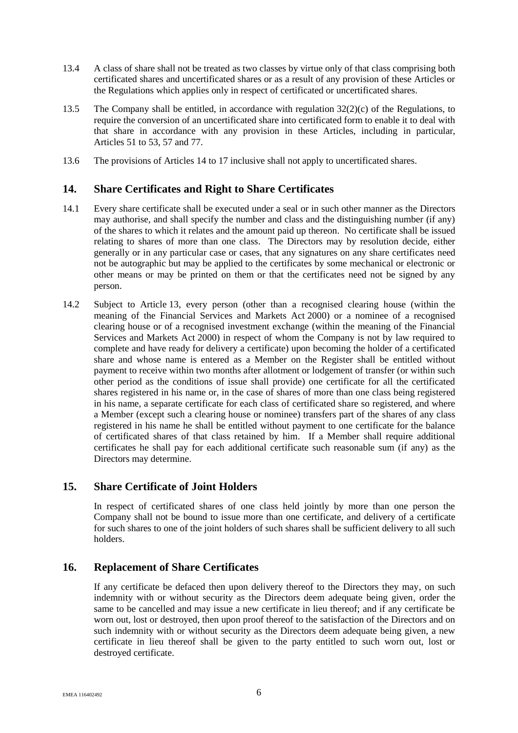13.4 A class of share shall not be treated as two classes by virtue only of that class comprising both certificated shares and uncertificated shares or as a result of any provision of these Articles or the Regulations which applies only in respect of certificated or uncertificated shares.

13.5 The Company shall be entitled, in accordance with regulation 32(2)(c) of the Regulations, to require the conversion of an uncertificated share into certificated form to enable it to deal with that share in accordance with any provision in these Articles, including in particular, Articles 51 to 53, 57 and 77.

13.6 The provisions of Articles 14 to 17 inclusive shall not apply to uncertificated shares.

## 14. Share Certificates and Right to Share Certificates

14.1 Every share certificate shall be executed under a seal or in such other manner as the Directors may authorise, and shall specify the number and class and the distinguishing number (if any) of the shares to which it relates and the amount paid up thereon. No certificate shall be issued relating to shares of more than one class. The Directors may by resolution decide, either generally or in any particular case or cases, that any signatures on any share certificates need not be autographic but may be applied to the certificates by some mechanical or electronic or other means or may be printed on them or that the certificates need not be signed by any person.

14.2 Subject to Article 13, every person (other than a recognised clearing house (within the meaning of the Financial Services and Markets Act 2000) or a nominee of a recognised clearing house or of a recognised investment exchange (within the meaning of the Financial Services and Markets Act 2000) in respect of whom the Company is not by law required to complete and have ready for delivery a certificate) upon becoming the holder of a certificated share and whose name is entered as a Member on the Register shall be entitled without payment to receive within two months after allotment or lodgement of transfer (or within such other period as the conditions of issue shall provide) one certificate for all the certificated shares registered in his name or, in the case of shares of more than one class being registered in his name, a separate certificate for each class of certificated share so registered, and where a Member (except such a clearing house or nominee) transfers part of the shares of any class registered in his name he shall be entitled without payment to one certificate for the balance of certificated shares of that class retained by him. If a Member shall require additional certificates he shall pay for each additional certificate such reasonable sum (if any) as the Directors may determine.

## 15. Share Certificate of Joint Holders

In respect of certificated shares of one class held jointly by more than one person the Company shall not be bound to issue more than one certificate, and delivery of a certificate for such shares to one of the joint holders of such shares shall be sufficient delivery to all such holders.

## 16. Replacement of Share Certificates

If any certificate be defaced then upon delivery thereof to the Directors they may, on such indemnity with or without security as the Directors deem adequate being given, order the same to be cancelled and may issue a new certificate in lieu thereof; and if any certificate be worn out, lost or destroyed, then upon proof thereof to the satisfaction of the Directors and on such indemnity with or without security as the Directors deem adequate being given, a new certificate in lieu thereof shall be given to the party entitled to such worn out, lost or destroyed certificate.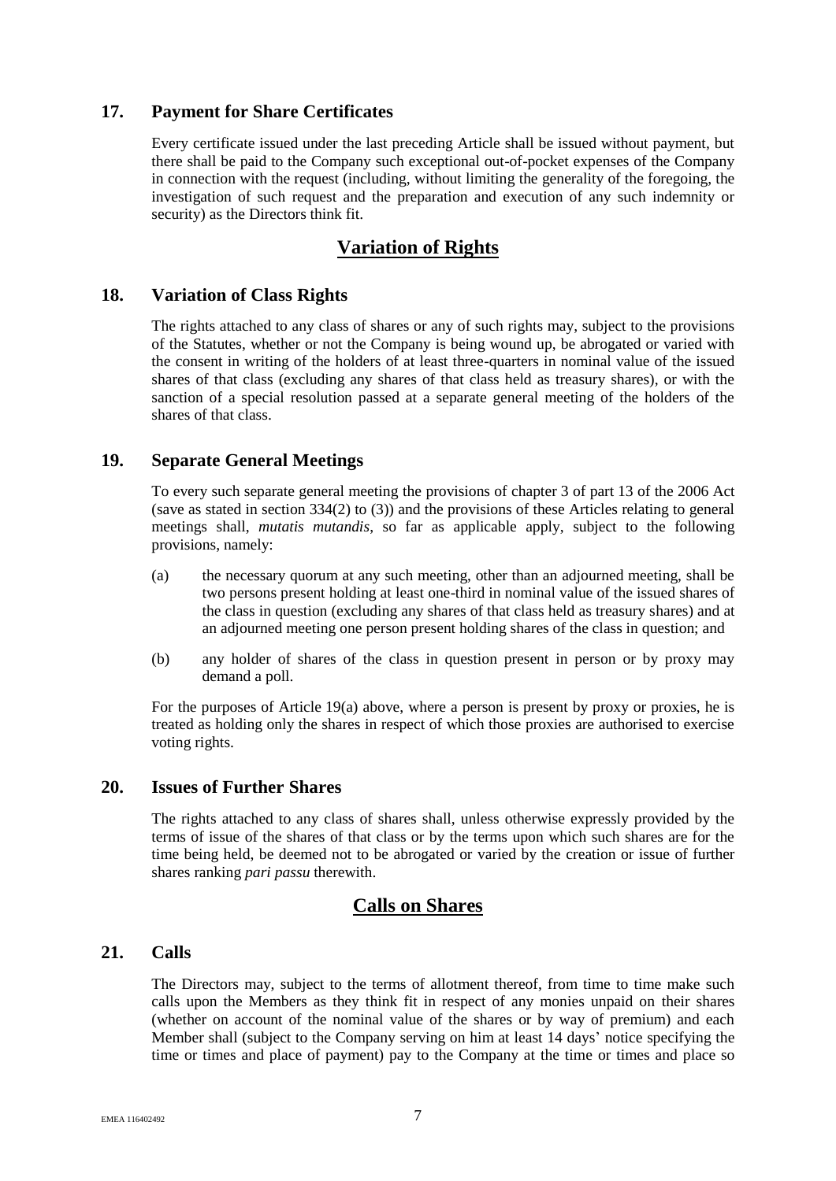## 17. Payment for Share Certificates

Every certificate issued under the last preceding Article shall be issued without payment, but there shall be paid to the Company such exceptional out-of-pocket expenses of the Company in connection with the request (including, without limiting the generality of the foregoing, the investigation of such request and the preparation and execution of any such indemnity or security) as the Directors think fit.

# Variation of Rights

## 18. Variation of Class Rights

The rights attached to any class of shares or any of such rights may, subject to the provisions of the Statutes, whether or not the Company is being wound up, be abrogated or varied with the consent in writing of the holders of at least three-quarters in nominal value of the issued shares of that class (excluding any shares of that class held as treasury shares), or with the sanction of a special resolution passed at a separate general meeting of the holders of the shares of that class.

## 19. Separate General Meetings

To every such separate general meeting the provisions of chapter 3 of part 13 of the 2006 Act (save as stated in section 334(2) to (3)) and the provisions of these Articles relating to general meetings shall, *mutatis mutandis*, so far as applicable apply, subject to the following provisions, namely:

(a) the necessary quorum at any such meeting, other than an adjourned meeting, shall be two persons present holding at least one-third in nominal value of the issued shares of the class in question (excluding any shares of that class held as treasury shares) and at an adjourned meeting one person present holding shares of the class in question; and

(b) any holder of shares of the class in question present in person or by proxy may demand a poll.

For the purposes of Article 19(a) above, where a person is present by proxy or proxies, he is treated as holding only the shares in respect of which those proxies are authorised to exercise voting rights.

## 20. Issues of Further Shares

The rights attached to any class of shares shall, unless otherwise expressly provided by the terms of issue of the shares of that class or by the terms upon which such shares are for the time being held, be deemed not to be abrogated or varied by the creation or issue of further shares ranking *pari passu* therewith.

# Calls on Shares

## 21. Calls

The Directors may, subject to the terms of allotment thereof, from time to time make such calls upon the Members as they think fit in respect of any monies unpaid on their shares (whether on account of the nominal value of the shares or by way of premium) and each Member shall (subject to the Company serving on him at least 14 days' notice specifying the time or times and place of payment) pay to the Company at the time or times and place so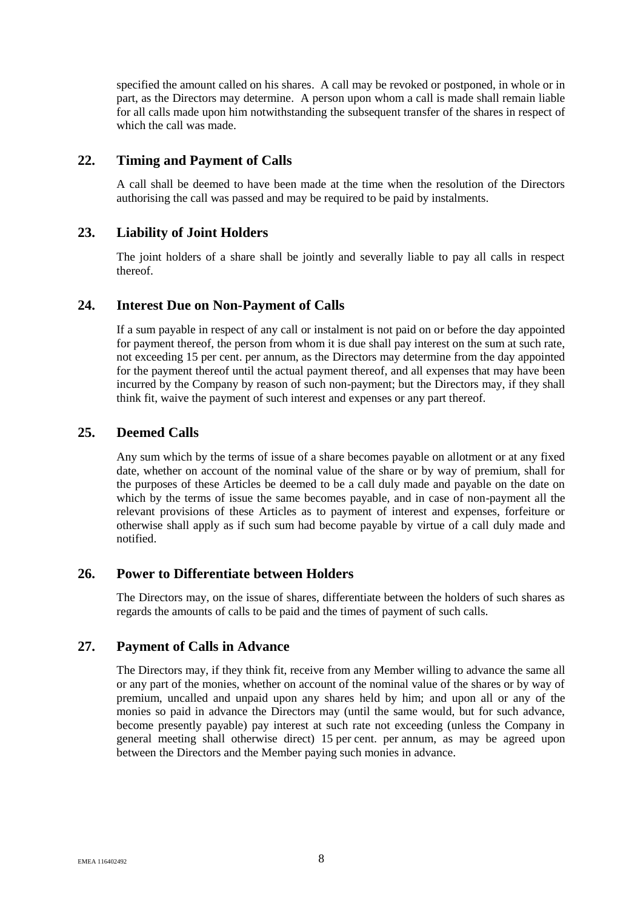specified the amount called on his shares. A call may be revoked or postponed, in whole or in part, as the Directors may determine. A person upon whom a call is made shall remain liable for all calls made upon him notwithstanding the subsequent transfer of the shares in respect of which the call was made.

## 22. Timing and Payment of Calls

A call shall be deemed to have been made at the time when the resolution of the Directors authorising the call was passed and may be required to be paid by instalments.

## 23. Liability of Joint Holders

The joint holders of a share shall be jointly and severally liable to pay all calls in respect thereof.

## 24. Interest Due on Non-Payment of Calls

If a sum payable in respect of any call or instalment is not paid on or before the day appointed for payment thereof, the person from whom it is due shall pay interest on the sum at such rate, not exceeding 15 per cent. per annum, as the Directors may determine from the day appointed for the payment thereof until the actual payment thereof, and all expenses that may have been incurred by the Company by reason of such non-payment; but the Directors may, if they shall think fit, waive the payment of such interest and expenses or any part thereof.

## 25. Deemed Calls

Any sum which by the terms of issue of a share becomes payable on allotment or at any fixed date, whether on account of the nominal value of the share or by way of premium, shall for the purposes of these Articles be deemed to be a call duly made and payable on the date on which by the terms of issue the same becomes payable, and in case of non-payment all the relevant provisions of these Articles as to payment of interest and expenses, forfeiture or otherwise shall apply as if such sum had become payable by virtue of a call duly made and notified.

## 26. Power to Differentiate between Holders

The Directors may, on the issue of shares, differentiate between the holders of such shares as regards the amounts of calls to be paid and the times of payment of such calls.

## 27. Payment of Calls in Advance

The Directors may, if they think fit, receive from any Member willing to advance the same all or any part of the monies, whether on account of the nominal value of the shares or by way of premium, uncalled and unpaid upon any shares held by him; and upon all or any of the monies so paid in advance the Directors may (until the same would, but for such advance, become presently payable) pay interest at such rate not exceeding (unless the Company in general meeting shall otherwise direct) 15 per cent. per annum, as may be agreed upon between the Directors and the Member paying such monies in advance.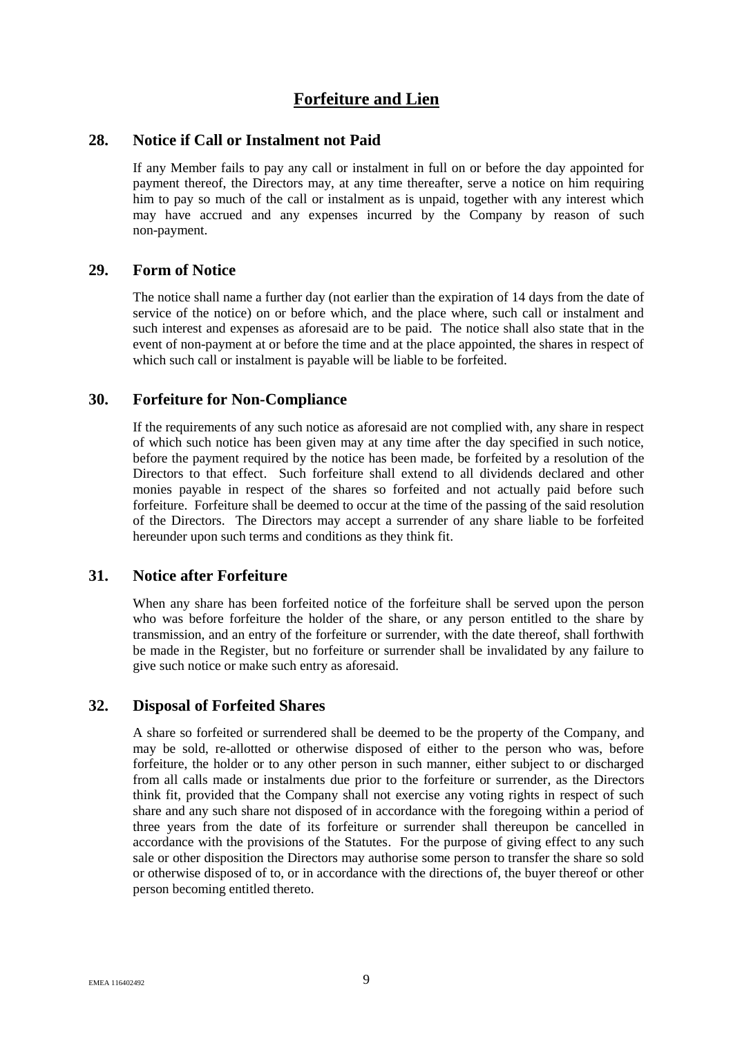# Forfeiture and Lien

## 28. Notice if Call or Instalment not Paid

If any Member fails to pay any call or instalment in full on or before the day appointed for payment thereof, the Directors may, at any time thereafter, serve a notice on him requiring him to pay so much of the call or instalment as is unpaid, together with any interest which may have accrued and any expenses incurred by the Company by reason of such non-payment.

## 29. Form of Notice

The notice shall name a further day (not earlier than the expiration of 14 days from the date of service of the notice) on or before which, and the place where, such call or instalment and such interest and expenses as aforesaid are to be paid. The notice shall also state that in the event of non-payment at or before the time and at the place appointed, the shares in respect of which such call or instalment is payable will be liable to be forfeited.

## 30. Forfeiture for Non-Compliance

If the requirements of any such notice as aforesaid are not complied with, any share in respect of which such notice has been given may at any time after the day specified in such notice, before the payment required by the notice has been made, be forfeited by a resolution of the Directors to that effect. Such forfeiture shall extend to all dividends declared and other monies payable in respect of the shares so forfeited and not actually paid before such forfeiture. Forfeiture shall be deemed to occur at the time of the passing of the said resolution of the Directors. The Directors may accept a surrender of any share liable to be forfeited hereunder upon such terms and conditions as they think fit.

## 31. Notice after Forfeiture

When any share has been forfeited notice of the forfeiture shall be served upon the person who was before forfeiture the holder of the share, or any person entitled to the share by transmission, and an entry of the forfeiture or surrender, with the date thereof, shall forthwith be made in the Register, but no forfeiture or surrender shall be invalidated by any failure to give such notice or make such entry as aforesaid.

## 32. Disposal of Forfeited Shares

A share so forfeited or surrendered shall be deemed to be the property of the Company, and may be sold, re-allotted or otherwise disposed of either to the person who was, before forfeiture, the holder or to any other person in such manner, either subject to or discharged from all calls made or instalments due prior to the forfeiture or surrender, as the Directors think fit, provided that the Company shall not exercise any voting rights in respect of such share and any such share not disposed of in accordance with the foregoing within a period of three years from the date of its forfeiture or surrender shall thereupon be cancelled in accordance with the provisions of the Statutes. For the purpose of giving effect to any such sale or other disposition the Directors may authorise some person to transfer the share so sold or otherwise disposed of to, or in accordance with the directions of, the buyer thereof or other person becoming entitled thereto.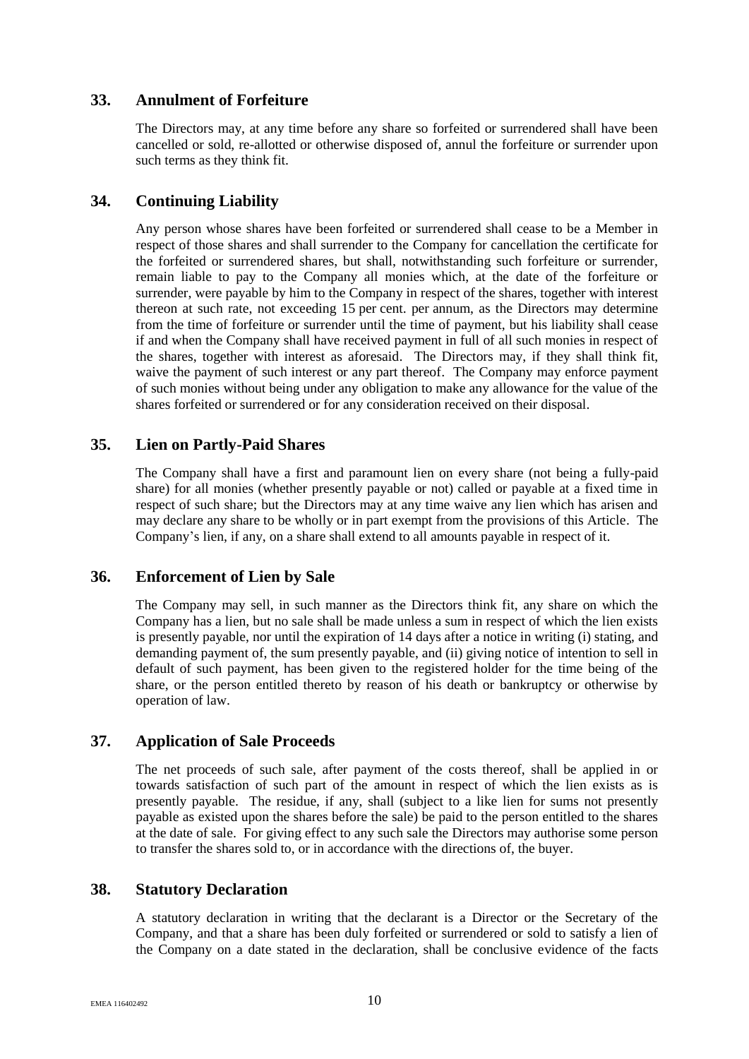## 33. Annulment of Forfeiture

The Directors may, at any time before any share so forfeited or surrendered shall have been cancelled or sold, re-allotted or otherwise disposed of, annul the forfeiture or surrender upon such terms as they think fit.

## 34. Continuing Liability

Any person whose shares have been forfeited or surrendered shall cease to be a Member in respect of those shares and shall surrender to the Company for cancellation the certificate for the forfeited or surrendered shares, but shall, notwithstanding such forfeiture or surrender, remain liable to pay to the Company all monies which, at the date of the forfeiture or surrender, were payable by him to the Company in respect of the shares, together with interest thereon at such rate, not exceeding 15 per cent. per annum, as the Directors may determine from the time of forfeiture or surrender until the time of payment, but his liability shall cease if and when the Company shall have received payment in full of all such monies in respect of the shares, together with interest as aforesaid. The Directors may, if they shall think fit, waive the payment of such interest or any part thereof. The Company may enforce payment of such monies without being under any obligation to make any allowance for the value of the shares forfeited or surrendered or for any consideration received on their disposal.

## 35. Lien on Partly-Paid Shares

The Company shall have a first and paramount lien on every share (not being a fully-paid share) for all monies (whether presently payable or not) called or payable at a fixed time in respect of such share; but the Directors may at any time waive any lien which has arisen and may declare any share to be wholly or in part exempt from the provisions of this Article. The Company's lien, if any, on a share shall extend to all amounts payable in respect of it.

## 36. Enforcement of Lien by Sale

The Company may sell, in such manner as the Directors think fit, any share on which the Company has a lien, but no sale shall be made unless a sum in respect of which the lien exists is presently payable, nor until the expiration of 14 days after a notice in writing (i) stating, and demanding payment of, the sum presently payable, and (ii) giving notice of intention to sell in default of such payment, has been given to the registered holder for the time being of the share, or the person entitled thereto by reason of his death or bankruptcy or otherwise by operation of law.

## 37. Application of Sale Proceeds

The net proceeds of such sale, after payment of the costs thereof, shall be applied in or towards satisfaction of such part of the amount in respect of which the lien exists as is presently payable. The residue, if any, shall (subject to a like lien for sums not presently payable as existed upon the shares before the sale) be paid to the person entitled to the shares at the date of sale. For giving effect to any such sale the Directors may authorise some person to transfer the shares sold to, or in accordance with the directions of, the buyer.

## 38. Statutory Declaration

A statutory declaration in writing that the declarant is a Director or the Secretary of the Company, and that a share has been duly forfeited or surrendered or sold to satisfy a lien of the Company on a date stated in the declaration, shall be conclusive evidence of the facts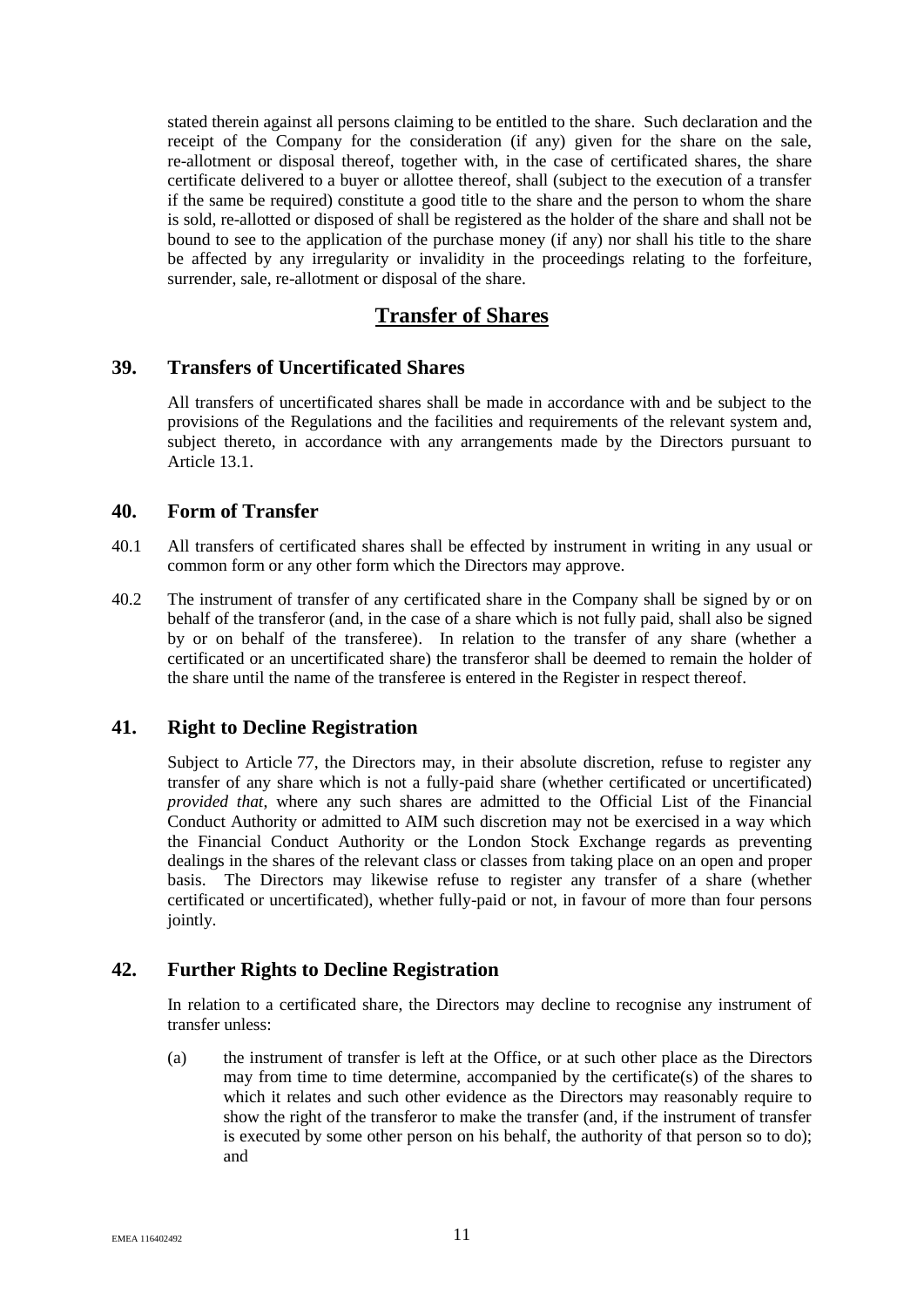stated therein against all persons claiming to be entitled to the share. Such declaration and the receipt of the Company for the consideration (if any) given for the share on the sale, re-allotment or disposal thereof, together with, in the case of certificated shares, the share certificate delivered to a buyer or allottee thereof, shall (subject to the execution of a transfer if the same be required) constitute a good title to the share and the person to whom the share is sold, re-allotted or disposed of shall be registered as the holder of the share and shall not be bound to see to the application of the purchase money (if any) nor shall his title to the share be affected by any irregularity or invalidity in the proceedings relating to the forfeiture, surrender, sale, re-allotment or disposal of the share.

# Transfer of Shares

## 39. Transfers of Uncertificated Shares

All transfers of uncertificated shares shall be made in accordance with and be subject to the provisions of the Regulations and the facilities and requirements of the relevant system and, subject thereto, in accordance with any arrangements made by the Directors pursuant to Article 13.1.

## 40. Form of Transfer

40.1 All transfers of certificated shares shall be effected by instrument in writing in any usual or common form or any other form which the Directors may approve.

40.2 The instrument of transfer of any certificated share in the Company shall be signed by or on behalf of the transferor (and, in the case of a share which is not fully paid, shall also be signed by or on behalf of the transferee). In relation to the transfer of any share (whether a certificated or an uncertificated share) the transferor shall be deemed to remain the holder of the share until the name of the transferee is entered in the Register in respect thereof.

## 41. Right to Decline Registration

Subject to Article 77, the Directors may, in their absolute discretion, refuse to register any transfer of any share which is not a fully-paid share (whether certificated or uncertificated) *provided that*, where any such shares are admitted to the Official List of the Financial Conduct Authority or admitted to AIM such discretion may not be exercised in a way which the Financial Conduct Authority or the London Stock Exchange regards as preventing dealings in the shares of the relevant class or classes from taking place on an open and proper basis. The Directors may likewise refuse to register any transfer of a share (whether certificated or uncertificated), whether fully-paid or not, in favour of more than four persons jointly.

## 42. Further Rights to Decline Registration

In relation to a certificated share, the Directors may decline to recognise any instrument of transfer unless:

(a) the instrument of transfer is left at the Office, or at such other place as the Directors may from time to time determine, accompanied by the certificate(s) of the shares to which it relates and such other evidence as the Directors may reasonably require to show the right of the transferor to make the transfer (and, if the instrument of transfer is executed by some other person on his behalf, the authority of that person so to do); and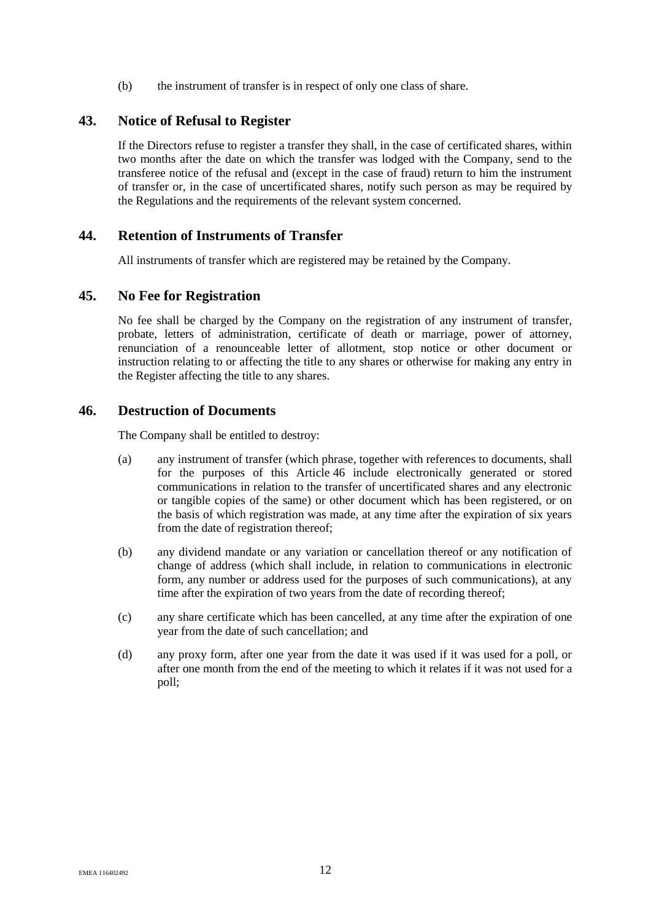(b) the instrument of transfer is in respect of only one class of share.

## 43. Notice of Refusal to Register

If the Directors refuse to register a transfer they shall, in the case of certificated shares, within two months after the date on which the transfer was lodged with the Company, send to the transferee notice of the refusal and (except in the case of fraud) return to him the instrument of transfer or, in the case of uncertificated shares, notify such person as may be required by the Regulations and the requirements of the relevant system concerned.

## 44. Retention of Instruments of Transfer

All instruments of transfer which are registered may be retained by the Company.

## 45. No Fee for Registration

No fee shall be charged by the Company on the registration of any instrument of transfer, probate, letters of administration, certificate of death or marriage, power of attorney, renunciation of a renounceable letter of allotment, stop notice or other document or instruction relating to or affecting the title to any shares or otherwise for making any entry in the Register affecting the title to any shares.

## 46. Destruction of Documents

The Company shall be entitled to destroy:

(a) any instrument of transfer (which phrase, together with references to documents, shall for the purposes of this Article 46 include electronically generated or stored communications in relation to the transfer of uncertificated shares and any electronic or tangible copies of the same) or other document which has been registered, or on the basis of which registration was made, at any time after the expiration of six years from the date of registration thereof;

(b) any dividend mandate or any variation or cancellation thereof or any notification of change of address (which shall include, in relation to communications in electronic form, any number or address used for the purposes of such communications), at any time after the expiration of two years from the date of recording thereof;

(c) any share certificate which has been cancelled, at any time after the expiration of one year from the date of such cancellation; and

(d) any proxy form, after one year from the date it was used if it was used for a poll, or after one month from the end of the meeting to which it relates if it was not used for a poll;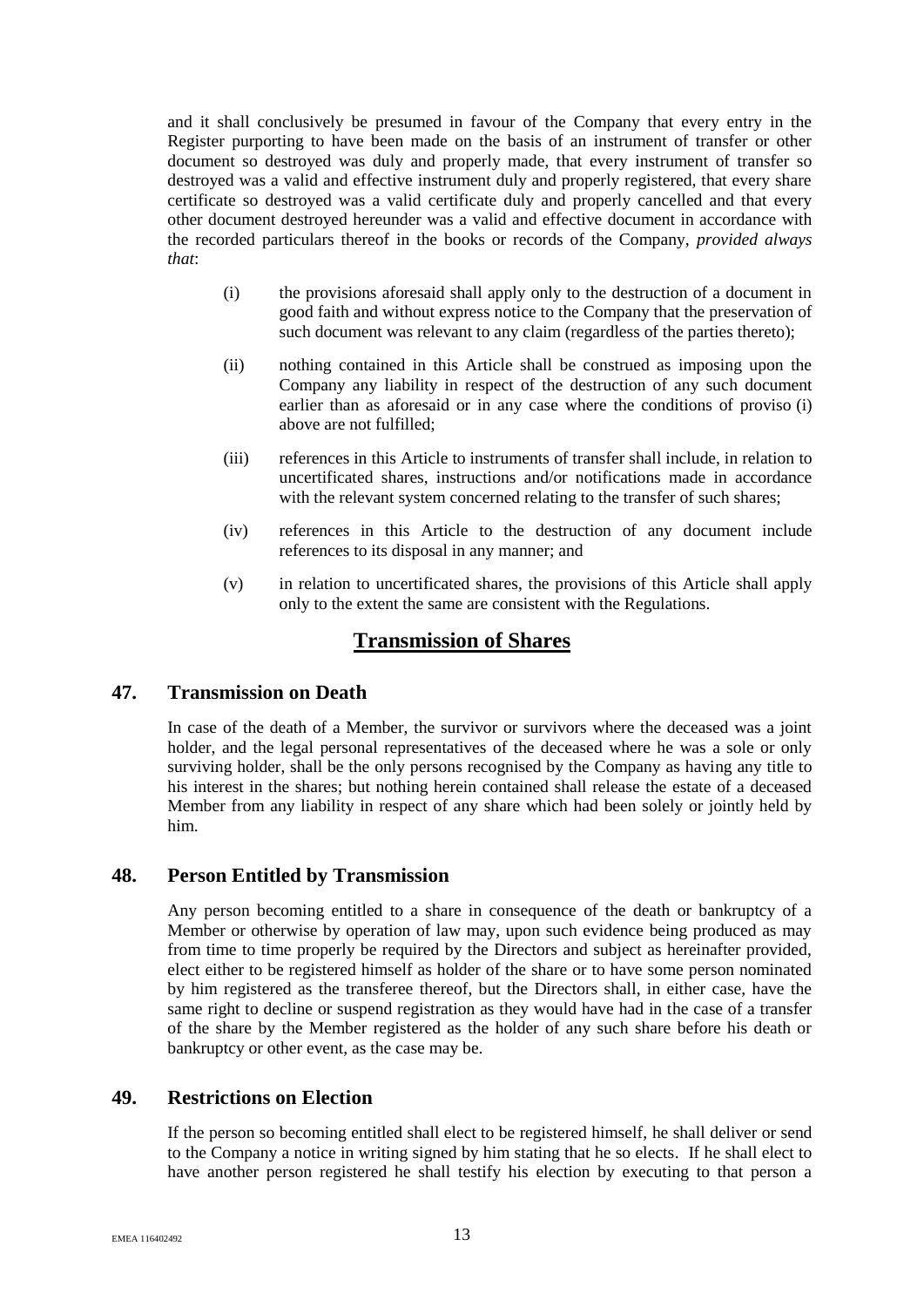and it shall conclusively be presumed in favour of the Company that every entry in the Register purporting to have been made on the basis of an instrument of transfer or other document so destroyed was duly and properly made, that every instrument of transfer so destroyed was a valid and effective instrument duly and properly registered, that every share certificate so destroyed was a valid certificate duly and properly cancelled and that every other document destroyed hereunder was a valid and effective document in accordance with the recorded particulars thereof in the books or records of the Company, *provided always that*:

(i) the provisions aforesaid shall apply only to the destruction of a document in good faith and without express notice to the Company that the preservation of such document was relevant to any claim (regardless of the parties thereto);

(ii) nothing contained in this Article shall be construed as imposing upon the Company any liability in respect of the destruction of any such document earlier than as aforesaid or in any case where the conditions of proviso (i) above are not fulfilled;

(iii) references in this Article to instruments of transfer shall include, in relation to uncertificated shares, instructions and/or notifications made in accordance with the relevant system concerned relating to the transfer of such shares;

(iv) references in this Article to the destruction of any document include references to its disposal in any manner; and

(v) in relation to uncertificated shares, the provisions of this Article shall apply only to the extent the same are consistent with the Regulations.

## Transmission of Shares

### 47. Transmission on Death

In case of the death of a Member, the survivor or survivors where the deceased was a joint holder, and the legal personal representatives of the deceased where he was a sole or only surviving holder, shall be the only persons recognised by the Company as having any title to his interest in the shares; but nothing herein contained shall release the estate of a deceased Member from any liability in respect of any share which had been solely or jointly held by him.

### 48. Person Entitled by Transmission

Any person becoming entitled to a share in consequence of the death or bankruptcy of a Member or otherwise by operation of law may, upon such evidence being produced as may from time to time properly be required by the Directors and subject as hereinafter provided, elect either to be registered himself as holder of the share or to have some person nominated by him registered as the transferee thereof, but the Directors shall, in either case, have the same right to decline or suspend registration as they would have had in the case of a transfer of the share by the Member registered as the holder of any such share before his death or bankruptcy or other event, as the case may be.

### 49. Restrictions on Election

If the person so becoming entitled shall elect to be registered himself, he shall deliver or send to the Company a notice in writing signed by him stating that he so elects. If he shall elect to have another person registered he shall testify his election by executing to that person a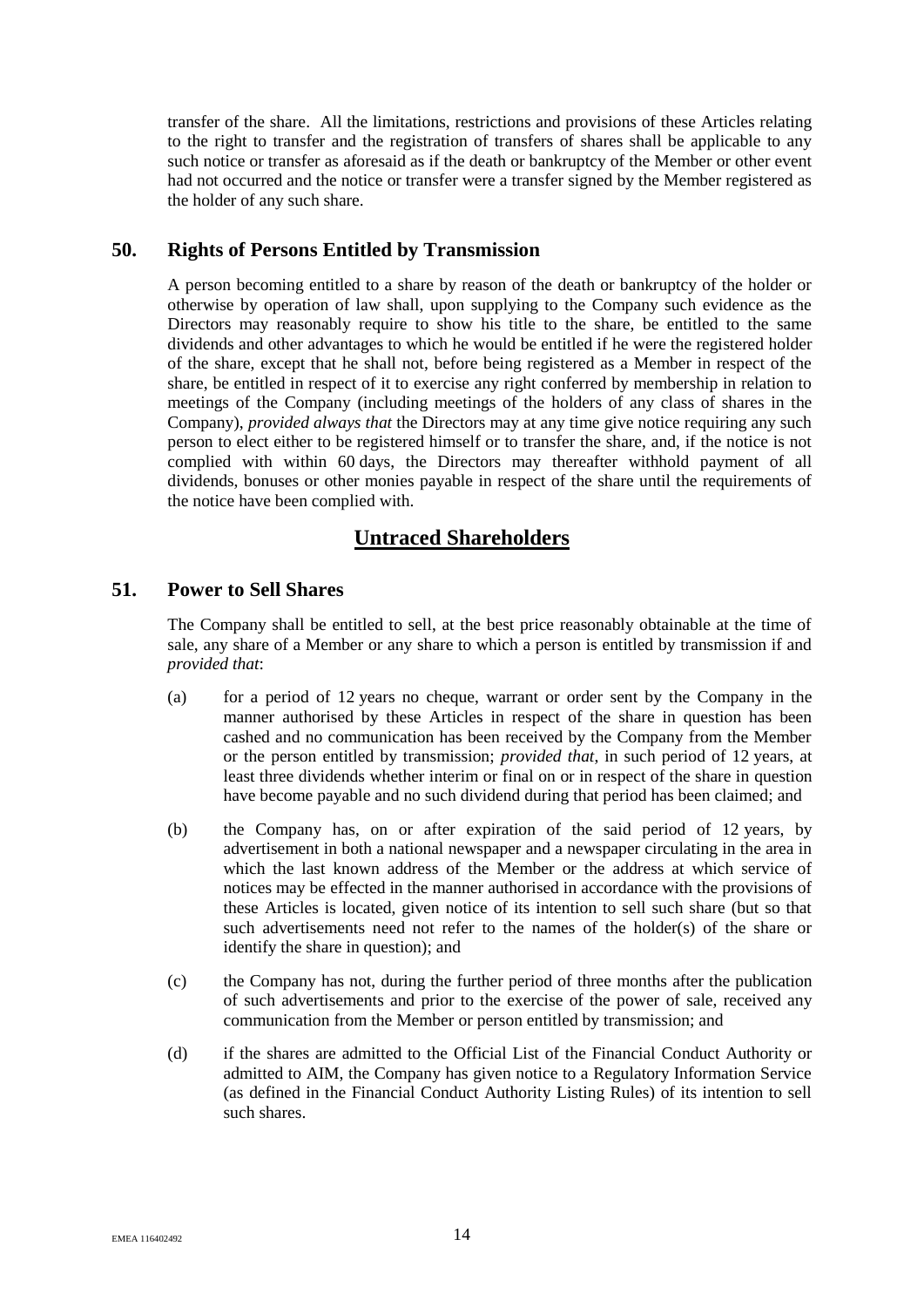transfer of the share. All the limitations, restrictions and provisions of these Articles relating to the right to transfer and the registration of transfers of shares shall be applicable to any such notice or transfer as aforesaid as if the death or bankruptcy of the Member or other event had not occurred and the notice or transfer were a transfer signed by the Member registered as the holder of any such share.

### 50. Rights of Persons Entitled by Transmission

A person becoming entitled to a share by reason of the death or bankruptcy of the holder or otherwise by operation of law shall, upon supplying to the Company such evidence as the Directors may reasonably require to show his title to the share, be entitled to the same dividends and other advantages to which he would be entitled if he were the registered holder of the share, except that he shall not, before being registered as a Member in respect of the share, be entitled in respect of it to exercise any right conferred by membership in relation to meetings of the Company (including meetings of the holders of any class of shares in the Company), *provided always that* the Directors may at any time give notice requiring any such person to elect either to be registered himself or to transfer the share, and, if the notice is not complied with within 60 days, the Directors may thereafter withhold payment of all dividends, bonuses or other monies payable in respect of the share until the requirements of the notice have been complied with.

## Untraced Shareholders

### 51. Power to Sell Shares

The Company shall be entitled to sell, at the best price reasonably obtainable at the time of sale, any share of a Member or any share to which a person is entitled by transmission if and *provided that*:

(a) for a period of 12 years no cheque, warrant or order sent by the Company in the manner authorised by these Articles in respect of the share in question has been cashed and no communication has been received by the Company from the Member or the person entitled by transmission; *provided that*, in such period of 12 years, at least three dividends whether interim or final on or in respect of the share in question have become payable and no such dividend during that period has been claimed; and

(b) the Company has, on or after expiration of the said period of 12 years, by advertisement in both a national newspaper and a newspaper circulating in the area in which the last known address of the Member or the address at which service of notices may be effected in the manner authorised in accordance with the provisions of these Articles is located, given notice of its intention to sell such share (but so that such advertisements need not refer to the names of the holder(s) of the share or identify the share in question); and

(c) the Company has not, during the further period of three months after the publication of such advertisements and prior to the exercise of the power of sale, received any communication from the Member or person entitled by transmission; and

(d) if the shares are admitted to the Official List of the Financial Conduct Authority or admitted to AIM, the Company has given notice to a Regulatory Information Service (as defined in the Financial Conduct Authority Listing Rules) of its intention to sell such shares.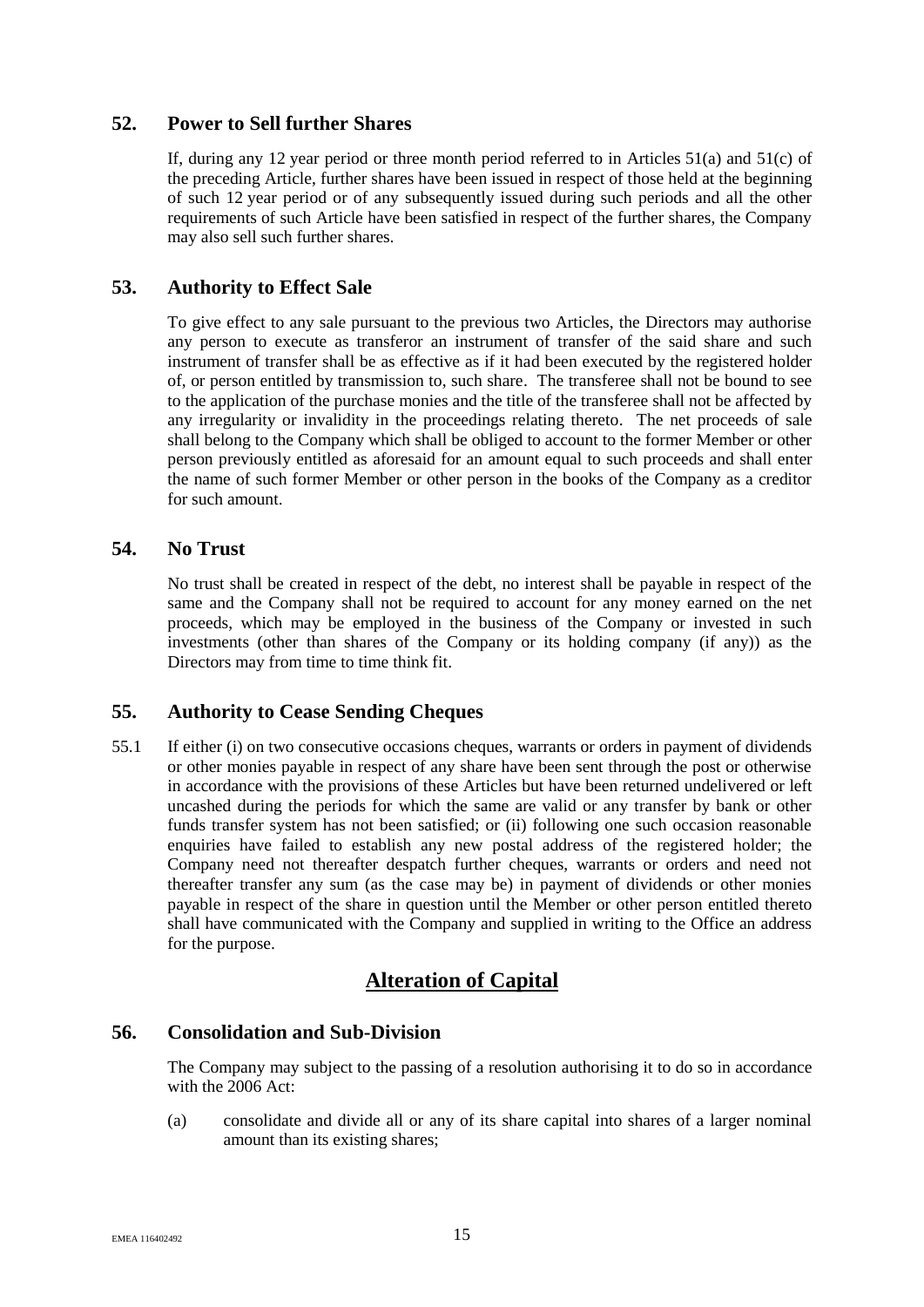## 52. Power to Sell further Shares

If, during any 12 year period or three month period referred to in Articles 51(a) and 51(c) of the preceding Article, further shares have been issued in respect of those held at the beginning of such 12 year period or of any subsequently issued during such periods and all the other requirements of such Article have been satisfied in respect of the further shares, the Company may also sell such further shares.

## 53. Authority to Effect Sale

To give effect to any sale pursuant to the previous two Articles, the Directors may authorise any person to execute as transferor an instrument of transfer of the said share and such instrument of transfer shall be as effective as if it had been executed by the registered holder of, or person entitled by transmission to, such share. The transferee shall not be bound to see to the application of the purchase monies and the title of the transferee shall not be affected by any irregularity or invalidity in the proceedings relating thereto. The net proceeds of sale shall belong to the Company which shall be obliged to account to the former Member or other person previously entitled as aforesaid for an amount equal to such proceeds and shall enter the name of such former Member or other person in the books of the Company as a creditor for such amount.

## 54. No Trust

No trust shall be created in respect of the debt, no interest shall be payable in respect of the same and the Company shall not be required to account for any money earned on the net proceeds, which may be employed in the business of the Company or invested in such investments (other than shares of the Company or its holding company (if any)) as the Directors may from time to time think fit.

## 55. Authority to Cease Sending Cheques

55.1 If either (i) on two consecutive occasions cheques, warrants or orders in payment of dividends or other monies payable in respect of any share have been sent through the post or otherwise in accordance with the provisions of these Articles but have been returned undelivered or left uncashed during the periods for which the same are valid or any transfer by bank or other funds transfer system has not been satisfied; or (ii) following one such occasion reasonable enquiries have failed to establish any new postal address of the registered holder; the Company need not thereafter despatch further cheques, warrants or orders and need not thereafter transfer any sum (as the case may be) in payment of dividends or other monies payable in respect of the share in question until the Member or other person entitled thereto shall have communicated with the Company and supplied in writing to the Office an address for the purpose.

# Alteration of Capital

## 56. Consolidation and Sub-Division

The Company may subject to the passing of a resolution authorising it to do so in accordance with the 2006 Act:

(a) consolidate and divide all or any of its share capital into shares of a larger nominal amount than its existing shares;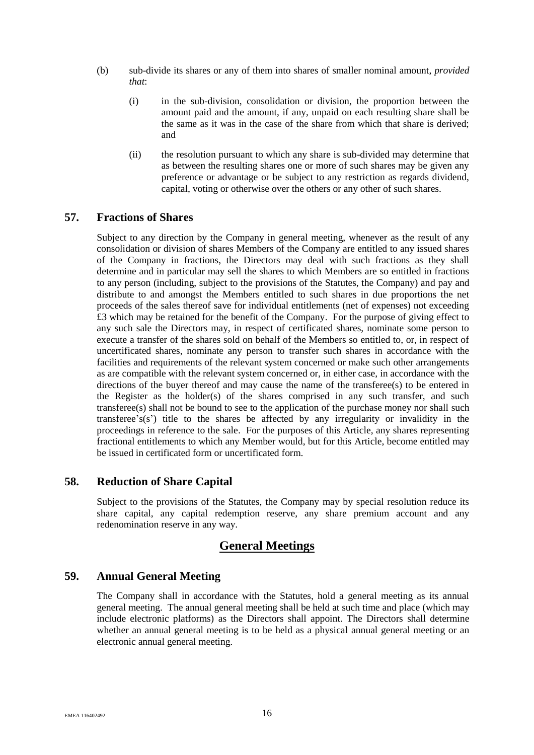(b) sub-divide its shares or any of them into shares of smaller nominal amount, *provided that*:

  (i) in the sub-division, consolidation or division, the proportion between the amount paid and the amount, if any, unpaid on each resulting share shall be the same as it was in the case of the share from which that share is derived; and

  (ii) the resolution pursuant to which any share is sub-divided may determine that as between the resulting shares one or more of such shares may be given any preference or advantage or be subject to any restriction as regards dividend, capital, voting or otherwise over the others or any other of such shares.

## 57. Fractions of Shares

Subject to any direction by the Company in general meeting, whenever as the result of any consolidation or division of shares Members of the Company are entitled to any issued shares of the Company in fractions, the Directors may deal with such fractions as they shall determine and in particular may sell the shares to which Members are so entitled in fractions to any person (including, subject to the provisions of the Statutes, the Company) and pay and distribute to and amongst the Members entitled to such shares in due proportions the net proceeds of the sales thereof save for individual entitlements (net of expenses) not exceeding £3 which may be retained for the benefit of the Company. For the purpose of giving effect to any such sale the Directors may, in respect of certificated shares, nominate some person to execute a transfer of the shares sold on behalf of the Members so entitled to, or, in respect of uncertificated shares, nominate any person to transfer such shares in accordance with the facilities and requirements of the relevant system concerned or make such other arrangements as are compatible with the relevant system concerned or, in either case, in accordance with the directions of the buyer thereof and may cause the name of the transferee(s) to be entered in the Register as the holder(s) of the shares comprised in any such transfer, and such transferee(s) shall not be bound to see to the application of the purchase money nor shall such transferee's(s') title to the shares be affected by any irregularity or invalidity in the proceedings in reference to the sale. For the purposes of this Article, any shares representing fractional entitlements to which any Member would, but for this Article, become entitled may be issued in certificated form or uncertificated form.

## 58. Reduction of Share Capital

Subject to the provisions of the Statutes, the Company may by special resolution reduce its share capital, any capital redemption reserve, any share premium account and any redenomination reserve in any way.

# General Meetings

## 59. Annual General Meeting

The Company shall in accordance with the Statutes, hold a general meeting as its annual general meeting. The annual general meeting shall be held at such time and place (which may include electronic platforms) as the Directors shall appoint. The Directors shall determine whether an annual general meeting is to be held as a physical annual general meeting or an electronic annual general meeting.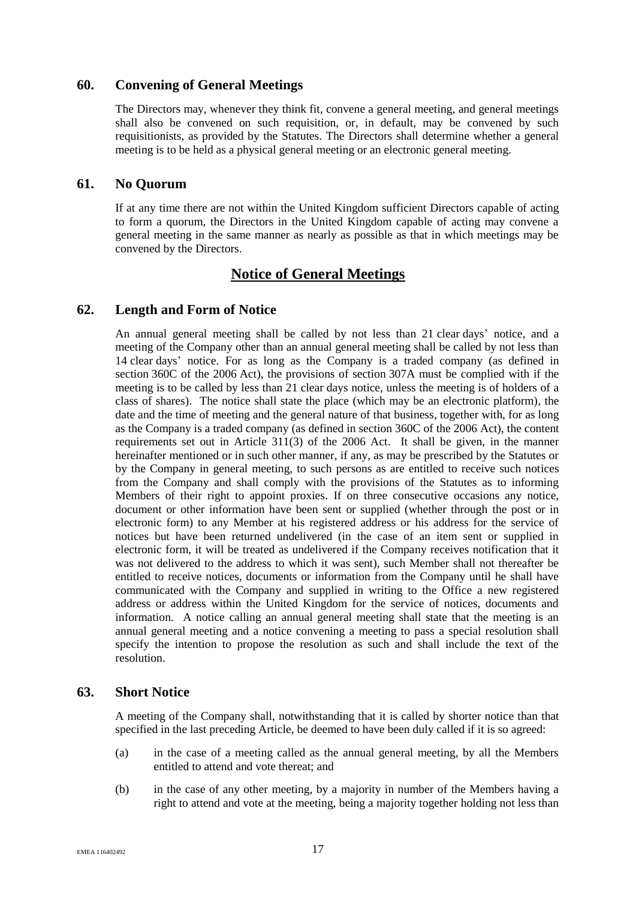## 60. Convening of General Meetings

The Directors may, whenever they think fit, convene a general meeting, and general meetings shall also be convened on such requisition, or, in default, may be convened by such requisitionists, as provided by the Statutes. The Directors shall determine whether a general meeting is to be held as a physical general meeting or an electronic general meeting.

## 61. No Quorum

If at any time there are not within the United Kingdom sufficient Directors capable of acting to form a quorum, the Directors in the United Kingdom capable of acting may convene a general meeting in the same manner as nearly as possible as that in which meetings may be convened by the Directors.

# Notice of General Meetings

## 62. Length and Form of Notice

An annual general meeting shall be called by not less than 21 clear days' notice, and a meeting of the Company other than an annual general meeting shall be called by not less than 14 clear days' notice. For as long as the Company is a traded company (as defined in section 360C of the 2006 Act), the provisions of section 307A must be complied with if the meeting is to be called by less than 21 clear days notice, unless the meeting is of holders of a class of shares). The notice shall state the place (which may be an electronic platform), the date and the time of meeting and the general nature of that business, together with, for as long as the Company is a traded company (as defined in section 360C of the 2006 Act), the content requirements set out in Article 311(3) of the 2006 Act. It shall be given, in the manner hereinafter mentioned or in such other manner, if any, as may be prescribed by the Statutes or by the Company in general meeting, to such persons as are entitled to receive such notices from the Company and shall comply with the provisions of the Statutes as to informing Members of their right to appoint proxies. If on three consecutive occasions any notice, document or other information have been sent or supplied (whether through the post or in electronic form) to any Member at his registered address or his address for the service of notices but have been returned undelivered (in the case of an item sent or supplied in electronic form, it will be treated as undelivered if the Company receives notification that it was not delivered to the address to which it was sent), such Member shall not thereafter be entitled to receive notices, documents or information from the Company until he shall have communicated with the Company and supplied in writing to the Office a new registered address or address within the United Kingdom for the service of notices, documents and information. A notice calling an annual general meeting shall state that the meeting is an annual general meeting and a notice convening a meeting to pass a special resolution shall specify the intention to propose the resolution as such and shall include the text of the resolution.

## 63. Short Notice

A meeting of the Company shall, notwithstanding that it is called by shorter notice than that specified in the last preceding Article, be deemed to have been duly called if it is so agreed:

(a) in the case of a meeting called as the annual general meeting, by all the Members entitled to attend and vote thereat; and

(b) in the case of any other meeting, by a majority in number of the Members having a right to attend and vote at the meeting, being a majority together holding not less than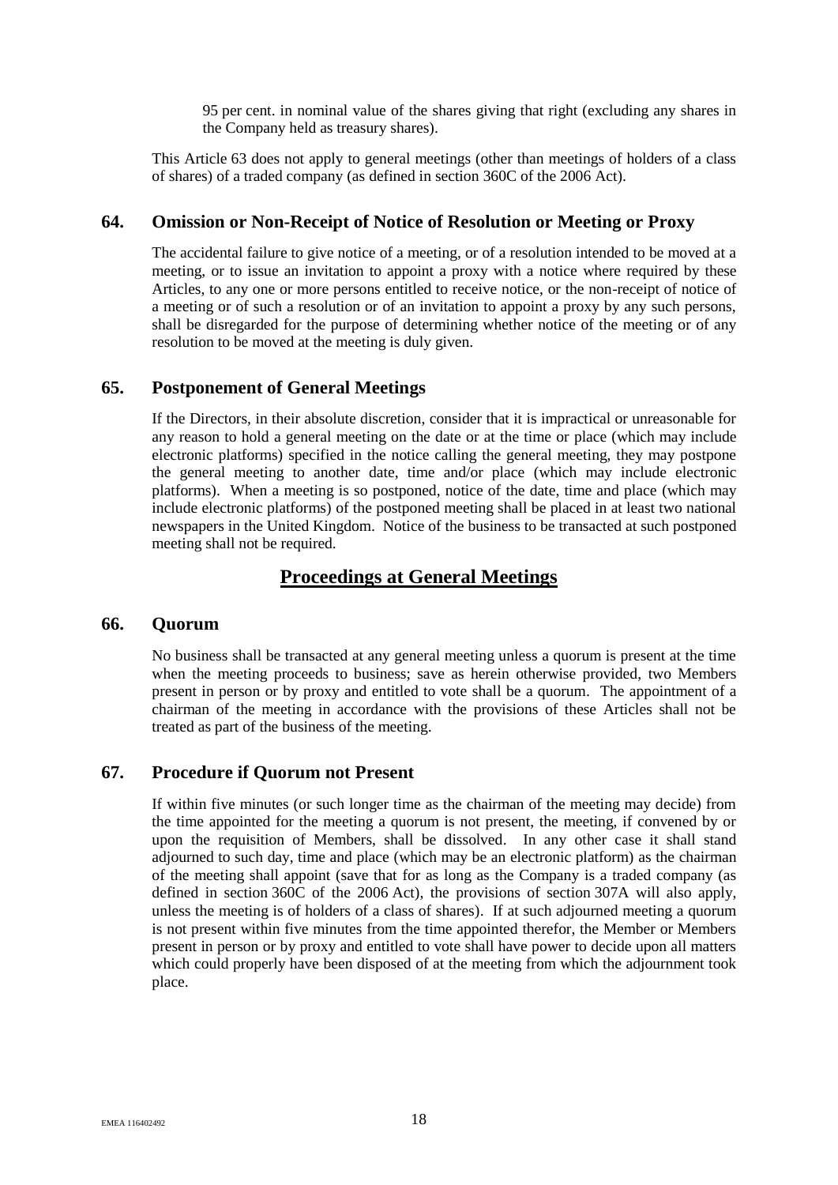95 per cent. in nominal value of the shares giving that right (excluding any shares in the Company held as treasury shares).

This Article 63 does not apply to general meetings (other than meetings of holders of a class of shares) of a traded company (as defined in section 360C of the 2006 Act).

## 64. Omission or Non-Receipt of Notice of Resolution or Meeting or Proxy

The accidental failure to give notice of a meeting, or of a resolution intended to be moved at a meeting, or to issue an invitation to appoint a proxy with a notice where required by these Articles, to any one or more persons entitled to receive notice, or the non-receipt of notice of a meeting or of such a resolution or of an invitation to appoint a proxy by any such persons, shall be disregarded for the purpose of determining whether notice of the meeting or of any resolution to be moved at the meeting is duly given.

## 65. Postponement of General Meetings

If the Directors, in their absolute discretion, consider that it is impractical or unreasonable for any reason to hold a general meeting on the date or at the time or place (which may include electronic platforms) specified in the notice calling the general meeting, they may postpone the general meeting to another date, time and/or place (which may include electronic platforms). When a meeting is so postponed, notice of the date, time and place (which may include electronic platforms) of the postponed meeting shall be placed in at least two national newspapers in the United Kingdom. Notice of the business to be transacted at such postponed meeting shall not be required.

# Proceedings at General Meetings

## 66. Quorum

No business shall be transacted at any general meeting unless a quorum is present at the time when the meeting proceeds to business; save as herein otherwise provided, two Members present in person or by proxy and entitled to vote shall be a quorum. The appointment of a chairman of the meeting in accordance with the provisions of these Articles shall not be treated as part of the business of the meeting.

## 67. Procedure if Quorum not Present

If within five minutes (or such longer time as the chairman of the meeting may decide) from the time appointed for the meeting a quorum is not present, the meeting, if convened by or upon the requisition of Members, shall be dissolved. In any other case it shall stand adjourned to such day, time and place (which may be an electronic platform) as the chairman of the meeting shall appoint (save that for as long as the Company is a traded company (as defined in section 360C of the 2006 Act), the provisions of section 307A will also apply, unless the meeting is of holders of a class of shares). If at such adjourned meeting a quorum is not present within five minutes from the time appointed therefor, the Member or Members present in person or by proxy and entitled to vote shall have power to decide upon all matters which could properly have been disposed of at the meeting from which the adjournment took place.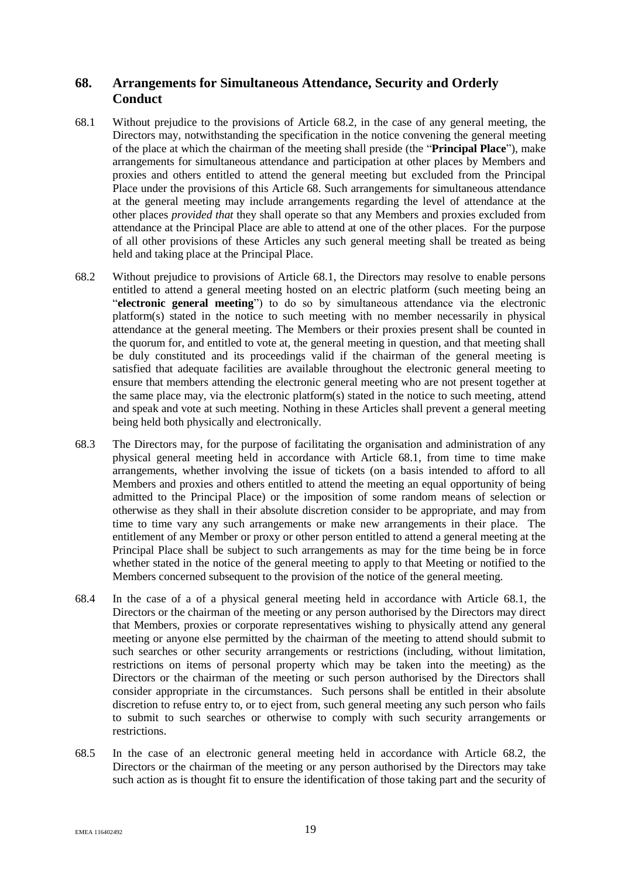## 68. Arrangements for Simultaneous Attendance, Security and Orderly Conduct

68.1 Without prejudice to the provisions of Article 68.2, in the case of any general meeting, the Directors may, notwithstanding the specification in the notice convening the general meeting of the place at which the chairman of the meeting shall preside (the "**Principal Place**"), make arrangements for simultaneous attendance and participation at other places by Members and proxies and others entitled to attend the general meeting but excluded from the Principal Place under the provisions of this Article 68. Such arrangements for simultaneous attendance at the general meeting may include arrangements regarding the level of attendance at the other places *provided that* they shall operate so that any Members and proxies excluded from attendance at the Principal Place are able to attend at one of the other places. For the purpose of all other provisions of these Articles any such general meeting shall be treated as being held and taking place at the Principal Place.

68.2 Without prejudice to provisions of Article 68.1, the Directors may resolve to enable persons entitled to attend a general meeting hosted on an electric platform (such meeting being an "**electronic general meeting**") to do so by simultaneous attendance via the electronic platform(s) stated in the notice to such meeting with no member necessarily in physical attendance at the general meeting. The Members or their proxies present shall be counted in the quorum for, and entitled to vote at, the general meeting in question, and that meeting shall be duly constituted and its proceedings valid if the chairman of the general meeting is satisfied that adequate facilities are available throughout the electronic general meeting to ensure that members attending the electronic general meeting who are not present together at the same place may, via the electronic platform(s) stated in the notice to such meeting, attend and speak and vote at such meeting. Nothing in these Articles shall prevent a general meeting being held both physically and electronically.

68.3 The Directors may, for the purpose of facilitating the organisation and administration of any physical general meeting held in accordance with Article 68.1, from time to time make arrangements, whether involving the issue of tickets (on a basis intended to afford to all Members and proxies and others entitled to attend the meeting an equal opportunity of being admitted to the Principal Place) or the imposition of some random means of selection or otherwise as they shall in their absolute discretion consider to be appropriate, and may from time to time vary any such arrangements or make new arrangements in their place. The entitlement of any Member or proxy or other person entitled to attend a general meeting at the Principal Place shall be subject to such arrangements as may for the time being be in force whether stated in the notice of the general meeting to apply to that Meeting or notified to the Members concerned subsequent to the provision of the notice of the general meeting.

68.4 In the case of a of a physical general meeting held in accordance with Article 68.1, the Directors or the chairman of the meeting or any person authorised by the Directors may direct that Members, proxies or corporate representatives wishing to physically attend any general meeting or anyone else permitted by the chairman of the meeting to attend should submit to such searches or other security arrangements or restrictions (including, without limitation, restrictions on items of personal property which may be taken into the meeting) as the Directors or the chairman of the meeting or such person authorised by the Directors shall consider appropriate in the circumstances. Such persons shall be entitled in their absolute discretion to refuse entry to, or to eject from, such general meeting any such person who fails to submit to such searches or otherwise to comply with such security arrangements or restrictions.

68.5 In the case of an electronic general meeting held in accordance with Article 68.2, the Directors or the chairman of the meeting or any person authorised by the Directors may take such action as is thought fit to ensure the identification of those taking part and the security of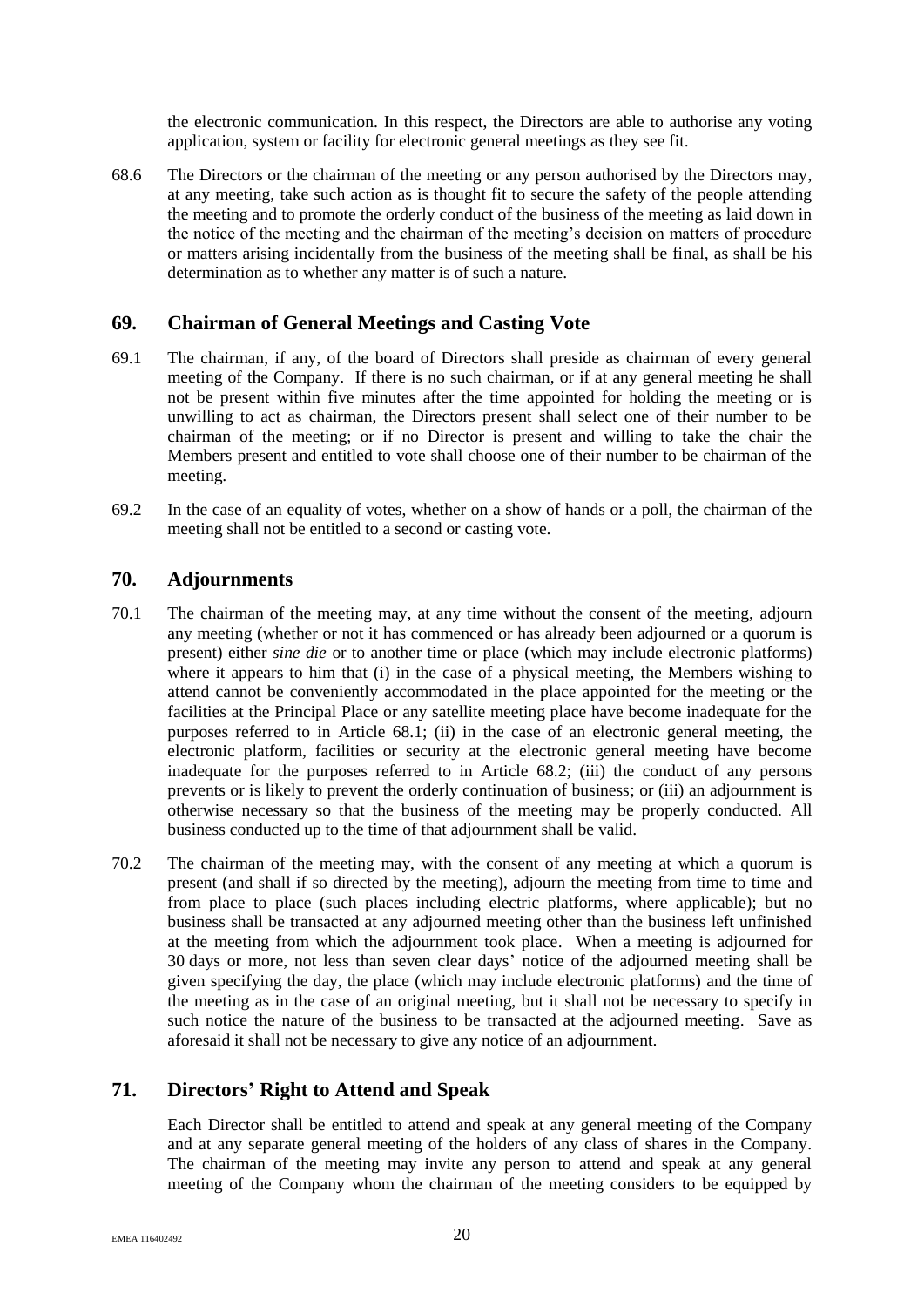the electronic communication. In this respect, the Directors are able to authorise any voting application, system or facility for electronic general meetings as they see fit.

68.6 The Directors or the chairman of the meeting or any person authorised by the Directors may, at any meeting, take such action as is thought fit to secure the safety of the people attending the meeting and to promote the orderly conduct of the business of the meeting as laid down in the notice of the meeting and the chairman of the meeting's decision on matters of procedure or matters arising incidentally from the business of the meeting shall be final, as shall be his determination as to whether any matter is of such a nature.

## 69. Chairman of General Meetings and Casting Vote

69.1 The chairman, if any, of the board of Directors shall preside as chairman of every general meeting of the Company. If there is no such chairman, or if at any general meeting he shall not be present within five minutes after the time appointed for holding the meeting or is unwilling to act as chairman, the Directors present shall select one of their number to be chairman of the meeting; or if no Director is present and willing to take the chair the Members present and entitled to vote shall choose one of their number to be chairman of the meeting.

69.2 In the case of an equality of votes, whether on a show of hands or a poll, the chairman of the meeting shall not be entitled to a second or casting vote.

## 70. Adjournments

70.1 The chairman of the meeting may, at any time without the consent of the meeting, adjourn any meeting (whether or not it has commenced or has already been adjourned or a quorum is present) either *sine die* or to another time or place (which may include electronic platforms) where it appears to him that (i) in the case of a physical meeting, the Members wishing to attend cannot be conveniently accommodated in the place appointed for the meeting or the facilities at the Principal Place or any satellite meeting place have become inadequate for the purposes referred to in Article 68.1; (ii) in the case of an electronic general meeting, the electronic platform, facilities or security at the electronic general meeting have become inadequate for the purposes referred to in Article 68.2; (iii) the conduct of any persons prevents or is likely to prevent the orderly continuation of business; or (iii) an adjournment is otherwise necessary so that the business of the meeting may be properly conducted. All business conducted up to the time of that adjournment shall be valid.

70.2 The chairman of the meeting may, with the consent of any meeting at which a quorum is present (and shall if so directed by the meeting), adjourn the meeting from time to time and from place to place (such places including electric platforms, where applicable); but no business shall be transacted at any adjourned meeting other than the business left unfinished at the meeting from which the adjournment took place. When a meeting is adjourned for 30 days or more, not less than seven clear days' notice of the adjourned meeting shall be given specifying the day, the place (which may include electronic platforms) and the time of the meeting as in the case of an original meeting, but it shall not be necessary to specify in such notice the nature of the business to be transacted at the adjourned meeting. Save as aforesaid it shall not be necessary to give any notice of an adjournment.

## 71. Directors' Right to Attend and Speak

Each Director shall be entitled to attend and speak at any general meeting of the Company and at any separate general meeting of the holders of any class of shares in the Company. The chairman of the meeting may invite any person to attend and speak at any general meeting of the Company whom the chairman of the meeting considers to be equipped by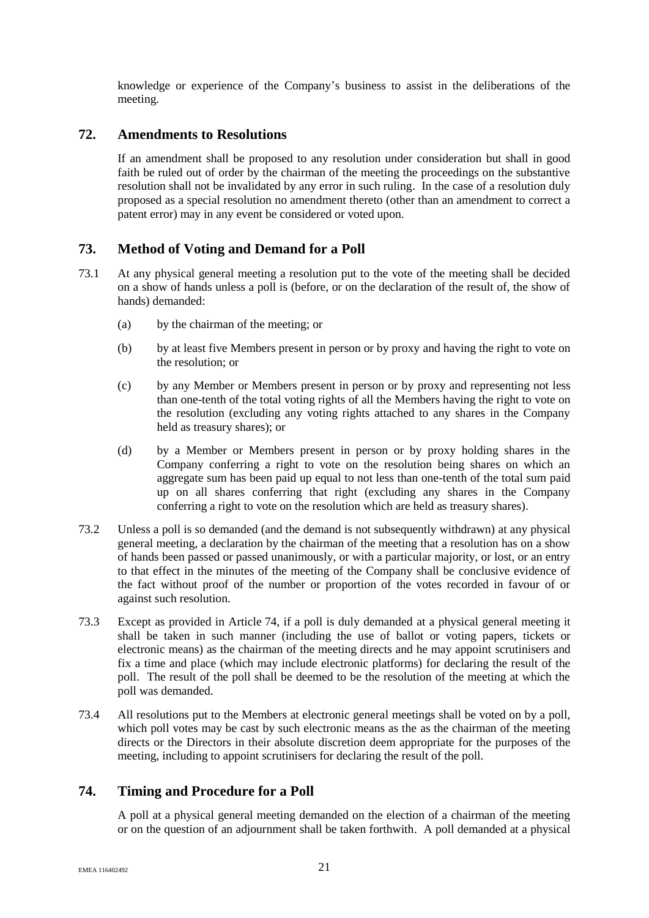knowledge or experience of the Company's business to assist in the deliberations of the meeting.

## 72. Amendments to Resolutions

If an amendment shall be proposed to any resolution under consideration but shall in good faith be ruled out of order by the chairman of the meeting the proceedings on the substantive resolution shall not be invalidated by any error in such ruling. In the case of a resolution duly proposed as a special resolution no amendment thereto (other than an amendment to correct a patent error) may in any event be considered or voted upon.

## 73. Method of Voting and Demand for a Poll

73.1 At any physical general meeting a resolution put to the vote of the meeting shall be decided on a show of hands unless a poll is (before, or on the declaration of the result of, the show of hands) demanded:

(a) by the chairman of the meeting; or

(b) by at least five Members present in person or by proxy and having the right to vote on the resolution; or

(c) by any Member or Members present in person or by proxy and representing not less than one-tenth of the total voting rights of all the Members having the right to vote on the resolution (excluding any voting rights attached to any shares in the Company held as treasury shares); or

(d) by a Member or Members present in person or by proxy holding shares in the Company conferring a right to vote on the resolution being shares on which an aggregate sum has been paid up equal to not less than one-tenth of the total sum paid up on all shares conferring that right (excluding any shares in the Company conferring a right to vote on the resolution which are held as treasury shares).

73.2 Unless a poll is so demanded (and the demand is not subsequently withdrawn) at any physical general meeting, a declaration by the chairman of the meeting that a resolution has on a show of hands been passed or passed unanimously, or with a particular majority, or lost, or an entry to that effect in the minutes of the meeting of the Company shall be conclusive evidence of the fact without proof of the number or proportion of the votes recorded in favour of or against such resolution.

73.3 Except as provided in Article 74, if a poll is duly demanded at a physical general meeting it shall be taken in such manner (including the use of ballot or voting papers, tickets or electronic means) as the chairman of the meeting directs and he may appoint scrutinisers and fix a time and place (which may include electronic platforms) for declaring the result of the poll. The result of the poll shall be deemed to be the resolution of the meeting at which the poll was demanded.

73.4 All resolutions put to the Members at electronic general meetings shall be voted on by a poll, which poll votes may be cast by such electronic means as the as the chairman of the meeting directs or the Directors in their absolute discretion deem appropriate for the purposes of the meeting, including to appoint scrutinisers for declaring the result of the poll.

## 74. Timing and Procedure for a Poll

A poll at a physical general meeting demanded on the election of a chairman of the meeting or on the question of an adjournment shall be taken forthwith. A poll demanded at a physical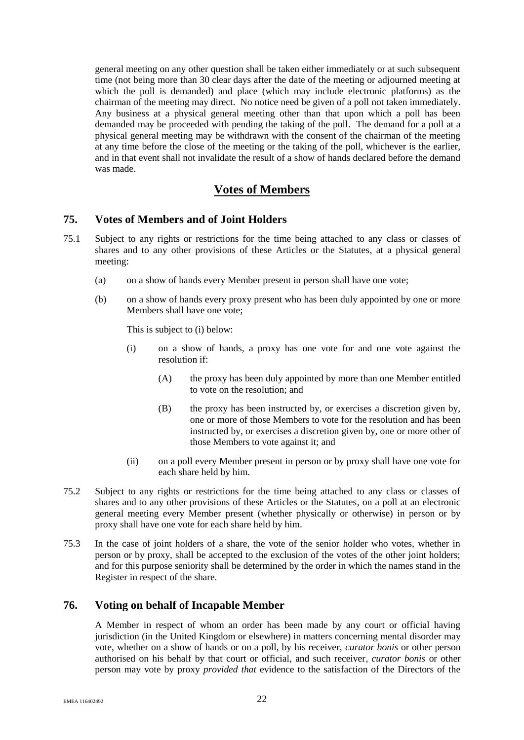general meeting on any other question shall be taken either immediately or at such subsequent time (not being more than 30 clear days after the date of the meeting or adjourned meeting at which the poll is demanded) and place (which may include electronic platforms) as the chairman of the meeting may direct. No notice need be given of a poll not taken immediately. Any business at a physical general meeting other than that upon which a poll has been demanded may be proceeded with pending the taking of the poll. The demand for a poll at a physical general meeting may be withdrawn with the consent of the chairman of the meeting at any time before the close of the meeting or the taking of the poll, whichever is the earlier, and in that event shall not invalidate the result of a show of hands declared before the demand was made.

## Votes of Members

### 75. Votes of Members and of Joint Holders

75.1 Subject to any rights or restrictions for the time being attached to any class or classes of shares and to any other provisions of these Articles or the Statutes, at a physical general meeting:

(a) on a show of hands every Member present in person shall have one vote;

(b) on a show of hands every proxy present who has been duly appointed by one or more Members shall have one vote;

This is subject to (i) below:

(i) on a show of hands, a proxy has one vote for and one vote against the resolution if:

(A) the proxy has been duly appointed by more than one Member entitled to vote on the resolution; and

(B) the proxy has been instructed by, or exercises a discretion given by, one or more of those Members to vote for the resolution and has been instructed by, or exercises a discretion given by, one or more other of those Members to vote against it; and

(ii) on a poll every Member present in person or by proxy shall have one vote for each share held by him.

75.2 Subject to any rights or restrictions for the time being attached to any class or classes of shares and to any other provisions of these Articles or the Statutes, on a poll at an electronic general meeting every Member present (whether physically or otherwise) in person or by proxy shall have one vote for each share held by him.

75.3 In the case of joint holders of a share, the vote of the senior holder who votes, whether in person or by proxy, shall be accepted to the exclusion of the votes of the other joint holders; and for this purpose seniority shall be determined by the order in which the names stand in the Register in respect of the share.

### 76. Voting on behalf of Incapable Member

A Member in respect of whom an order has been made by any court or official having jurisdiction (in the United Kingdom or elsewhere) in matters concerning mental disorder may vote, whether on a show of hands or on a poll, by his receiver, *curator bonis* or other person authorised on his behalf by that court or official, and such receiver, *curator bonis* or other person may vote by proxy *provided that* evidence to the satisfaction of the Directors of the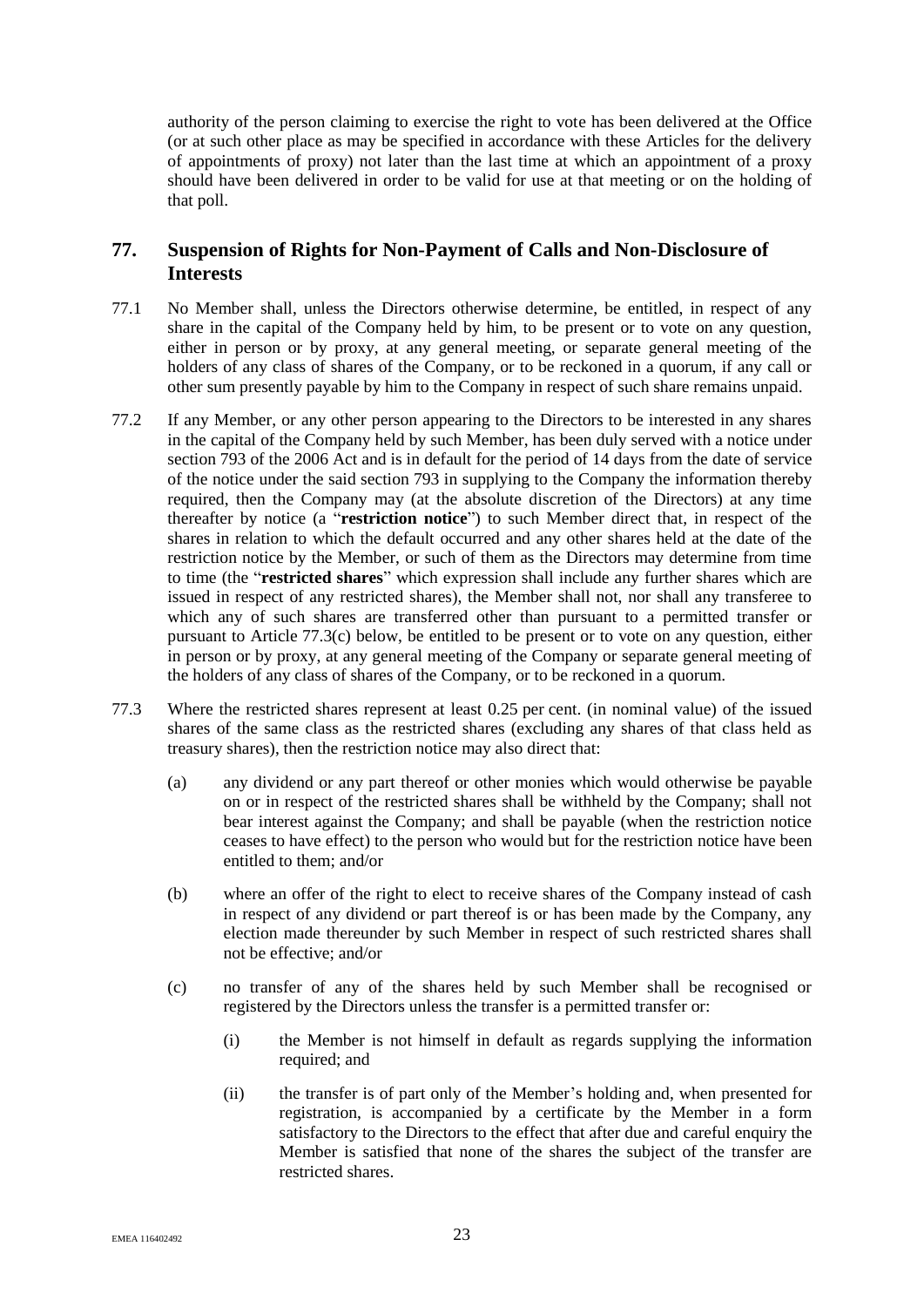authority of the person claiming to exercise the right to vote has been delivered at the Office (or at such other place as may be specified in accordance with these Articles for the delivery of appointments of proxy) not later than the last time at which an appointment of a proxy should have been delivered in order to be valid for use at that meeting or on the holding of that poll.

## 77. Suspension of Rights for Non-Payment of Calls and Non-Disclosure of Interests

77.1 No Member shall, unless the Directors otherwise determine, be entitled, in respect of any share in the capital of the Company held by him, to be present or to vote on any question, either in person or by proxy, at any general meeting, or separate general meeting of the holders of any class of shares of the Company, or to be reckoned in a quorum, if any call or other sum presently payable by him to the Company in respect of such share remains unpaid.

77.2 If any Member, or any other person appearing to the Directors to be interested in any shares in the capital of the Company held by such Member, has been duly served with a notice under section 793 of the 2006 Act and is in default for the period of 14 days from the date of service of the notice under the said section 793 in supplying to the Company the information thereby required, then the Company may (at the absolute discretion of the Directors) at any time thereafter by notice (a "**restriction notice**") to such Member direct that, in respect of the shares in relation to which the default occurred and any other shares held at the date of the restriction notice by the Member, or such of them as the Directors may determine from time to time (the "**restricted shares**" which expression shall include any further shares which are issued in respect of any restricted shares), the Member shall not, nor shall any transferee to which any of such shares are transferred other than pursuant to a permitted transfer or pursuant to Article 77.3(c) below, be entitled to be present or to vote on any question, either in person or by proxy, at any general meeting of the Company or separate general meeting of the holders of any class of shares of the Company, or to be reckoned in a quorum.

77.3 Where the restricted shares represent at least 0.25 per cent. (in nominal value) of the issued shares of the same class as the restricted shares (excluding any shares of that class held as treasury shares), then the restriction notice may also direct that:

(a) any dividend or any part thereof or other monies which would otherwise be payable on or in respect of the restricted shares shall be withheld by the Company; shall not bear interest against the Company; and shall be payable (when the restriction notice ceases to have effect) to the person who would but for the restriction notice have been entitled to them; and/or

(b) where an offer of the right to elect to receive shares of the Company instead of cash in respect of any dividend or part thereof is or has been made by the Company, any election made thereunder by such Member in respect of such restricted shares shall not be effective; and/or

(c) no transfer of any of the shares held by such Member shall be recognised or registered by the Directors unless the transfer is a permitted transfer or:

(i) the Member is not himself in default as regards supplying the information required; and

(ii) the transfer is of part only of the Member's holding and, when presented for registration, is accompanied by a certificate by the Member in a form satisfactory to the Directors to the effect that after due and careful enquiry the Member is satisfied that none of the shares the subject of the transfer are restricted shares.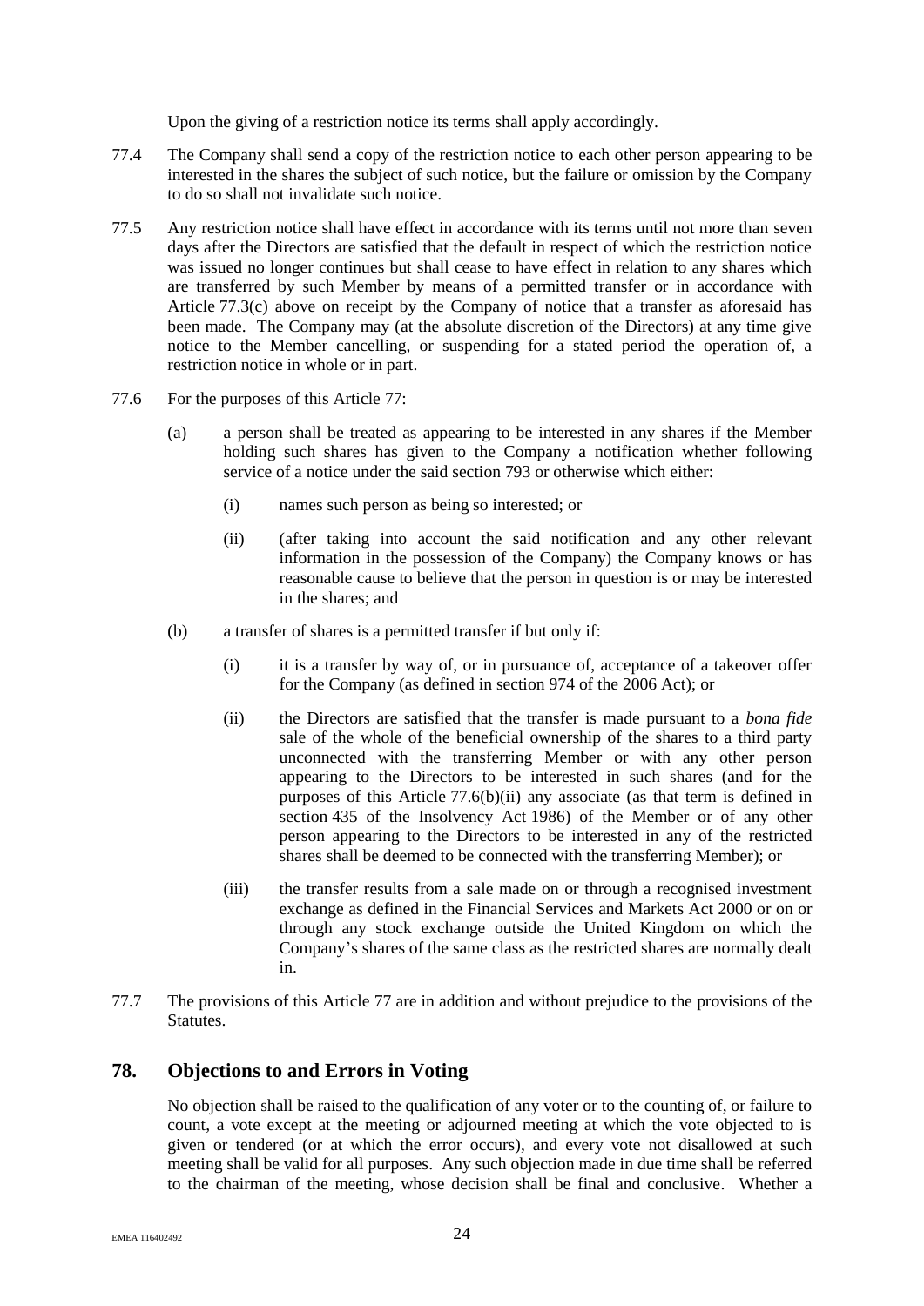Upon the giving of a restriction notice its terms shall apply accordingly.

77.4 The Company shall send a copy of the restriction notice to each other person appearing to be interested in the shares the subject of such notice, but the failure or omission by the Company to do so shall not invalidate such notice.

77.5 Any restriction notice shall have effect in accordance with its terms until not more than seven days after the Directors are satisfied that the default in respect of which the restriction notice was issued no longer continues but shall cease to have effect in relation to any shares which are transferred by such Member by means of a permitted transfer or in accordance with Article 77.3(c) above on receipt by the Company of notice that a transfer as aforesaid has been made. The Company may (at the absolute discretion of the Directors) at any time give notice to the Member cancelling, or suspending for a stated period the operation of, a restriction notice in whole or in part.

77.6 For the purposes of this Article 77:

(a) a person shall be treated as appearing to be interested in any shares if the Member holding such shares has given to the Company a notification whether following service of a notice under the said section 793 or otherwise which either:

(i) names such person as being so interested; or

(ii) (after taking into account the said notification and any other relevant information in the possession of the Company) the Company knows or has reasonable cause to believe that the person in question is or may be interested in the shares; and

(b) a transfer of shares is a permitted transfer if but only if:

(i) it is a transfer by way of, or in pursuance of, acceptance of a takeover offer for the Company (as defined in section 974 of the 2006 Act); or

(ii) the Directors are satisfied that the transfer is made pursuant to a *bona fide* sale of the whole of the beneficial ownership of the shares to a third party unconnected with the transferring Member or with any other person appearing to the Directors to be interested in such shares (and for the purposes of this Article 77.6(b)(ii) any associate (as that term is defined in section 435 of the Insolvency Act 1986) of the Member or of any other person appearing to the Directors to be interested in any of the restricted shares shall be deemed to be connected with the transferring Member); or

(iii) the transfer results from a sale made on or through a recognised investment exchange as defined in the Financial Services and Markets Act 2000 or on or through any stock exchange outside the United Kingdom on which the Company's shares of the same class as the restricted shares are normally dealt in.

77.7 The provisions of this Article 77 are in addition and without prejudice to the provisions of the Statutes.

## 78. Objections to and Errors in Voting

No objection shall be raised to the qualification of any voter or to the counting of, or failure to count, a vote except at the meeting or adjourned meeting at which the vote objected to is given or tendered (or at which the error occurs), and every vote not disallowed at such meeting shall be valid for all purposes. Any such objection made in due time shall be referred to the chairman of the meeting, whose decision shall be final and conclusive. Whether a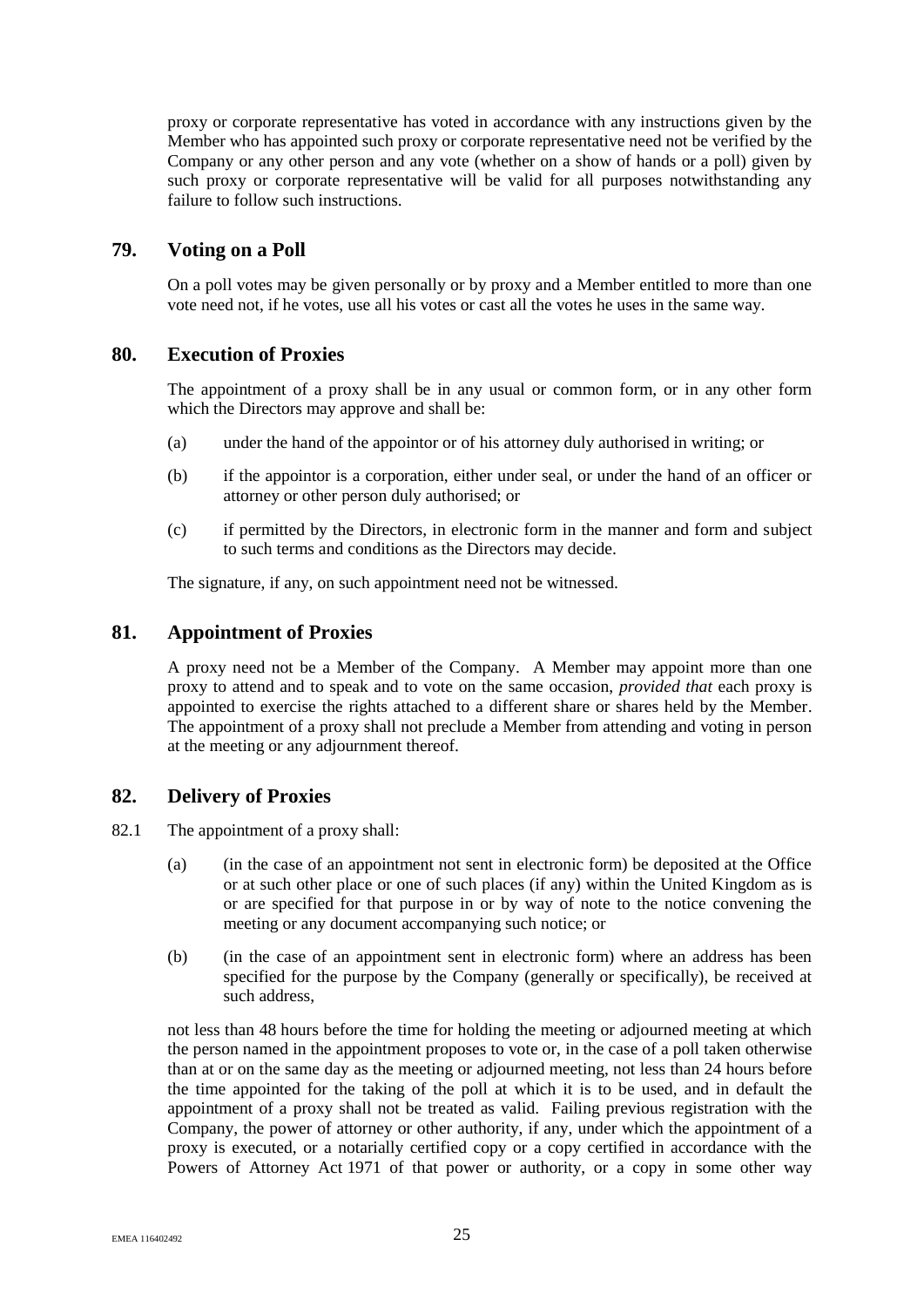proxy or corporate representative has voted in accordance with any instructions given by the Member who has appointed such proxy or corporate representative need not be verified by the Company or any other person and any vote (whether on a show of hands or a poll) given by such proxy or corporate representative will be valid for all purposes notwithstanding any failure to follow such instructions.

## 79. Voting on a Poll

On a poll votes may be given personally or by proxy and a Member entitled to more than one vote need not, if he votes, use all his votes or cast all the votes he uses in the same way.

## 80. Execution of Proxies

The appointment of a proxy shall be in any usual or common form, or in any other form which the Directors may approve and shall be:

(a) under the hand of the appointor or of his attorney duly authorised in writing; or

(b) if the appointor is a corporation, either under seal, or under the hand of an officer or attorney or other person duly authorised; or

(c) if permitted by the Directors, in electronic form in the manner and form and subject to such terms and conditions as the Directors may decide.

The signature, if any, on such appointment need not be witnessed.

## 81. Appointment of Proxies

A proxy need not be a Member of the Company. A Member may appoint more than one proxy to attend and to speak and to vote on the same occasion, *provided that* each proxy is appointed to exercise the rights attached to a different share or shares held by the Member. The appointment of a proxy shall not preclude a Member from attending and voting in person at the meeting or any adjournment thereof.

## 82. Delivery of Proxies

82.1 The appointment of a proxy shall:

(a) (in the case of an appointment not sent in electronic form) be deposited at the Office or at such other place or one of such places (if any) within the United Kingdom as is or are specified for that purpose in or by way of note to the notice convening the meeting or any document accompanying such notice; or

(b) (in the case of an appointment sent in electronic form) where an address has been specified for the purpose by the Company (generally or specifically), be received at such address,

not less than 48 hours before the time for holding the meeting or adjourned meeting at which the person named in the appointment proposes to vote or, in the case of a poll taken otherwise than at or on the same day as the meeting or adjourned meeting, not less than 24 hours before the time appointed for the taking of the poll at which it is to be used, and in default the appointment of a proxy shall not be treated as valid. Failing previous registration with the Company, the power of attorney or other authority, if any, under which the appointment of a proxy is executed, or a notarially certified copy or a copy certified in accordance with the Powers of Attorney Act 1971 of that power or authority, or a copy in some other way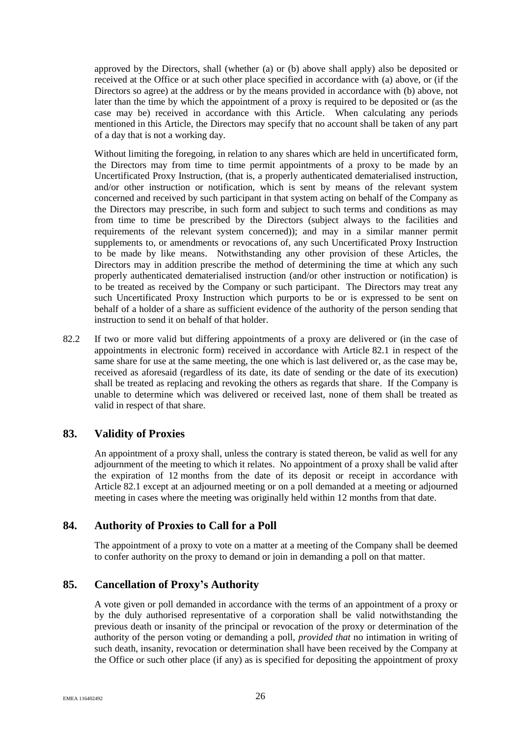approved by the Directors, shall (whether (a) or (b) above shall apply) also be deposited or received at the Office or at such other place specified in accordance with (a) above, or (if the Directors so agree) at the address or by the means provided in accordance with (b) above, not later than the time by which the appointment of a proxy is required to be deposited or (as the case may be) received in accordance with this Article. When calculating any periods mentioned in this Article, the Directors may specify that no account shall be taken of any part of a day that is not a working day.

Without limiting the foregoing, in relation to any shares which are held in uncertificated form, the Directors may from time to time permit appointments of a proxy to be made by an Uncertificated Proxy Instruction, (that is, a properly authenticated dematerialised instruction, and/or other instruction or notification, which is sent by means of the relevant system concerned and received by such participant in that system acting on behalf of the Company as the Directors may prescribe, in such form and subject to such terms and conditions as may from time to time be prescribed by the Directors (subject always to the facilities and requirements of the relevant system concerned)); and may in a similar manner permit supplements to, or amendments or revocations of, any such Uncertificated Proxy Instruction to be made by like means. Notwithstanding any other provision of these Articles, the Directors may in addition prescribe the method of determining the time at which any such properly authenticated dematerialised instruction (and/or other instruction or notification) is to be treated as received by the Company or such participant. The Directors may treat any such Uncertificated Proxy Instruction which purports to be or is expressed to be sent on behalf of a holder of a share as sufficient evidence of the authority of the person sending that instruction to send it on behalf of that holder.

82.2 If two or more valid but differing appointments of a proxy are delivered or (in the case of appointments in electronic form) received in accordance with Article 82.1 in respect of the same share for use at the same meeting, the one which is last delivered or, as the case may be, received as aforesaid (regardless of its date, its date of sending or the date of its execution) shall be treated as replacing and revoking the others as regards that share. If the Company is unable to determine which was delivered or received last, none of them shall be treated as valid in respect of that share.

## 83. Validity of Proxies

An appointment of a proxy shall, unless the contrary is stated thereon, be valid as well for any adjournment of the meeting to which it relates. No appointment of a proxy shall be valid after the expiration of 12 months from the date of its deposit or receipt in accordance with Article 82.1 except at an adjourned meeting or on a poll demanded at a meeting or adjourned meeting in cases where the meeting was originally held within 12 months from that date.

## 84. Authority of Proxies to Call for a Poll

The appointment of a proxy to vote on a matter at a meeting of the Company shall be deemed to confer authority on the proxy to demand or join in demanding a poll on that matter.

## 85. Cancellation of Proxy's Authority

A vote given or poll demanded in accordance with the terms of an appointment of a proxy or by the duly authorised representative of a corporation shall be valid notwithstanding the previous death or insanity of the principal or revocation of the proxy or determination of the authority of the person voting or demanding a poll, *provided that* no intimation in writing of such death, insanity, revocation or determination shall have been received by the Company at the Office or such other place (if any) as is specified for depositing the appointment of proxy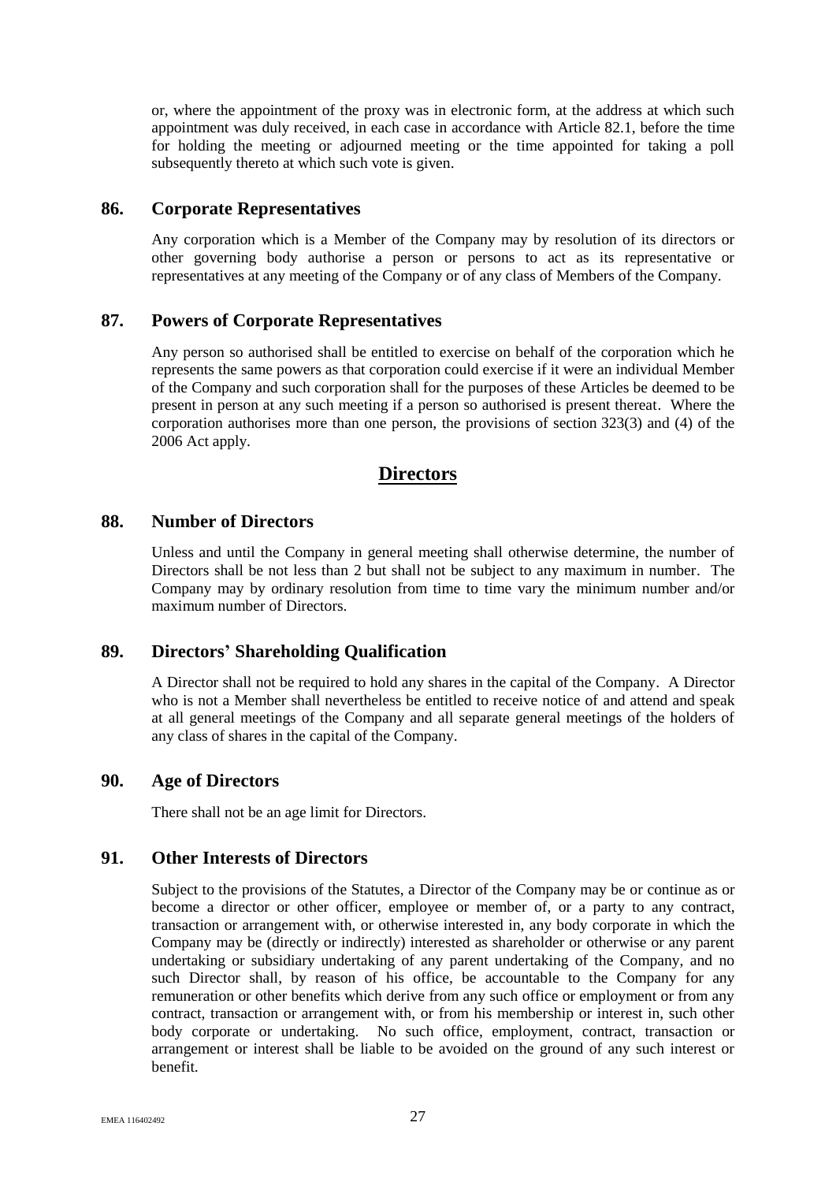or, where the appointment of the proxy was in electronic form, at the address at which such appointment was duly received, in each case in accordance with Article 82.1, before the time for holding the meeting or adjourned meeting or the time appointed for taking a poll subsequently thereto at which such vote is given.

## 86. Corporate Representatives

Any corporation which is a Member of the Company may by resolution of its directors or other governing body authorise a person or persons to act as its representative or representatives at any meeting of the Company or of any class of Members of the Company.

## 87. Powers of Corporate Representatives

Any person so authorised shall be entitled to exercise on behalf of the corporation which he represents the same powers as that corporation could exercise if it were an individual Member of the Company and such corporation shall for the purposes of these Articles be deemed to be present in person at any such meeting if a person so authorised is present thereat. Where the corporation authorises more than one person, the provisions of section 323(3) and (4) of the 2006 Act apply.

# Directors

## 88. Number of Directors

Unless and until the Company in general meeting shall otherwise determine, the number of Directors shall be not less than 2 but shall not be subject to any maximum in number. The Company may by ordinary resolution from time to time vary the minimum number and/or maximum number of Directors.

## 89. Directors' Shareholding Qualification

A Director shall not be required to hold any shares in the capital of the Company. A Director who is not a Member shall nevertheless be entitled to receive notice of and attend and speak at all general meetings of the Company and all separate general meetings of the holders of any class of shares in the capital of the Company.

## 90. Age of Directors

There shall not be an age limit for Directors.

## 91. Other Interests of Directors

Subject to the provisions of the Statutes, a Director of the Company may be or continue as or become a director or other officer, employee or member of, or a party to any contract, transaction or arrangement with, or otherwise interested in, any body corporate in which the Company may be (directly or indirectly) interested as shareholder or otherwise or any parent undertaking or subsidiary undertaking of any parent undertaking of the Company, and no such Director shall, by reason of his office, be accountable to the Company for any remuneration or other benefits which derive from any such office or employment or from any contract, transaction or arrangement with, or from his membership or interest in, such other body corporate or undertaking. No such office, employment, contract, transaction or arrangement or interest shall be liable to be avoided on the ground of any such interest or benefit.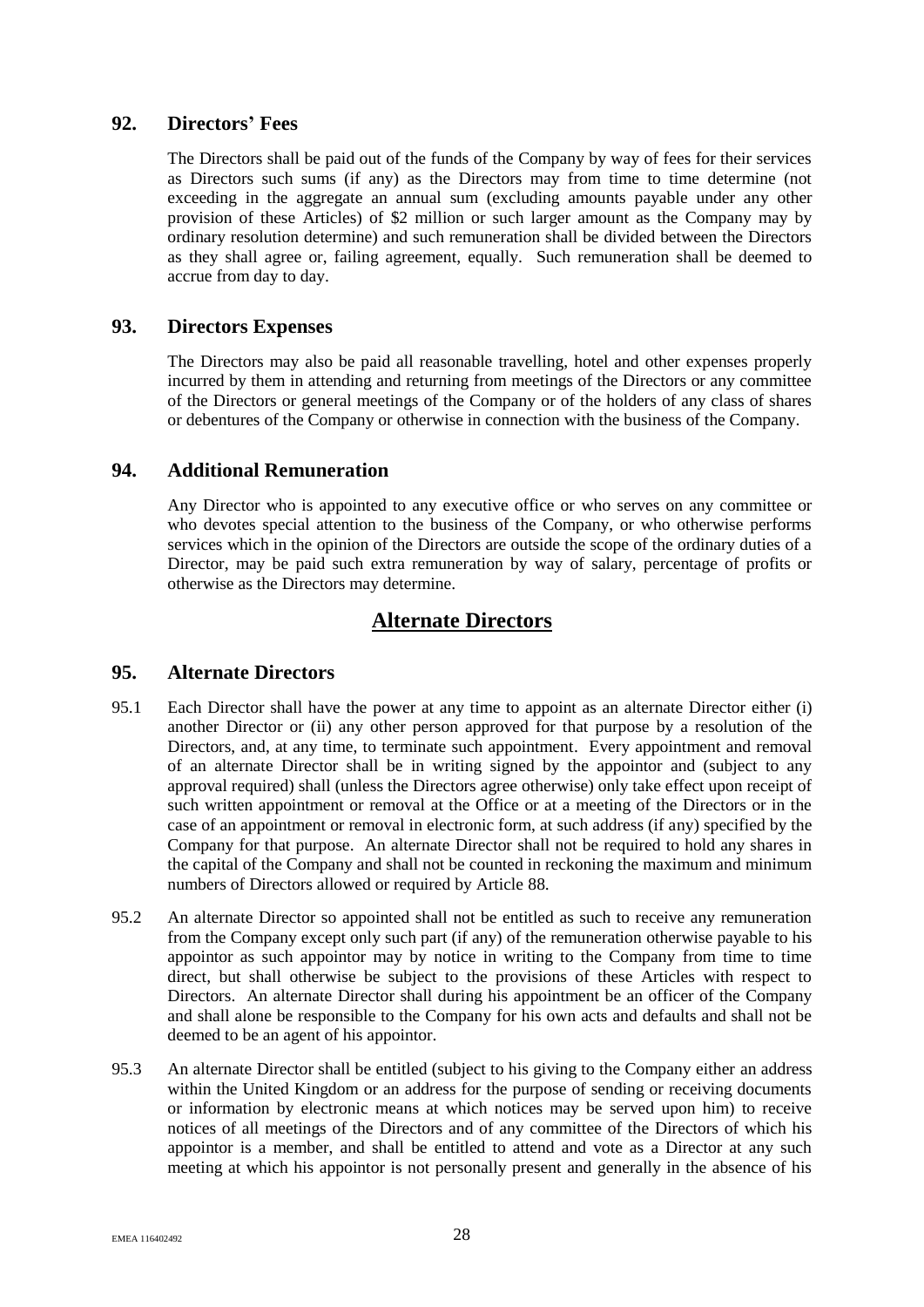## 92. Directors' Fees

The Directors shall be paid out of the funds of the Company by way of fees for their services as Directors such sums (if any) as the Directors may from time to time determine (not exceeding in the aggregate an annual sum (excluding amounts payable under any other provision of these Articles) of $2 million or such larger amount as the Company may by ordinary resolution determine) and such remuneration shall be divided between the Directors as they shall agree or, failing agreement, equally. Such remuneration shall be deemed to accrue from day to day.

## 93. Directors Expenses

The Directors may also be paid all reasonable travelling, hotel and other expenses properly incurred by them in attending and returning from meetings of the Directors or any committee of the Directors or general meetings of the Company or of the holders of any class of shares or debentures of the Company or otherwise in connection with the business of the Company.

## 94. Additional Remuneration

Any Director who is appointed to any executive office or who serves on any committee or who devotes special attention to the business of the Company, or who otherwise performs services which in the opinion of the Directors are outside the scope of the ordinary duties of a Director, may be paid such extra remuneration by way of salary, percentage of profits or otherwise as the Directors may determine.

# Alternate Directors

## 95. Alternate Directors

95.1 Each Director shall have the power at any time to appoint as an alternate Director either (i) another Director or (ii) any other person approved for that purpose by a resolution of the Directors, and, at any time, to terminate such appointment. Every appointment and removal of an alternate Director shall be in writing signed by the appointor and (subject to any approval required) shall (unless the Directors agree otherwise) only take effect upon receipt of such written appointment or removal at the Office or at a meeting of the Directors or in the case of an appointment or removal in electronic form, at such address (if any) specified by the Company for that purpose. An alternate Director shall not be required to hold any shares in the capital of the Company and shall not be counted in reckoning the maximum and minimum numbers of Directors allowed or required by Article 88.

95.2 An alternate Director so appointed shall not be entitled as such to receive any remuneration from the Company except only such part (if any) of the remuneration otherwise payable to his appointor as such appointor may by notice in writing to the Company from time to time direct, but shall otherwise be subject to the provisions of these Articles with respect to Directors. An alternate Director shall during his appointment be an officer of the Company and shall alone be responsible to the Company for his own acts and defaults and shall not be deemed to be an agent of his appointor.

95.3 An alternate Director shall be entitled (subject to his giving to the Company either an address within the United Kingdom or an address for the purpose of sending or receiving documents or information by electronic means at which notices may be served upon him) to receive notices of all meetings of the Directors and of any committee of the Directors of which his appointor is a member, and shall be entitled to attend and vote as a Director at any such meeting at which his appointor is not personally present and generally in the absence of his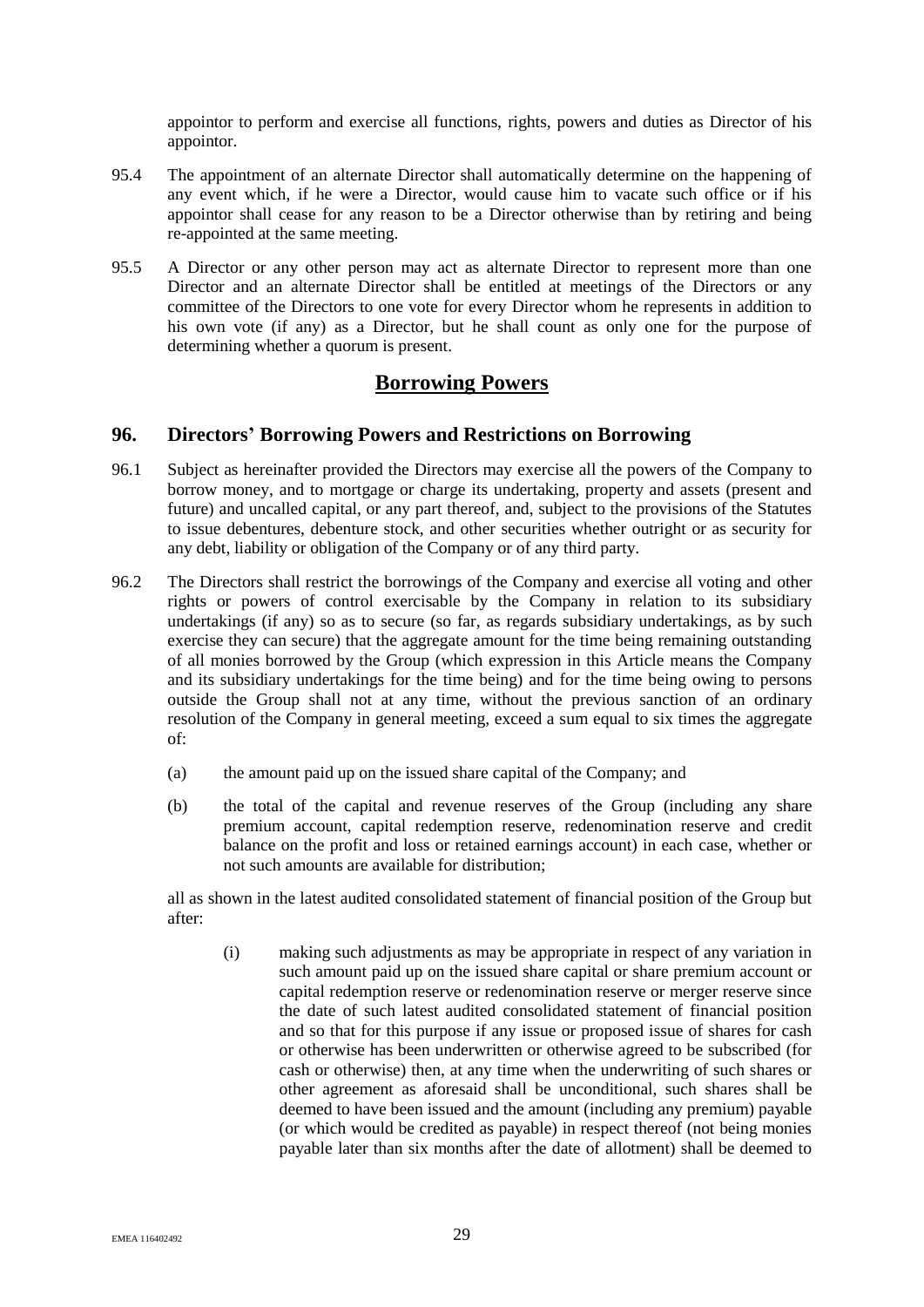appointor to perform and exercise all functions, rights, powers and duties as Director of his appointor.

95.4 The appointment of an alternate Director shall automatically determine on the happening of any event which, if he were a Director, would cause him to vacate such office or if his appointor shall cease for any reason to be a Director otherwise than by retiring and being re-appointed at the same meeting.

95.5 A Director or any other person may act as alternate Director to represent more than one Director and an alternate Director shall be entitled at meetings of the Directors or any committee of the Directors to one vote for every Director whom he represents in addition to his own vote (if any) as a Director, but he shall count as only one for the purpose of determining whether a quorum is present.

## Borrowing Powers

## 96. Directors' Borrowing Powers and Restrictions on Borrowing

96.1 Subject as hereinafter provided the Directors may exercise all the powers of the Company to borrow money, and to mortgage or charge its undertaking, property and assets (present and future) and uncalled capital, or any part thereof, and, subject to the provisions of the Statutes to issue debentures, debenture stock, and other securities whether outright or as security for any debt, liability or obligation of the Company or of any third party.

96.2 The Directors shall restrict the borrowings of the Company and exercise all voting and other rights or powers of control exercisable by the Company in relation to its subsidiary undertakings (if any) so as to secure (so far, as regards subsidiary undertakings, as by such exercise they can secure) that the aggregate amount for the time being remaining outstanding of all monies borrowed by the Group (which expression in this Article means the Company and its subsidiary undertakings for the time being) and for the time being owing to persons outside the Group shall not at any time, without the previous sanction of an ordinary resolution of the Company in general meeting, exceed a sum equal to six times the aggregate of:

(a) the amount paid up on the issued share capital of the Company; and

(b) the total of the capital and revenue reserves of the Group (including any share premium account, capital redemption reserve, redenomination reserve and credit balance on the profit and loss or retained earnings account) in each case, whether or not such amounts are available for distribution;

all as shown in the latest audited consolidated statement of financial position of the Group but after:

(i) making such adjustments as may be appropriate in respect of any variation in such amount paid up on the issued share capital or share premium account or capital redemption reserve or redenomination reserve or merger reserve since the date of such latest audited consolidated statement of financial position and so that for this purpose if any issue or proposed issue of shares for cash or otherwise has been underwritten or otherwise agreed to be subscribed (for cash or otherwise) then, at any time when the underwriting of such shares or other agreement as aforesaid shall be unconditional, such shares shall be deemed to have been issued and the amount (including any premium) payable (or which would be credited as payable) in respect thereof (not being monies payable later than six months after the date of allotment) shall be deemed to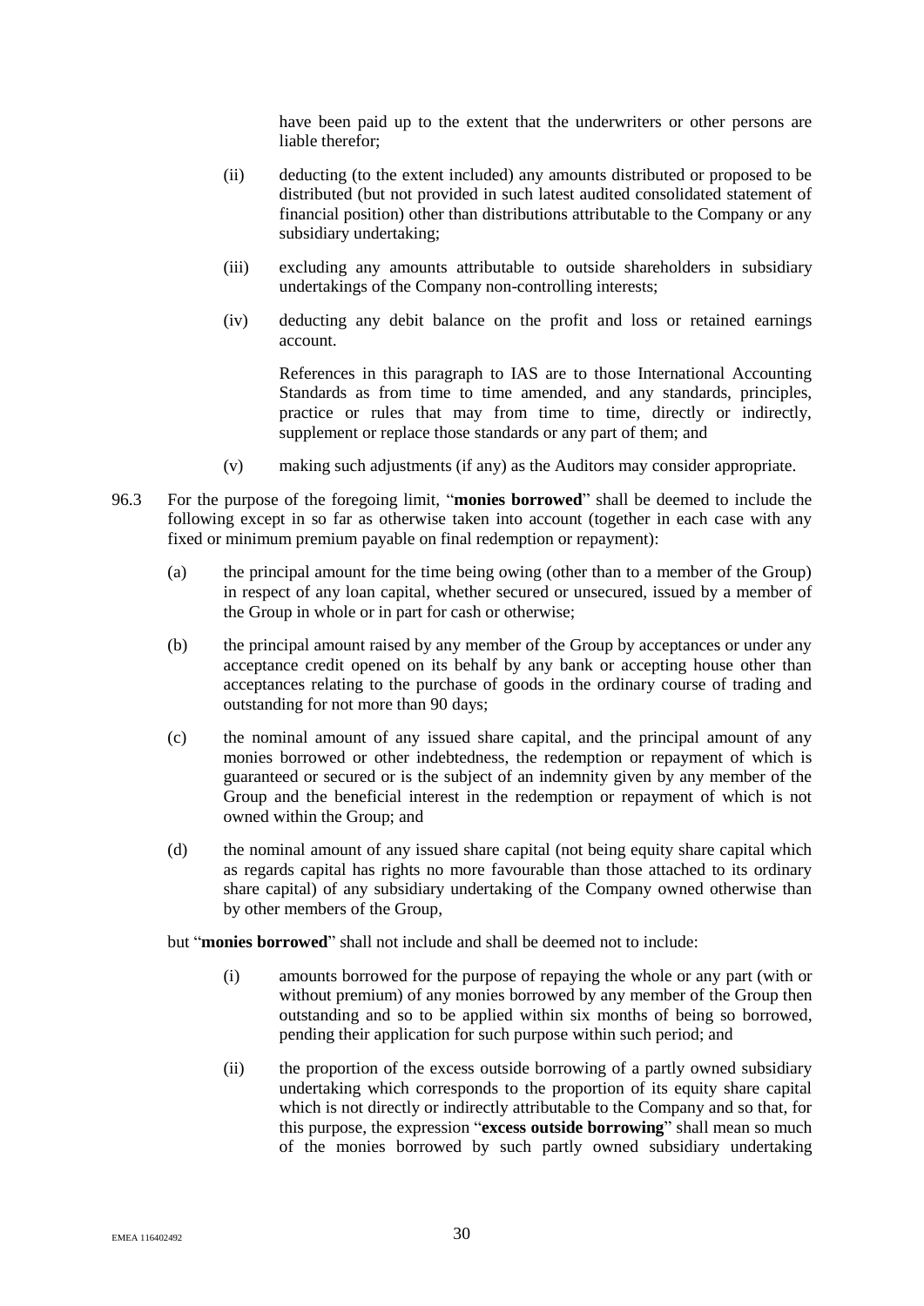have been paid up to the extent that the underwriters or other persons are liable therefor;

(ii) deducting (to the extent included) any amounts distributed or proposed to be distributed (but not provided in such latest audited consolidated statement of financial position) other than distributions attributable to the Company or any subsidiary undertaking;

(iii) excluding any amounts attributable to outside shareholders in subsidiary undertakings of the Company non-controlling interests;

(iv) deducting any debit balance on the profit and loss or retained earnings account.

References in this paragraph to IAS are to those International Accounting Standards as from time to time amended, and any standards, principles, practice or rules that may from time to time, directly or indirectly, supplement or replace those standards or any part of them; and

(v) making such adjustments (if any) as the Auditors may consider appropriate.

96.3 For the purpose of the foregoing limit, "**monies borrowed**" shall be deemed to include the following except in so far as otherwise taken into account (together in each case with any fixed or minimum premium payable on final redemption or repayment):

(a) the principal amount for the time being owing (other than to a member of the Group) in respect of any loan capital, whether secured or unsecured, issued by a member of the Group in whole or in part for cash or otherwise;

(b) the principal amount raised by any member of the Group by acceptances or under any acceptance credit opened on its behalf by any bank or accepting house other than acceptances relating to the purchase of goods in the ordinary course of trading and outstanding for not more than 90 days;

(c) the nominal amount of any issued share capital, and the principal amount of any monies borrowed or other indebtedness, the redemption or repayment of which is guaranteed or secured or is the subject of an indemnity given by any member of the Group and the beneficial interest in the redemption or repayment of which is not owned within the Group; and

(d) the nominal amount of any issued share capital (not being equity share capital which as regards capital has rights no more favourable than those attached to its ordinary share capital) of any subsidiary undertaking of the Company owned otherwise than by other members of the Group,

but "**monies borrowed**" shall not include and shall be deemed not to include:

(i) amounts borrowed for the purpose of repaying the whole or any part (with or without premium) of any monies borrowed by any member of the Group then outstanding and so to be applied within six months of being so borrowed, pending their application for such purpose within such period; and

(ii) the proportion of the excess outside borrowing of a partly owned subsidiary undertaking which corresponds to the proportion of its equity share capital which is not directly or indirectly attributable to the Company and so that, for this purpose, the expression "**excess outside borrowing**" shall mean so much of the monies borrowed by such partly owned subsidiary undertaking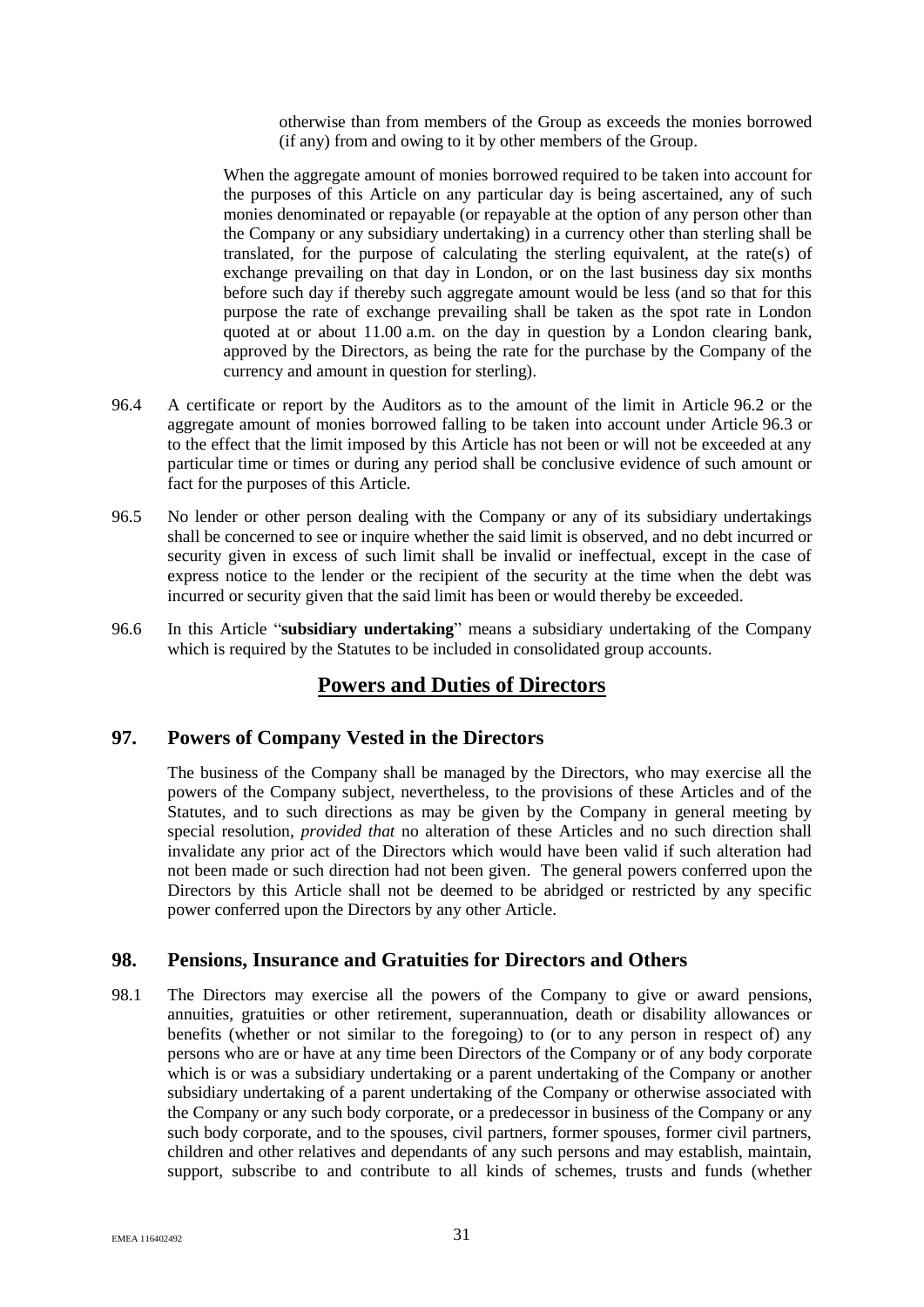otherwise than from members of the Group as exceeds the monies borrowed (if any) from and owing to it by other members of the Group.

When the aggregate amount of monies borrowed required to be taken into account for the purposes of this Article on any particular day is being ascertained, any of such monies denominated or repayable (or repayable at the option of any person other than the Company or any subsidiary undertaking) in a currency other than sterling shall be translated, for the purpose of calculating the sterling equivalent, at the rate(s) of exchange prevailing on that day in London, or on the last business day six months before such day if thereby such aggregate amount would be less (and so that for this purpose the rate of exchange prevailing shall be taken as the spot rate in London quoted at or about 11.00 a.m. on the day in question by a London clearing bank, approved by the Directors, as being the rate for the purchase by the Company of the currency and amount in question for sterling).

96.4 A certificate or report by the Auditors as to the amount of the limit in Article 96.2 or the aggregate amount of monies borrowed falling to be taken into account under Article 96.3 or to the effect that the limit imposed by this Article has not been or will not be exceeded at any particular time or times or during any period shall be conclusive evidence of such amount or fact for the purposes of this Article.

96.5 No lender or other person dealing with the Company or any of its subsidiary undertakings shall be concerned to see or inquire whether the said limit is observed, and no debt incurred or security given in excess of such limit shall be invalid or ineffectual, except in the case of express notice to the lender or the recipient of the security at the time when the debt was incurred or security given that the said limit has been or would thereby be exceeded.

96.6 In this Article "**subsidiary undertaking**" means a subsidiary undertaking of the Company which is required by the Statutes to be included in consolidated group accounts.

## Powers and Duties of Directors

### 97. Powers of Company Vested in the Directors

The business of the Company shall be managed by the Directors, who may exercise all the powers of the Company subject, nevertheless, to the provisions of these Articles and of the Statutes, and to such directions as may be given by the Company in general meeting by special resolution, *provided that* no alteration of these Articles and no such direction shall invalidate any prior act of the Directors which would have been valid if such alteration had not been made or such direction had not been given. The general powers conferred upon the Directors by this Article shall not be deemed to be abridged or restricted by any specific power conferred upon the Directors by any other Article.

### 98. Pensions, Insurance and Gratuities for Directors and Others

98.1 The Directors may exercise all the powers of the Company to give or award pensions, annuities, gratuities or other retirement, superannuation, death or disability allowances or benefits (whether or not similar to the foregoing) to (or to any person in respect of) any persons who are or have at any time been Directors of the Company or of any body corporate which is or was a subsidiary undertaking or a parent undertaking of the Company or another subsidiary undertaking of a parent undertaking of the Company or otherwise associated with the Company or any such body corporate, or a predecessor in business of the Company or any such body corporate, and to the spouses, civil partners, former spouses, former civil partners, children and other relatives and dependants of any such persons and may establish, maintain, support, subscribe to and contribute to all kinds of schemes, trusts and funds (whether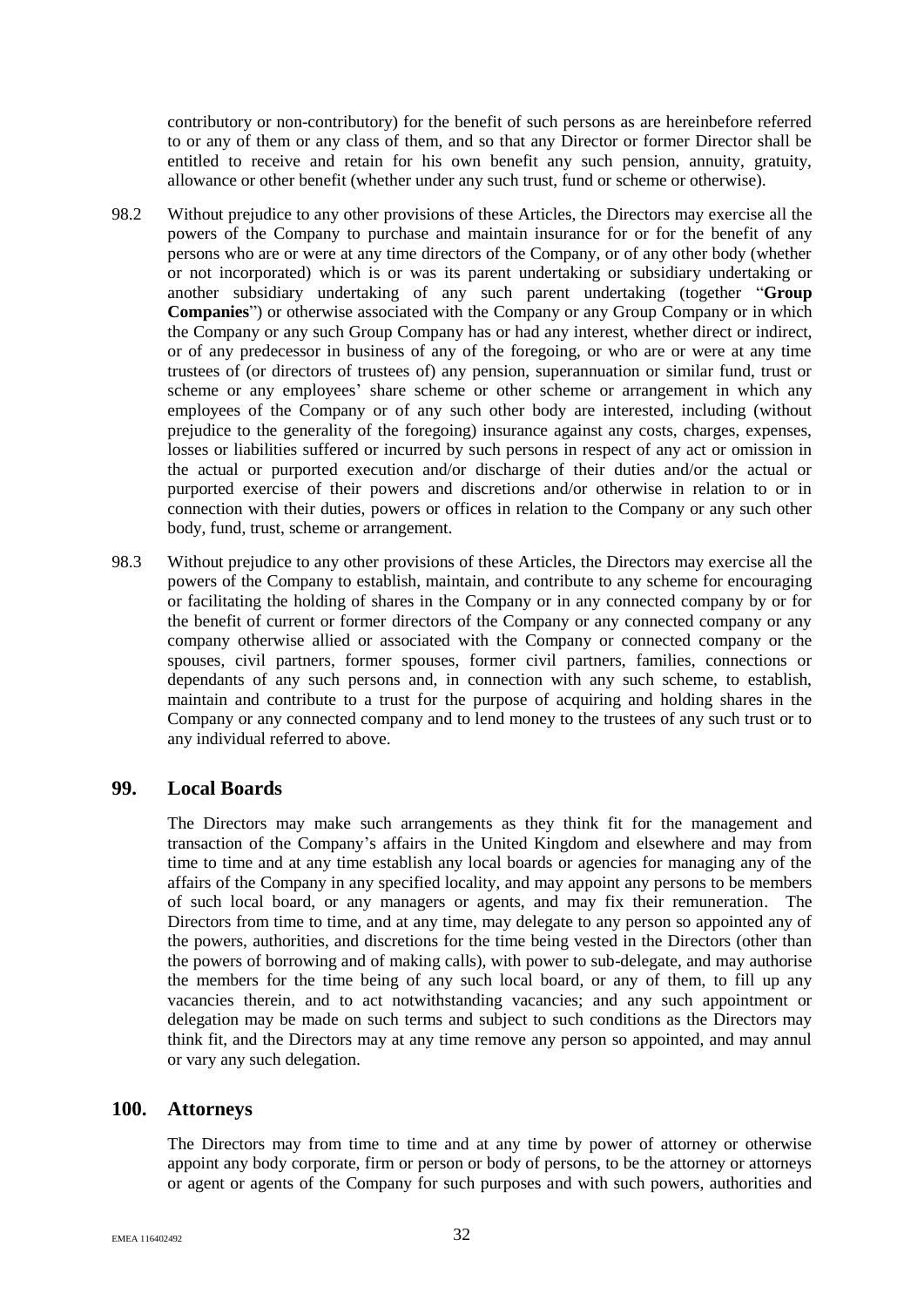contributory or non-contributory) for the benefit of such persons as are hereinbefore referred to or any of them or any class of them, and so that any Director or former Director shall be entitled to receive and retain for his own benefit any such pension, annuity, gratuity, allowance or other benefit (whether under any such trust, fund or scheme or otherwise).

98.2 Without prejudice to any other provisions of these Articles, the Directors may exercise all the powers of the Company to purchase and maintain insurance for or for the benefit of any persons who are or were at any time directors of the Company, or of any other body (whether or not incorporated) which is or was its parent undertaking or subsidiary undertaking or another subsidiary undertaking of any such parent undertaking (together "**Group Companies**") or otherwise associated with the Company or any Group Company or in which the Company or any such Group Company has or had any interest, whether direct or indirect, or of any predecessor in business of any of the foregoing, or who are or were at any time trustees of (or directors of trustees of) any pension, superannuation or similar fund, trust or scheme or any employees' share scheme or other scheme or arrangement in which any employees of the Company or of any such other body are interested, including (without prejudice to the generality of the foregoing) insurance against any costs, charges, expenses, losses or liabilities suffered or incurred by such persons in respect of any act or omission in the actual or purported execution and/or discharge of their duties and/or the actual or purported exercise of their powers and discretions and/or otherwise in relation to or in connection with their duties, powers or offices in relation to the Company or any such other body, fund, trust, scheme or arrangement.

98.3 Without prejudice to any other provisions of these Articles, the Directors may exercise all the powers of the Company to establish, maintain, and contribute to any scheme for encouraging or facilitating the holding of shares in the Company or in any connected company by or for the benefit of current or former directors of the Company or any connected company or any company otherwise allied or associated with the Company or connected company or the spouses, civil partners, former spouses, former civil partners, families, connections or dependants of any such persons and, in connection with any such scheme, to establish, maintain and contribute to a trust for the purpose of acquiring and holding shares in the Company or any connected company and to lend money to the trustees of any such trust or to any individual referred to above.

## 99. Local Boards

The Directors may make such arrangements as they think fit for the management and transaction of the Company's affairs in the United Kingdom and elsewhere and may from time to time and at any time establish any local boards or agencies for managing any of the affairs of the Company in any specified locality, and may appoint any persons to be members of such local board, or any managers or agents, and may fix their remuneration. The Directors from time to time, and at any time, may delegate to any person so appointed any of the powers, authorities, and discretions for the time being vested in the Directors (other than the powers of borrowing and of making calls), with power to sub-delegate, and may authorise the members for the time being of any such local board, or any of them, to fill up any vacancies therein, and to act notwithstanding vacancies; and any such appointment or delegation may be made on such terms and subject to such conditions as the Directors may think fit, and the Directors may at any time remove any person so appointed, and may annul or vary any such delegation.

## 100. Attorneys

The Directors may from time to time and at any time by power of attorney or otherwise appoint any body corporate, firm or person or body of persons, to be the attorney or attorneys or agent or agents of the Company for such purposes and with such powers, authorities and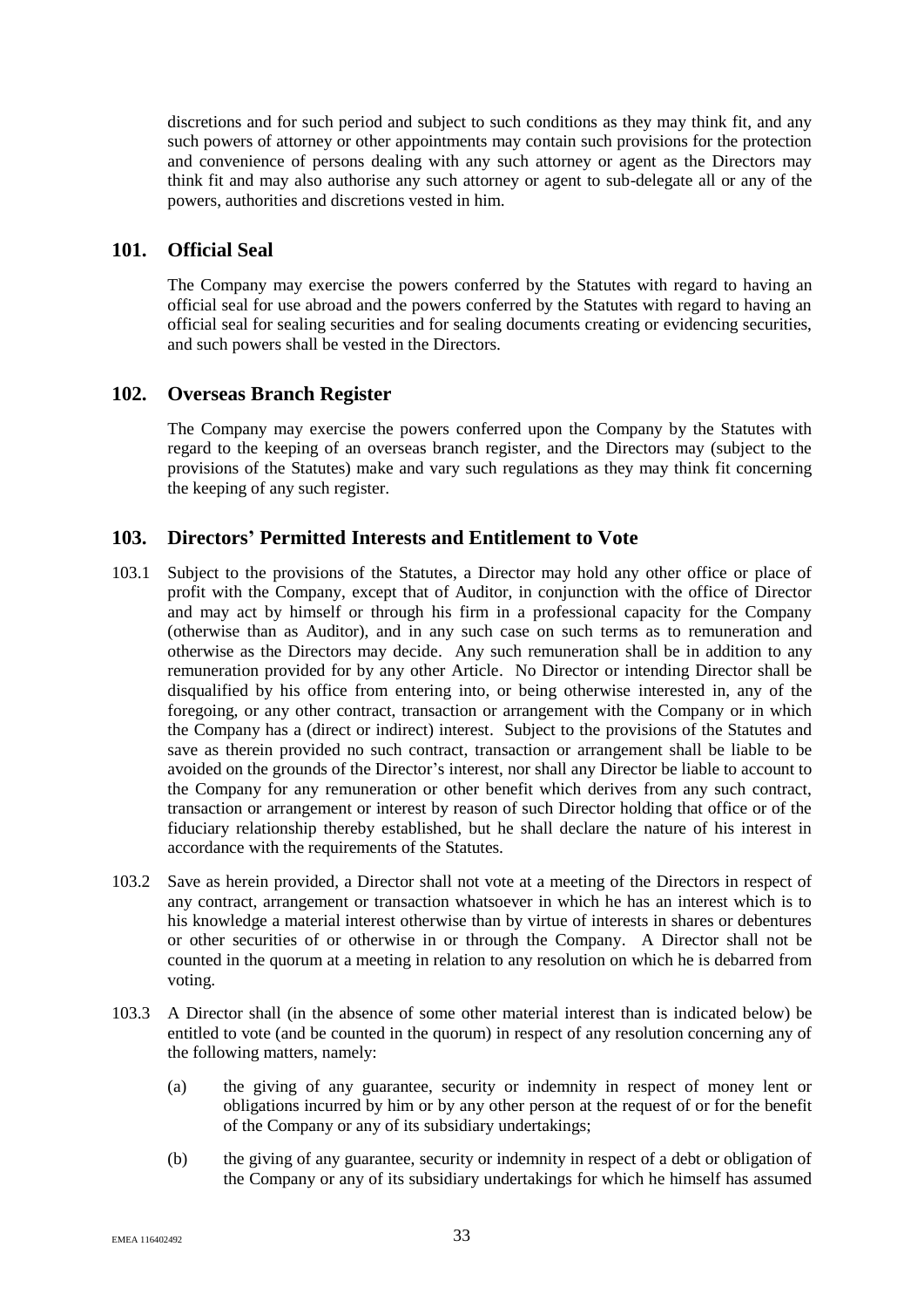discretions and for such period and subject to such conditions as they may think fit, and any such powers of attorney or other appointments may contain such provisions for the protection and convenience of persons dealing with any such attorney or agent as the Directors may think fit and may also authorise any such attorney or agent to sub-delegate all or any of the powers, authorities and discretions vested in him.

## 101. Official Seal

The Company may exercise the powers conferred by the Statutes with regard to having an official seal for use abroad and the powers conferred by the Statutes with regard to having an official seal for sealing securities and for sealing documents creating or evidencing securities, and such powers shall be vested in the Directors.

## 102. Overseas Branch Register

The Company may exercise the powers conferred upon the Company by the Statutes with regard to the keeping of an overseas branch register, and the Directors may (subject to the provisions of the Statutes) make and vary such regulations as they may think fit concerning the keeping of any such register.

## 103. Directors' Permitted Interests and Entitlement to Vote

103.1 Subject to the provisions of the Statutes, a Director may hold any other office or place of profit with the Company, except that of Auditor, in conjunction with the office of Director and may act by himself or through his firm in a professional capacity for the Company (otherwise than as Auditor), and in any such case on such terms as to remuneration and otherwise as the Directors may decide. Any such remuneration shall be in addition to any remuneration provided for by any other Article. No Director or intending Director shall be disqualified by his office from entering into, or being otherwise interested in, any of the foregoing, or any other contract, transaction or arrangement with the Company or in which the Company has a (direct or indirect) interest. Subject to the provisions of the Statutes and save as therein provided no such contract, transaction or arrangement shall be liable to be avoided on the grounds of the Director's interest, nor shall any Director be liable to account to the Company for any remuneration or other benefit which derives from any such contract, transaction or arrangement or interest by reason of such Director holding that office or of the fiduciary relationship thereby established, but he shall declare the nature of his interest in accordance with the requirements of the Statutes.

103.2 Save as herein provided, a Director shall not vote at a meeting of the Directors in respect of any contract, arrangement or transaction whatsoever in which he has an interest which is to his knowledge a material interest otherwise than by virtue of interests in shares or debentures or other securities of or otherwise in or through the Company. A Director shall not be counted in the quorum at a meeting in relation to any resolution on which he is debarred from voting.

103.3 A Director shall (in the absence of some other material interest than is indicated below) be entitled to vote (and be counted in the quorum) in respect of any resolution concerning any of the following matters, namely:

(a) the giving of any guarantee, security or indemnity in respect of money lent or obligations incurred by him or by any other person at the request of or for the benefit of the Company or any of its subsidiary undertakings;

(b) the giving of any guarantee, security or indemnity in respect of a debt or obligation of the Company or any of its subsidiary undertakings for which he himself has assumed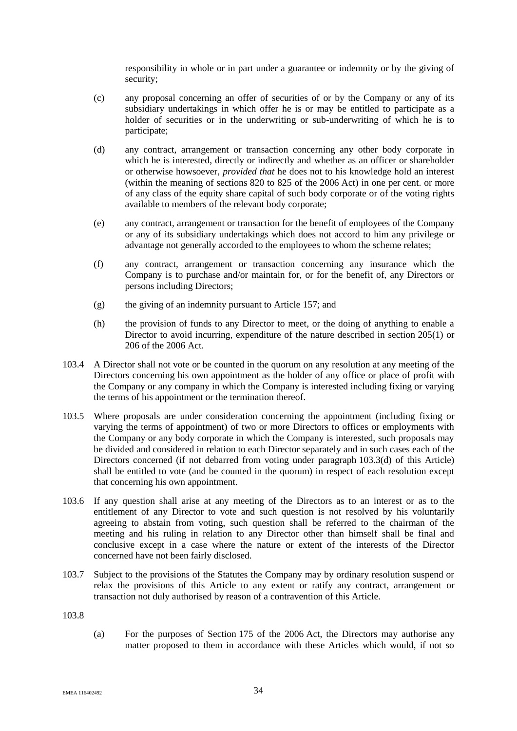responsibility in whole or in part under a guarantee or indemnity or by the giving of security;

(c) any proposal concerning an offer of securities of or by the Company or any of its subsidiary undertakings in which offer he is or may be entitled to participate as a holder of securities or in the underwriting or sub-underwriting of which he is to participate;

(d) any contract, arrangement or transaction concerning any other body corporate in which he is interested, directly or indirectly and whether as an officer or shareholder or otherwise howsoever, *provided that* he does not to his knowledge hold an interest (within the meaning of sections 820 to 825 of the 2006 Act) in one per cent. or more of any class of the equity share capital of such body corporate or of the voting rights available to members of the relevant body corporate;

(e) any contract, arrangement or transaction for the benefit of employees of the Company or any of its subsidiary undertakings which does not accord to him any privilege or advantage not generally accorded to the employees to whom the scheme relates;

(f) any contract, arrangement or transaction concerning any insurance which the Company is to purchase and/or maintain for, or for the benefit of, any Directors or persons including Directors;

(g) the giving of an indemnity pursuant to Article 157; and

(h) the provision of funds to any Director to meet, or the doing of anything to enable a Director to avoid incurring, expenditure of the nature described in section 205(1) or 206 of the 2006 Act.

103.4 A Director shall not vote or be counted in the quorum on any resolution at any meeting of the Directors concerning his own appointment as the holder of any office or place of profit with the Company or any company in which the Company is interested including fixing or varying the terms of his appointment or the termination thereof.

103.5 Where proposals are under consideration concerning the appointment (including fixing or varying the terms of appointment) of two or more Directors to offices or employments with the Company or any body corporate in which the Company is interested, such proposals may be divided and considered in relation to each Director separately and in such cases each of the Directors concerned (if not debarred from voting under paragraph 103.3(d) of this Article) shall be entitled to vote (and be counted in the quorum) in respect of each resolution except that concerning his own appointment.

103.6 If any question shall arise at any meeting of the Directors as to an interest or as to the entitlement of any Director to vote and such question is not resolved by his voluntarily agreeing to abstain from voting, such question shall be referred to the chairman of the meeting and his ruling in relation to any Director other than himself shall be final and conclusive except in a case where the nature or extent of the interests of the Director concerned have not been fairly disclosed.

103.7 Subject to the provisions of the Statutes the Company may by ordinary resolution suspend or relax the provisions of this Article to any extent or ratify any contract, arrangement or transaction not duly authorised by reason of a contravention of this Article.

103.8

(a) For the purposes of Section 175 of the 2006 Act, the Directors may authorise any matter proposed to them in accordance with these Articles which would, if not so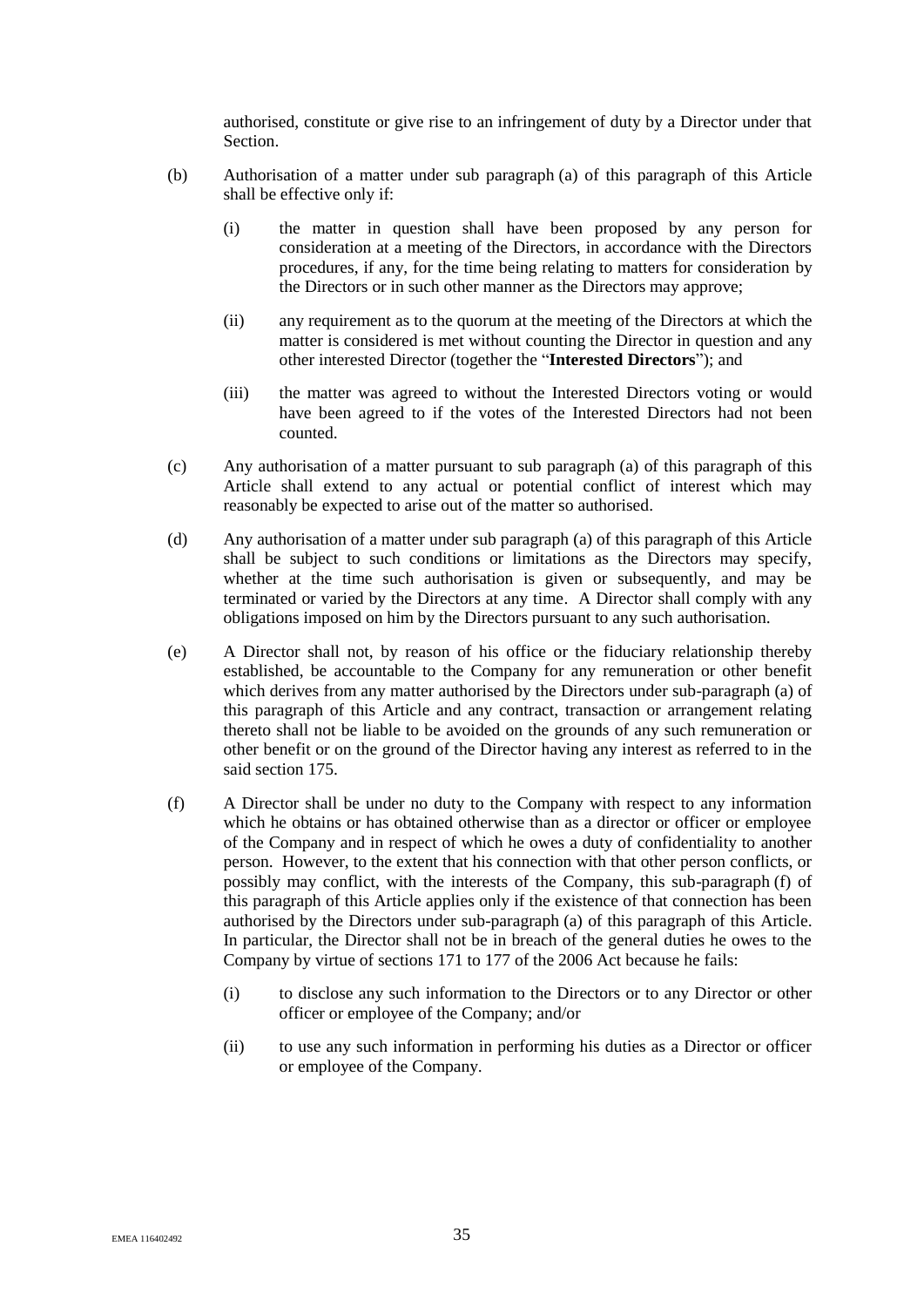authorised, constitute or give rise to an infringement of duty by a Director under that Section.

(b) Authorisation of a matter under sub paragraph (a) of this paragraph of this Article shall be effective only if:

(i) the matter in question shall have been proposed by any person for consideration at a meeting of the Directors, in accordance with the Directors procedures, if any, for the time being relating to matters for consideration by the Directors or in such other manner as the Directors may approve;

(ii) any requirement as to the quorum at the meeting of the Directors at which the matter is considered is met without counting the Director in question and any other interested Director (together the "**Interested Directors**"); and

(iii) the matter was agreed to without the Interested Directors voting or would have been agreed to if the votes of the Interested Directors had not been counted.

(c) Any authorisation of a matter pursuant to sub paragraph (a) of this paragraph of this Article shall extend to any actual or potential conflict of interest which may reasonably be expected to arise out of the matter so authorised.

(d) Any authorisation of a matter under sub paragraph (a) of this paragraph of this Article shall be subject to such conditions or limitations as the Directors may specify, whether at the time such authorisation is given or subsequently, and may be terminated or varied by the Directors at any time. A Director shall comply with any obligations imposed on him by the Directors pursuant to any such authorisation.

(e) A Director shall not, by reason of his office or the fiduciary relationship thereby established, be accountable to the Company for any remuneration or other benefit which derives from any matter authorised by the Directors under sub-paragraph (a) of this paragraph of this Article and any contract, transaction or arrangement relating thereto shall not be liable to be avoided on the grounds of any such remuneration or other benefit or on the ground of the Director having any interest as referred to in the said section 175.

(f) A Director shall be under no duty to the Company with respect to any information which he obtains or has obtained otherwise than as a director or officer or employee of the Company and in respect of which he owes a duty of confidentiality to another person. However, to the extent that his connection with that other person conflicts, or possibly may conflict, with the interests of the Company, this sub-paragraph (f) of this paragraph of this Article applies only if the existence of that connection has been authorised by the Directors under sub-paragraph (a) of this paragraph of this Article. In particular, the Director shall not be in breach of the general duties he owes to the Company by virtue of sections 171 to 177 of the 2006 Act because he fails:

(i) to disclose any such information to the Directors or to any Director or other officer or employee of the Company; and/or

(ii) to use any such information in performing his duties as a Director or officer or employee of the Company.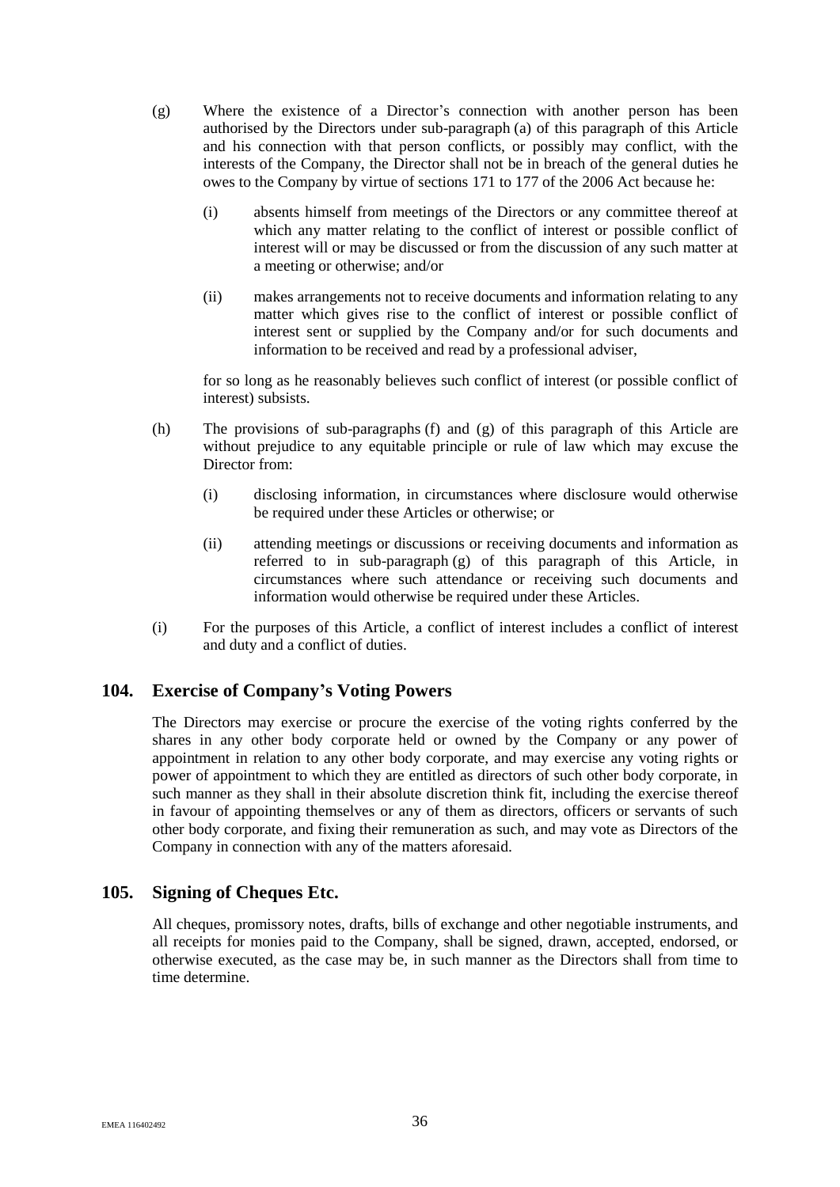(g) Where the existence of a Director's connection with another person has been authorised by the Directors under sub-paragraph (a) of this paragraph of this Article and his connection with that person conflicts, or possibly may conflict, with the interests of the Company, the Director shall not be in breach of the general duties he owes to the Company by virtue of sections 171 to 177 of the 2006 Act because he:

   (i) absents himself from meetings of the Directors or any committee thereof at which any matter relating to the conflict of interest or possible conflict of interest will or may be discussed or from the discussion of any such matter at a meeting or otherwise; and/or

   (ii) makes arrangements not to receive documents and information relating to any matter which gives rise to the conflict of interest or possible conflict of interest sent or supplied by the Company and/or for such documents and information to be received and read by a professional adviser,

   for so long as he reasonably believes such conflict of interest (or possible conflict of interest) subsists.

(h) The provisions of sub-paragraphs (f) and (g) of this paragraph of this Article are without prejudice to any equitable principle or rule of law which may excuse the Director from:

   (i) disclosing information, in circumstances where disclosure would otherwise be required under these Articles or otherwise; or

   (ii) attending meetings or discussions or receiving documents and information as referred to in sub-paragraph (g) of this paragraph of this Article, in circumstances where such attendance or receiving such documents and information would otherwise be required under these Articles.

(i) For the purposes of this Article, a conflict of interest includes a conflict of interest and duty and a conflict of duties.

## 104. Exercise of Company's Voting Powers

The Directors may exercise or procure the exercise of the voting rights conferred by the shares in any other body corporate held or owned by the Company or any power of appointment in relation to any other body corporate, and may exercise any voting rights or power of appointment to which they are entitled as directors of such other body corporate, in such manner as they shall in their absolute discretion think fit, including the exercise thereof in favour of appointing themselves or any of them as directors, officers or servants of such other body corporate, and fixing their remuneration as such, and may vote as Directors of the Company in connection with any of the matters aforesaid.

## 105. Signing of Cheques Etc.

All cheques, promissory notes, drafts, bills of exchange and other negotiable instruments, and all receipts for monies paid to the Company, shall be signed, drawn, accepted, endorsed, or otherwise executed, as the case may be, in such manner as the Directors shall from time to time determine.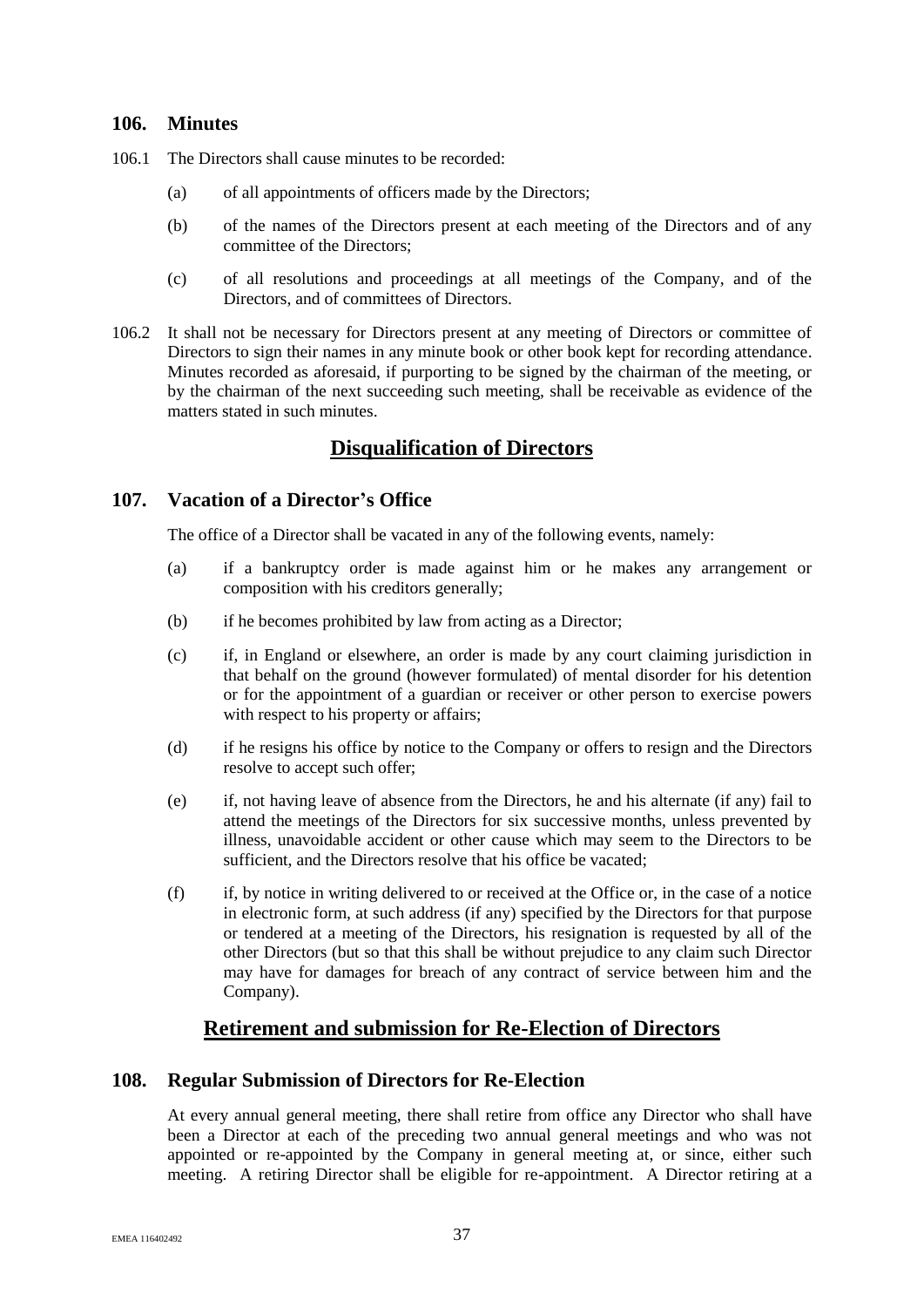### 106. Minutes

106.1 The Directors shall cause minutes to be recorded:

(a) of all appointments of officers made by the Directors;

(b) of the names of the Directors present at each meeting of the Directors and of any committee of the Directors;

(c) of all resolutions and proceedings at all meetings of the Company, and of the Directors, and of committees of Directors.

106.2 It shall not be necessary for Directors present at any meeting of Directors or committee of Directors to sign their names in any minute book or other book kept for recording attendance. Minutes recorded as aforesaid, if purporting to be signed by the chairman of the meeting, or by the chairman of the next succeeding such meeting, shall be receivable as evidence of the matters stated in such minutes.

## Disqualification of Directors

### 107. Vacation of a Director's Office

The office of a Director shall be vacated in any of the following events, namely:

(a) if a bankruptcy order is made against him or he makes any arrangement or composition with his creditors generally;

(b) if he becomes prohibited by law from acting as a Director;

(c) if, in England or elsewhere, an order is made by any court claiming jurisdiction in that behalf on the ground (however formulated) of mental disorder for his detention or for the appointment of a guardian or receiver or other person to exercise powers with respect to his property or affairs;

(d) if he resigns his office by notice to the Company or offers to resign and the Directors resolve to accept such offer;

(e) if, not having leave of absence from the Directors, he and his alternate (if any) fail to attend the meetings of the Directors for six successive months, unless prevented by illness, unavoidable accident or other cause which may seem to the Directors to be sufficient, and the Directors resolve that his office be vacated;

(f) if, by notice in writing delivered to or received at the Office or, in the case of a notice in electronic form, at such address (if any) specified by the Directors for that purpose or tendered at a meeting of the Directors, his resignation is requested by all of the other Directors (but so that this shall be without prejudice to any claim such Director may have for damages for breach of any contract of service between him and the Company).

## Retirement and submission for Re-Election of Directors

### 108. Regular Submission of Directors for Re-Election

At every annual general meeting, there shall retire from office any Director who shall have been a Director at each of the preceding two annual general meetings and who was not appointed or re-appointed by the Company in general meeting at, or since, either such meeting. A retiring Director shall be eligible for re-appointment. A Director retiring at a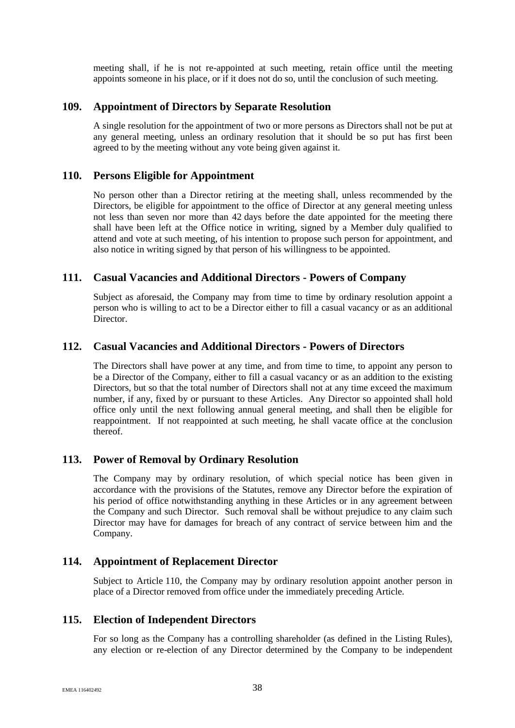meeting shall, if he is not re-appointed at such meeting, retain office until the meeting appoints someone in his place, or if it does not do so, until the conclusion of such meeting.

## 109. Appointment of Directors by Separate Resolution

A single resolution for the appointment of two or more persons as Directors shall not be put at any general meeting, unless an ordinary resolution that it should be so put has first been agreed to by the meeting without any vote being given against it.

## 110. Persons Eligible for Appointment

No person other than a Director retiring at the meeting shall, unless recommended by the Directors, be eligible for appointment to the office of Director at any general meeting unless not less than seven nor more than 42 days before the date appointed for the meeting there shall have been left at the Office notice in writing, signed by a Member duly qualified to attend and vote at such meeting, of his intention to propose such person for appointment, and also notice in writing signed by that person of his willingness to be appointed.

## 111. Casual Vacancies and Additional Directors - Powers of Company

Subject as aforesaid, the Company may from time to time by ordinary resolution appoint a person who is willing to act to be a Director either to fill a casual vacancy or as an additional Director.

## 112. Casual Vacancies and Additional Directors - Powers of Directors

The Directors shall have power at any time, and from time to time, to appoint any person to be a Director of the Company, either to fill a casual vacancy or as an addition to the existing Directors, but so that the total number of Directors shall not at any time exceed the maximum number, if any, fixed by or pursuant to these Articles. Any Director so appointed shall hold office only until the next following annual general meeting, and shall then be eligible for reappointment. If not reappointed at such meeting, he shall vacate office at the conclusion thereof.

## 113. Power of Removal by Ordinary Resolution

The Company may by ordinary resolution, of which special notice has been given in accordance with the provisions of the Statutes, remove any Director before the expiration of his period of office notwithstanding anything in these Articles or in any agreement between the Company and such Director. Such removal shall be without prejudice to any claim such Director may have for damages for breach of any contract of service between him and the Company.

## 114. Appointment of Replacement Director

Subject to Article 110, the Company may by ordinary resolution appoint another person in place of a Director removed from office under the immediately preceding Article.

## 115. Election of Independent Directors

For so long as the Company has a controlling shareholder (as defined in the Listing Rules), any election or re-election of any Director determined by the Company to be independent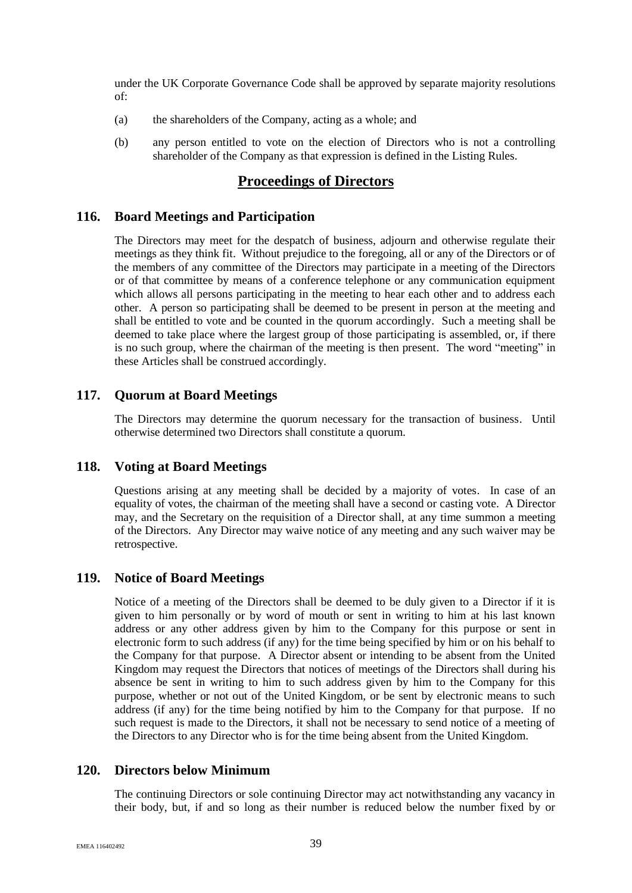under the UK Corporate Governance Code shall be approved by separate majority resolutions of:

(a) the shareholders of the Company, acting as a whole; and

(b) any person entitled to vote on the election of Directors who is not a controlling shareholder of the Company as that expression is defined in the Listing Rules.

## Proceedings of Directors

### 116. Board Meetings and Participation

The Directors may meet for the despatch of business, adjourn and otherwise regulate their meetings as they think fit. Without prejudice to the foregoing, all or any of the Directors or of the members of any committee of the Directors may participate in a meeting of the Directors or of that committee by means of a conference telephone or any communication equipment which allows all persons participating in the meeting to hear each other and to address each other. A person so participating shall be deemed to be present in person at the meeting and shall be entitled to vote and be counted in the quorum accordingly. Such a meeting shall be deemed to take place where the largest group of those participating is assembled, or, if there is no such group, where the chairman of the meeting is then present. The word "meeting" in these Articles shall be construed accordingly.

### 117. Quorum at Board Meetings

The Directors may determine the quorum necessary for the transaction of business. Until otherwise determined two Directors shall constitute a quorum.

### 118. Voting at Board Meetings

Questions arising at any meeting shall be decided by a majority of votes. In case of an equality of votes, the chairman of the meeting shall have a second or casting vote. A Director may, and the Secretary on the requisition of a Director shall, at any time summon a meeting of the Directors. Any Director may waive notice of any meeting and any such waiver may be retrospective.

### 119. Notice of Board Meetings

Notice of a meeting of the Directors shall be deemed to be duly given to a Director if it is given to him personally or by word of mouth or sent in writing to him at his last known address or any other address given by him to the Company for this purpose or sent in electronic form to such address (if any) for the time being specified by him or on his behalf to the Company for that purpose. A Director absent or intending to be absent from the United Kingdom may request the Directors that notices of meetings of the Directors shall during his absence be sent in writing to him to such address given by him to the Company for this purpose, whether or not out of the United Kingdom, or be sent by electronic means to such address (if any) for the time being notified by him to the Company for that purpose. If no such request is made to the Directors, it shall not be necessary to send notice of a meeting of the Directors to any Director who is for the time being absent from the United Kingdom.

### 120. Directors below Minimum

The continuing Directors or sole continuing Director may act notwithstanding any vacancy in their body, but, if and so long as their number is reduced below the number fixed by or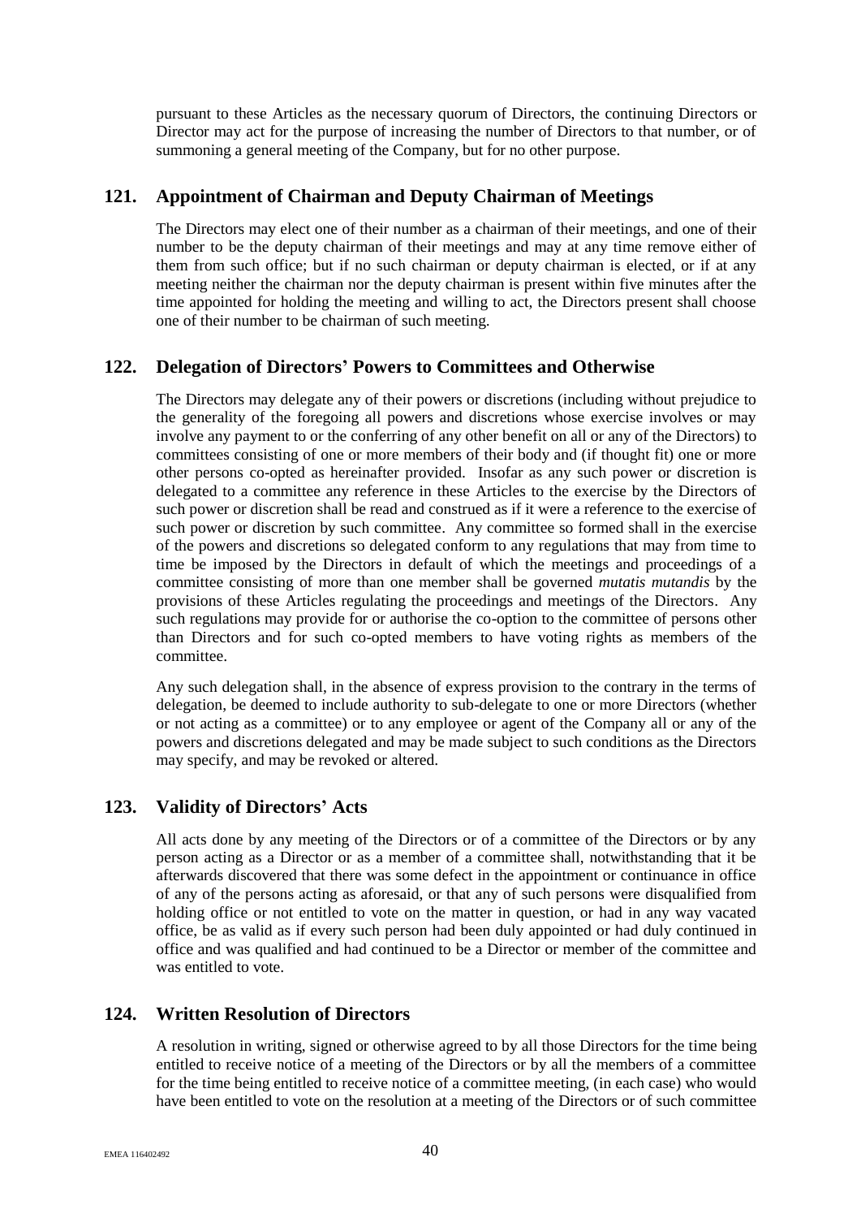pursuant to these Articles as the necessary quorum of Directors, the continuing Directors or Director may act for the purpose of increasing the number of Directors to that number, or of summoning a general meeting of the Company, but for no other purpose.

## 121. Appointment of Chairman and Deputy Chairman of Meetings

The Directors may elect one of their number as a chairman of their meetings, and one of their number to be the deputy chairman of their meetings and may at any time remove either of them from such office; but if no such chairman or deputy chairman is elected, or if at any meeting neither the chairman nor the deputy chairman is present within five minutes after the time appointed for holding the meeting and willing to act, the Directors present shall choose one of their number to be chairman of such meeting.

## 122. Delegation of Directors' Powers to Committees and Otherwise

The Directors may delegate any of their powers or discretions (including without prejudice to the generality of the foregoing all powers and discretions whose exercise involves or may involve any payment to or the conferring of any other benefit on all or any of the Directors) to committees consisting of one or more members of their body and (if thought fit) one or more other persons co-opted as hereinafter provided. Insofar as any such power or discretion is delegated to a committee any reference in these Articles to the exercise by the Directors of such power or discretion shall be read and construed as if it were a reference to the exercise of such power or discretion by such committee. Any committee so formed shall in the exercise of the powers and discretions so delegated conform to any regulations that may from time to time be imposed by the Directors in default of which the meetings and proceedings of a committee consisting of more than one member shall be governed *mutatis mutandis* by the provisions of these Articles regulating the proceedings and meetings of the Directors. Any such regulations may provide for or authorise the co-option to the committee of persons other than Directors and for such co-opted members to have voting rights as members of the committee.

Any such delegation shall, in the absence of express provision to the contrary in the terms of delegation, be deemed to include authority to sub-delegate to one or more Directors (whether or not acting as a committee) or to any employee or agent of the Company all or any of the powers and discretions delegated and may be made subject to such conditions as the Directors may specify, and may be revoked or altered.

## 123. Validity of Directors' Acts

All acts done by any meeting of the Directors or of a committee of the Directors or by any person acting as a Director or as a member of a committee shall, notwithstanding that it be afterwards discovered that there was some defect in the appointment or continuance in office of any of the persons acting as aforesaid, or that any of such persons were disqualified from holding office or not entitled to vote on the matter in question, or had in any way vacated office, be as valid as if every such person had been duly appointed or had duly continued in office and was qualified and had continued to be a Director or member of the committee and was entitled to vote.

## 124. Written Resolution of Directors

A resolution in writing, signed or otherwise agreed to by all those Directors for the time being entitled to receive notice of a meeting of the Directors or by all the members of a committee for the time being entitled to receive notice of a committee meeting, (in each case) who would have been entitled to vote on the resolution at a meeting of the Directors or of such committee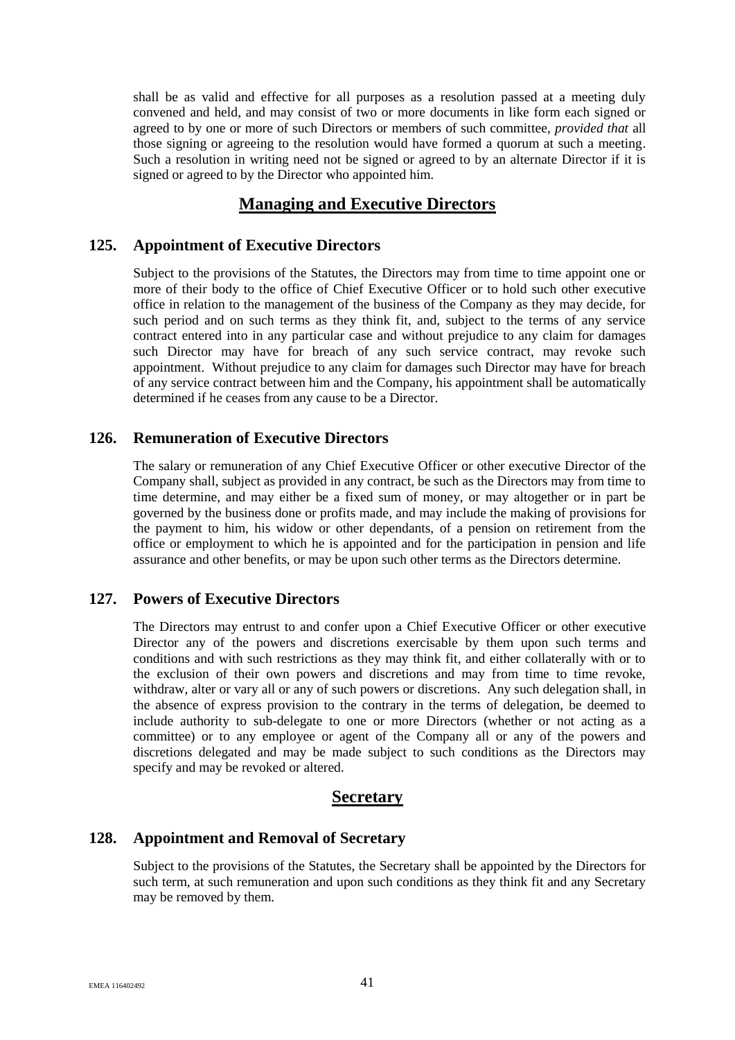shall be as valid and effective for all purposes as a resolution passed at a meeting duly convened and held, and may consist of two or more documents in like form each signed or agreed to by one or more of such Directors or members of such committee, *provided that* all those signing or agreeing to the resolution would have formed a quorum at such a meeting. Such a resolution in writing need not be signed or agreed to by an alternate Director if it is signed or agreed to by the Director who appointed him.

## Managing and Executive Directors

### 125. Appointment of Executive Directors

Subject to the provisions of the Statutes, the Directors may from time to time appoint one or more of their body to the office of Chief Executive Officer or to hold such other executive office in relation to the management of the business of the Company as they may decide, for such period and on such terms as they think fit, and, subject to the terms of any service contract entered into in any particular case and without prejudice to any claim for damages such Director may have for breach of any such service contract, may revoke such appointment. Without prejudice to any claim for damages such Director may have for breach of any service contract between him and the Company, his appointment shall be automatically determined if he ceases from any cause to be a Director.

### 126. Remuneration of Executive Directors

The salary or remuneration of any Chief Executive Officer or other executive Director of the Company shall, subject as provided in any contract, be such as the Directors may from time to time determine, and may either be a fixed sum of money, or may altogether or in part be governed by the business done or profits made, and may include the making of provisions for the payment to him, his widow or other dependants, of a pension on retirement from the office or employment to which he is appointed and for the participation in pension and life assurance and other benefits, or may be upon such other terms as the Directors determine.

### 127. Powers of Executive Directors

The Directors may entrust to and confer upon a Chief Executive Officer or other executive Director any of the powers and discretions exercisable by them upon such terms and conditions and with such restrictions as they may think fit, and either collaterally with or to the exclusion of their own powers and discretions and may from time to time revoke, withdraw, alter or vary all or any of such powers or discretions. Any such delegation shall, in the absence of express provision to the contrary in the terms of delegation, be deemed to include authority to sub-delegate to one or more Directors (whether or not acting as a committee) or to any employee or agent of the Company all or any of the powers and discretions delegated and may be made subject to such conditions as the Directors may specify and may be revoked or altered.

## Secretary

### 128. Appointment and Removal of Secretary

Subject to the provisions of the Statutes, the Secretary shall be appointed by the Directors for such term, at such remuneration and upon such conditions as they think fit and any Secretary may be removed by them.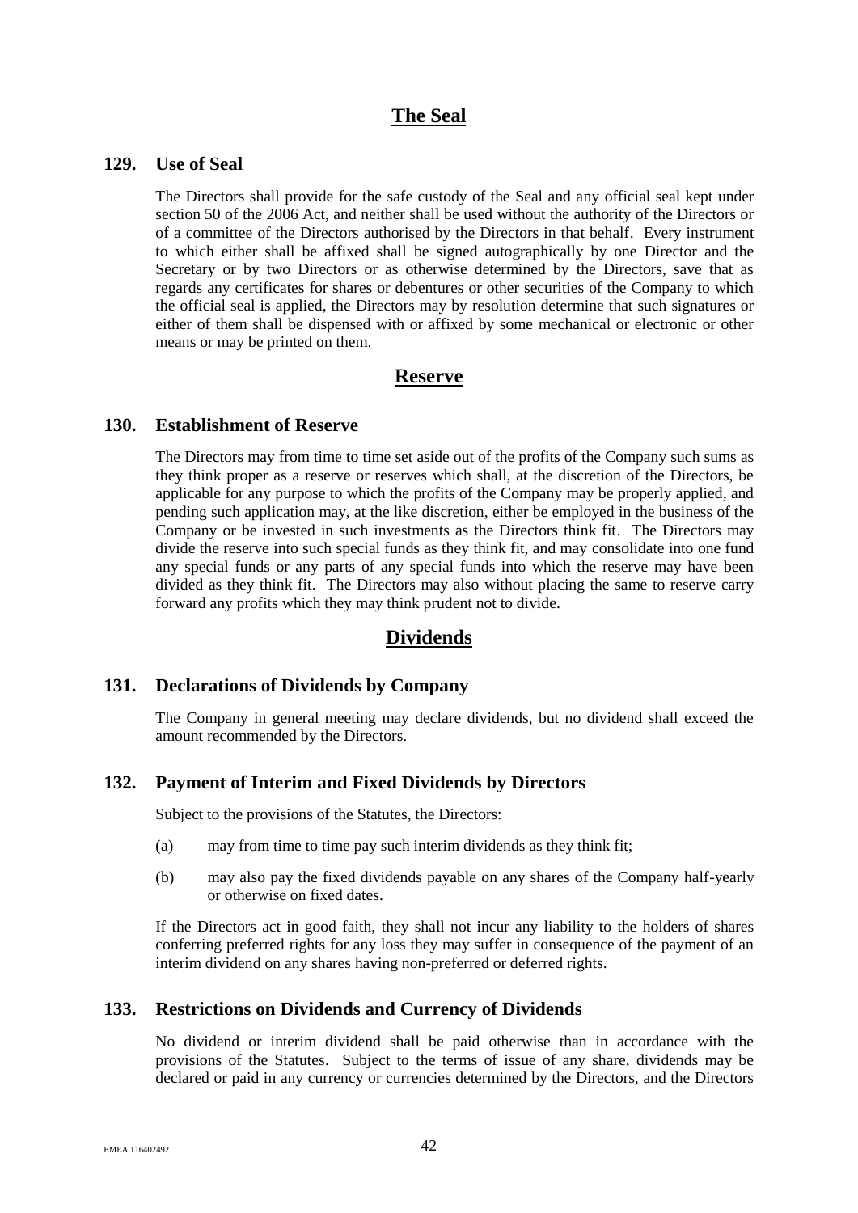## The Seal

### 129. Use of Seal

The Directors shall provide for the safe custody of the Seal and any official seal kept under section 50 of the 2006 Act, and neither shall be used without the authority of the Directors or of a committee of the Directors authorised by the Directors in that behalf. Every instrument to which either shall be affixed shall be signed autographically by one Director and the Secretary or by two Directors or as otherwise determined by the Directors, save that as regards any certificates for shares or debentures or other securities of the Company to which the official seal is applied, the Directors may by resolution determine that such signatures or either of them shall be dispensed with or affixed by some mechanical or electronic or other means or may be printed on them.

## Reserve

### 130. Establishment of Reserve

The Directors may from time to time set aside out of the profits of the Company such sums as they think proper as a reserve or reserves which shall, at the discretion of the Directors, be applicable for any purpose to which the profits of the Company may be properly applied, and pending such application may, at the like discretion, either be employed in the business of the Company or be invested in such investments as the Directors think fit. The Directors may divide the reserve into such special funds as they think fit, and may consolidate into one fund any special funds or any parts of any special funds into which the reserve may have been divided as they think fit. The Directors may also without placing the same to reserve carry forward any profits which they may think prudent not to divide.

## Dividends

### 131. Declarations of Dividends by Company

The Company in general meeting may declare dividends, but no dividend shall exceed the amount recommended by the Directors.

### 132. Payment of Interim and Fixed Dividends by Directors

Subject to the provisions of the Statutes, the Directors:

(a) may from time to time pay such interim dividends as they think fit;

(b) may also pay the fixed dividends payable on any shares of the Company half-yearly or otherwise on fixed dates.

If the Directors act in good faith, they shall not incur any liability to the holders of shares conferring preferred rights for any loss they may suffer in consequence of the payment of an interim dividend on any shares having non-preferred or deferred rights.

### 133. Restrictions on Dividends and Currency of Dividends

No dividend or interim dividend shall be paid otherwise than in accordance with the provisions of the Statutes. Subject to the terms of issue of any share, dividends may be declared or paid in any currency or currencies determined by the Directors, and the Directors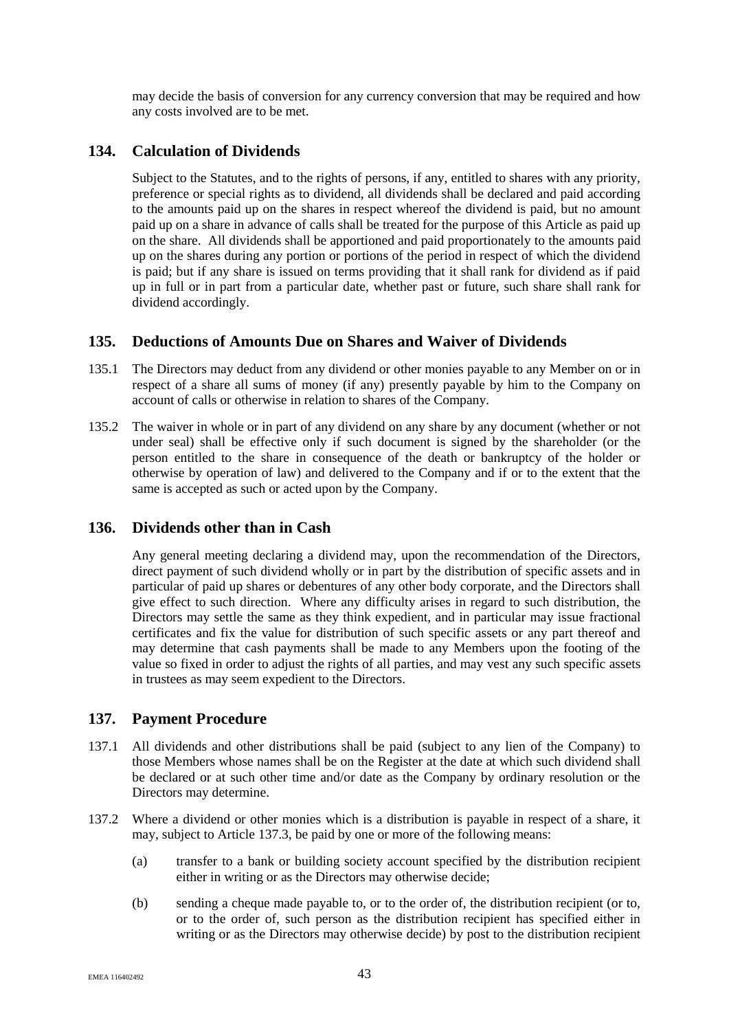may decide the basis of conversion for any currency conversion that may be required and how any costs involved are to be met.

## 134. Calculation of Dividends

Subject to the Statutes, and to the rights of persons, if any, entitled to shares with any priority, preference or special rights as to dividend, all dividends shall be declared and paid according to the amounts paid up on the shares in respect whereof the dividend is paid, but no amount paid up on a share in advance of calls shall be treated for the purpose of this Article as paid up on the share. All dividends shall be apportioned and paid proportionately to the amounts paid up on the shares during any portion or portions of the period in respect of which the dividend is paid; but if any share is issued on terms providing that it shall rank for dividend as if paid up in full or in part from a particular date, whether past or future, such share shall rank for dividend accordingly.

## 135. Deductions of Amounts Due on Shares and Waiver of Dividends

135.1 The Directors may deduct from any dividend or other monies payable to any Member on or in respect of a share all sums of money (if any) presently payable by him to the Company on account of calls or otherwise in relation to shares of the Company.

135.2 The waiver in whole or in part of any dividend on any share by any document (whether or not under seal) shall be effective only if such document is signed by the shareholder (or the person entitled to the share in consequence of the death or bankruptcy of the holder or otherwise by operation of law) and delivered to the Company and if or to the extent that the same is accepted as such or acted upon by the Company.

## 136. Dividends other than in Cash

Any general meeting declaring a dividend may, upon the recommendation of the Directors, direct payment of such dividend wholly or in part by the distribution of specific assets and in particular of paid up shares or debentures of any other body corporate, and the Directors shall give effect to such direction. Where any difficulty arises in regard to such distribution, the Directors may settle the same as they think expedient, and in particular may issue fractional certificates and fix the value for distribution of such specific assets or any part thereof and may determine that cash payments shall be made to any Members upon the footing of the value so fixed in order to adjust the rights of all parties, and may vest any such specific assets in trustees as may seem expedient to the Directors.

## 137. Payment Procedure

137.1 All dividends and other distributions shall be paid (subject to any lien of the Company) to those Members whose names shall be on the Register at the date at which such dividend shall be declared or at such other time and/or date as the Company by ordinary resolution or the Directors may determine.

137.2 Where a dividend or other monies which is a distribution is payable in respect of a share, it may, subject to Article 137.3, be paid by one or more of the following means:

(a) transfer to a bank or building society account specified by the distribution recipient either in writing or as the Directors may otherwise decide;

(b) sending a cheque made payable to, or to the order of, the distribution recipient (or to, or to the order of, such person as the distribution recipient has specified either in writing or as the Directors may otherwise decide) by post to the distribution recipient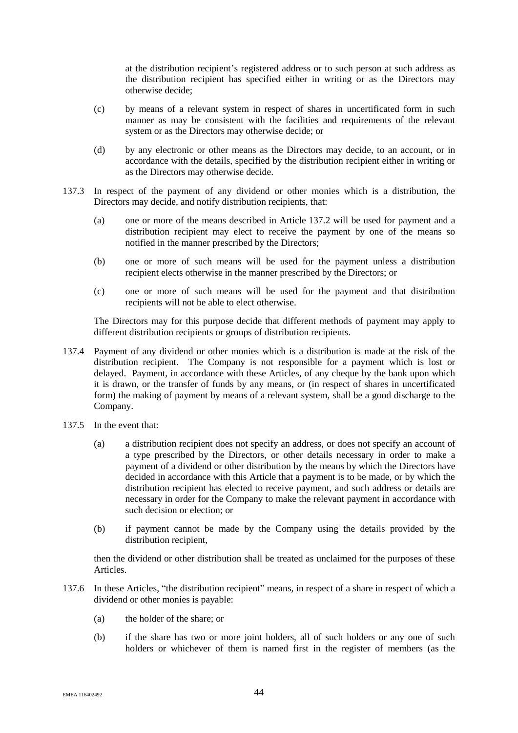at the distribution recipient's registered address or to such person at such address as the distribution recipient has specified either in writing or as the Directors may otherwise decide;

(c) by means of a relevant system in respect of shares in uncertificated form in such manner as may be consistent with the facilities and requirements of the relevant system or as the Directors may otherwise decide; or

(d) by any electronic or other means as the Directors may decide, to an account, or in accordance with the details, specified by the distribution recipient either in writing or as the Directors may otherwise decide.

137.3 In respect of the payment of any dividend or other monies which is a distribution, the Directors may decide, and notify distribution recipients, that:

(a) one or more of the means described in Article 137.2 will be used for payment and a distribution recipient may elect to receive the payment by one of the means so notified in the manner prescribed by the Directors;

(b) one or more of such means will be used for the payment unless a distribution recipient elects otherwise in the manner prescribed by the Directors; or

(c) one or more of such means will be used for the payment and that distribution recipients will not be able to elect otherwise.

The Directors may for this purpose decide that different methods of payment may apply to different distribution recipients or groups of distribution recipients.

137.4 Payment of any dividend or other monies which is a distribution is made at the risk of the distribution recipient. The Company is not responsible for a payment which is lost or delayed. Payment, in accordance with these Articles, of any cheque by the bank upon which it is drawn, or the transfer of funds by any means, or (in respect of shares in uncertificated form) the making of payment by means of a relevant system, shall be a good discharge to the Company.

137.5 In the event that:

(a) a distribution recipient does not specify an address, or does not specify an account of a type prescribed by the Directors, or other details necessary in order to make a payment of a dividend or other distribution by the means by which the Directors have decided in accordance with this Article that a payment is to be made, or by which the distribution recipient has elected to receive payment, and such address or details are necessary in order for the Company to make the relevant payment in accordance with such decision or election; or

(b) if payment cannot be made by the Company using the details provided by the distribution recipient,

then the dividend or other distribution shall be treated as unclaimed for the purposes of these Articles.

137.6 In these Articles, "the distribution recipient" means, in respect of a share in respect of which a dividend or other monies is payable:

(a) the holder of the share; or

(b) if the share has two or more joint holders, all of such holders or any one of such holders or whichever of them is named first in the register of members (as the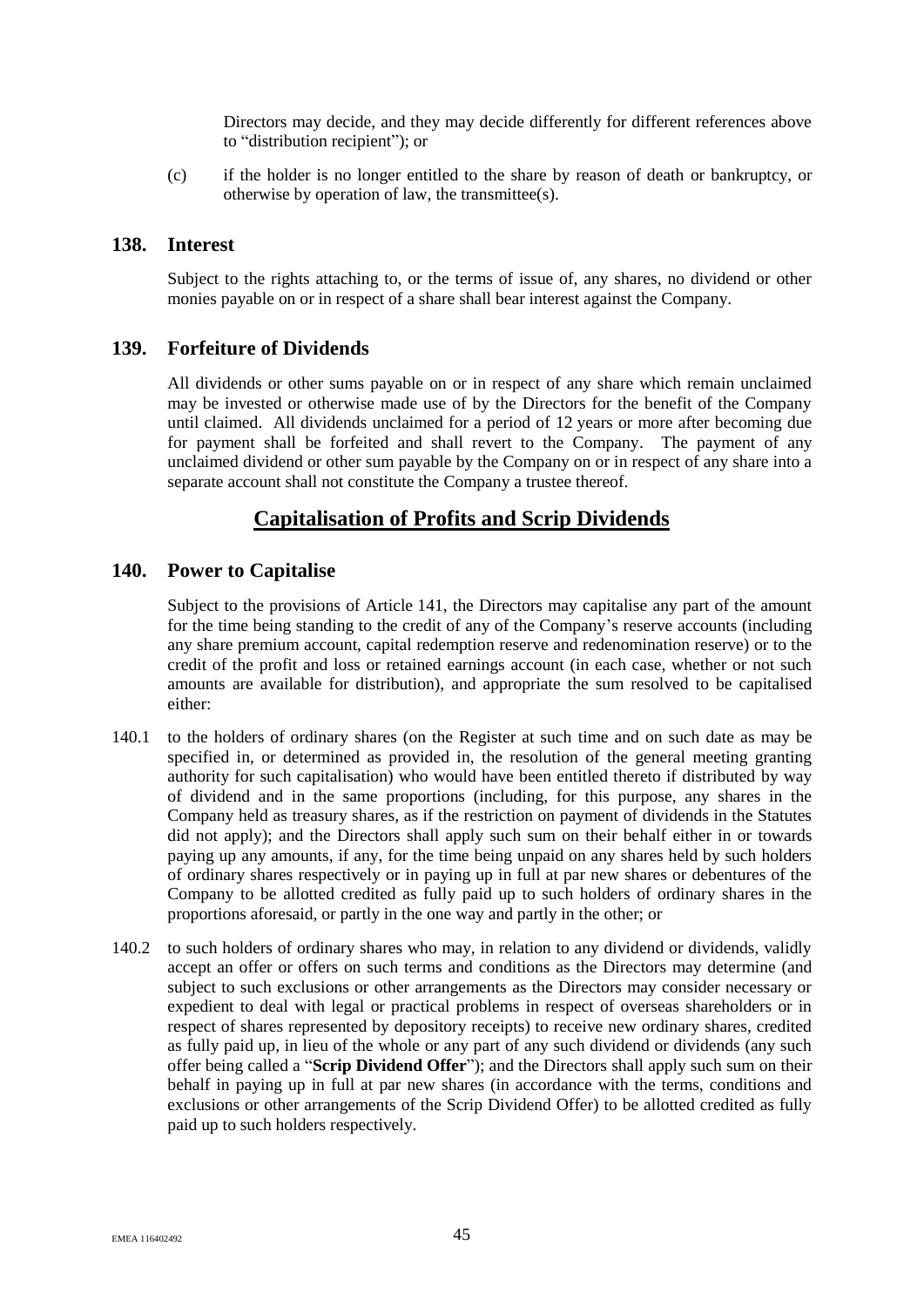Directors may decide, and they may decide differently for different references above to "distribution recipient"); or

(c) if the holder is no longer entitled to the share by reason of death or bankruptcy, or otherwise by operation of law, the transmittee(s).

## 138. Interest

Subject to the rights attaching to, or the terms of issue of, any shares, no dividend or other monies payable on or in respect of a share shall bear interest against the Company.

## 139. Forfeiture of Dividends

All dividends or other sums payable on or in respect of any share which remain unclaimed may be invested or otherwise made use of by the Directors for the benefit of the Company until claimed. All dividends unclaimed for a period of 12 years or more after becoming due for payment shall be forfeited and shall revert to the Company. The payment of any unclaimed dividend or other sum payable by the Company on or in respect of any share into a separate account shall not constitute the Company a trustee thereof.

# Capitalisation of Profits and Scrip Dividends

## 140. Power to Capitalise

Subject to the provisions of Article 141, the Directors may capitalise any part of the amount for the time being standing to the credit of any of the Company's reserve accounts (including any share premium account, capital redemption reserve and redenomination reserve) or to the credit of the profit and loss or retained earnings account (in each case, whether or not such amounts are available for distribution), and appropriate the sum resolved to be capitalised either:

140.1 to the holders of ordinary shares (on the Register at such time and on such date as may be specified in, or determined as provided in, the resolution of the general meeting granting authority for such capitalisation) who would have been entitled thereto if distributed by way of dividend and in the same proportions (including, for this purpose, any shares in the Company held as treasury shares, as if the restriction on payment of dividends in the Statutes did not apply); and the Directors shall apply such sum on their behalf either in or towards paying up any amounts, if any, for the time being unpaid on any shares held by such holders of ordinary shares respectively or in paying up in full at par new shares or debentures of the Company to be allotted credited as fully paid up to such holders of ordinary shares in the proportions aforesaid, or partly in the one way and partly in the other; or

140.2 to such holders of ordinary shares who may, in relation to any dividend or dividends, validly accept an offer or offers on such terms and conditions as the Directors may determine (and subject to such exclusions or other arrangements as the Directors may consider necessary or expedient to deal with legal or practical problems in respect of overseas shareholders or in respect of shares represented by depository receipts) to receive new ordinary shares, credited as fully paid up, in lieu of the whole or any part of any such dividend or dividends (any such offer being called a "**Scrip Dividend Offer**"); and the Directors shall apply such sum on their behalf in paying up in full at par new shares (in accordance with the terms, conditions and exclusions or other arrangements of the Scrip Dividend Offer) to be allotted credited as fully paid up to such holders respectively.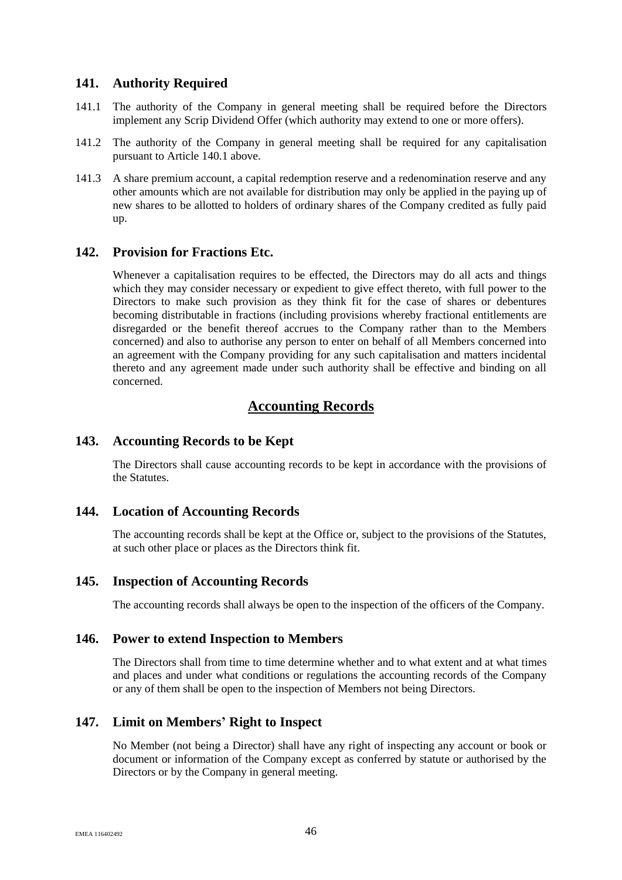## 141. Authority Required

141.1 The authority of the Company in general meeting shall be required before the Directors implement any Scrip Dividend Offer (which authority may extend to one or more offers).

141.2 The authority of the Company in general meeting shall be required for any capitalisation pursuant to Article 140.1 above.

141.3 A share premium account, a capital redemption reserve and a redenomination reserve and any other amounts which are not available for distribution may only be applied in the paying up of new shares to be allotted to holders of ordinary shares of the Company credited as fully paid up.

## 142. Provision for Fractions Etc.

Whenever a capitalisation requires to be effected, the Directors may do all acts and things which they may consider necessary or expedient to give effect thereto, with full power to the Directors to make such provision as they think fit for the case of shares or debentures becoming distributable in fractions (including provisions whereby fractional entitlements are disregarded or the benefit thereof accrues to the Company rather than to the Members concerned) and also to authorise any person to enter on behalf of all Members concerned into an agreement with the Company providing for any such capitalisation and matters incidental thereto and any agreement made under such authority shall be effective and binding on all concerned.

# Accounting Records

## 143. Accounting Records to be Kept

The Directors shall cause accounting records to be kept in accordance with the provisions of the Statutes.

## 144. Location of Accounting Records

The accounting records shall be kept at the Office or, subject to the provisions of the Statutes, at such other place or places as the Directors think fit.

## 145. Inspection of Accounting Records

The accounting records shall always be open to the inspection of the officers of the Company.

## 146. Power to extend Inspection to Members

The Directors shall from time to time determine whether and to what extent and at what times and places and under what conditions or regulations the accounting records of the Company or any of them shall be open to the inspection of Members not being Directors.

## 147. Limit on Members' Right to Inspect

No Member (not being a Director) shall have any right of inspecting any account or book or document or information of the Company except as conferred by statute or authorised by the Directors or by the Company in general meeting.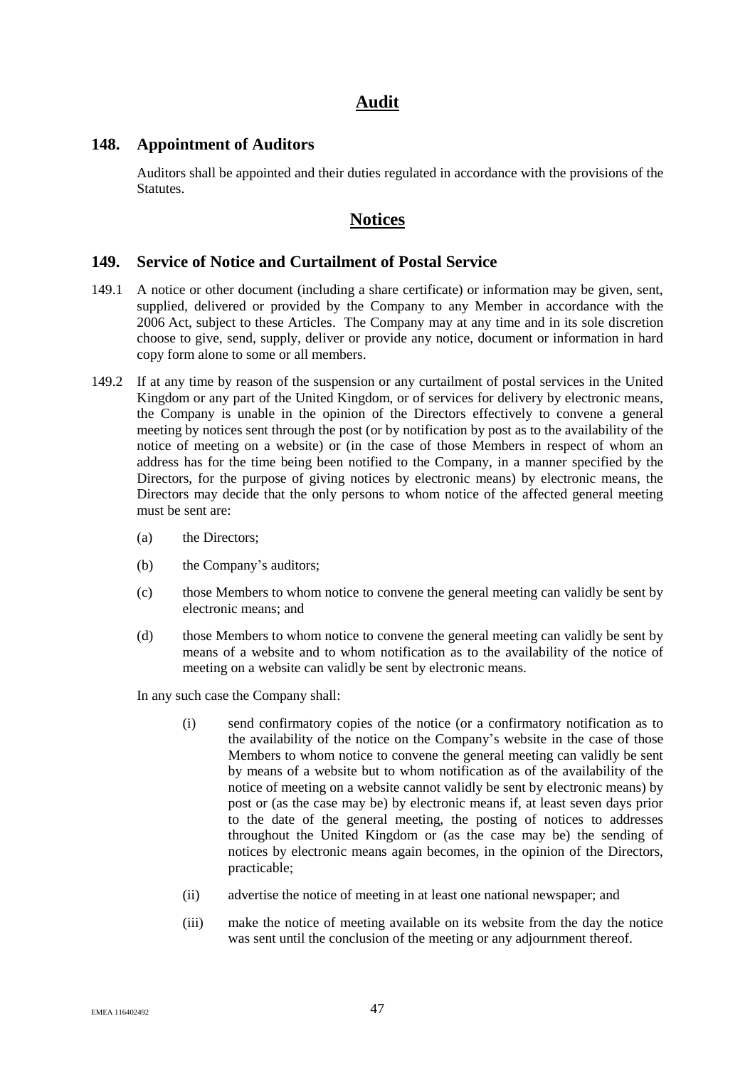# Audit

## 148. Appointment of Auditors

Auditors shall be appointed and their duties regulated in accordance with the provisions of the Statutes.

# Notices

## 149. Service of Notice and Curtailment of Postal Service

149.1 A notice or other document (including a share certificate) or information may be given, sent, supplied, delivered or provided by the Company to any Member in accordance with the 2006 Act, subject to these Articles. The Company may at any time and in its sole discretion choose to give, send, supply, deliver or provide any notice, document or information in hard copy form alone to some or all members.

149.2 If at any time by reason of the suspension or any curtailment of postal services in the United Kingdom or any part of the United Kingdom, or of services for delivery by electronic means, the Company is unable in the opinion of the Directors effectively to convene a general meeting by notices sent through the post (or by notification by post as to the availability of the notice of meeting on a website) or (in the case of those Members in respect of whom an address has for the time being been notified to the Company, in a manner specified by the Directors, for the purpose of giving notices by electronic means) by electronic means, the Directors may decide that the only persons to whom notice of the affected general meeting must be sent are:

(a) the Directors;

(b) the Company's auditors;

(c) those Members to whom notice to convene the general meeting can validly be sent by electronic means; and

(d) those Members to whom notice to convene the general meeting can validly be sent by means of a website and to whom notification as to the availability of the notice of meeting on a website can validly be sent by electronic means.

In any such case the Company shall:

(i) send confirmatory copies of the notice (or a confirmatory notification as to the availability of the notice on the Company's website in the case of those Members to whom notice to convene the general meeting can validly be sent by means of a website but to whom notification as of the availability of the notice of meeting on a website cannot validly be sent by electronic means) by post or (as the case may be) by electronic means if, at least seven days prior to the date of the general meeting, the posting of notices to addresses throughout the United Kingdom or (as the case may be) the sending of notices by electronic means again becomes, in the opinion of the Directors, practicable;

(ii) advertise the notice of meeting in at least one national newspaper; and

(iii) make the notice of meeting available on its website from the day the notice was sent until the conclusion of the meeting or any adjournment thereof.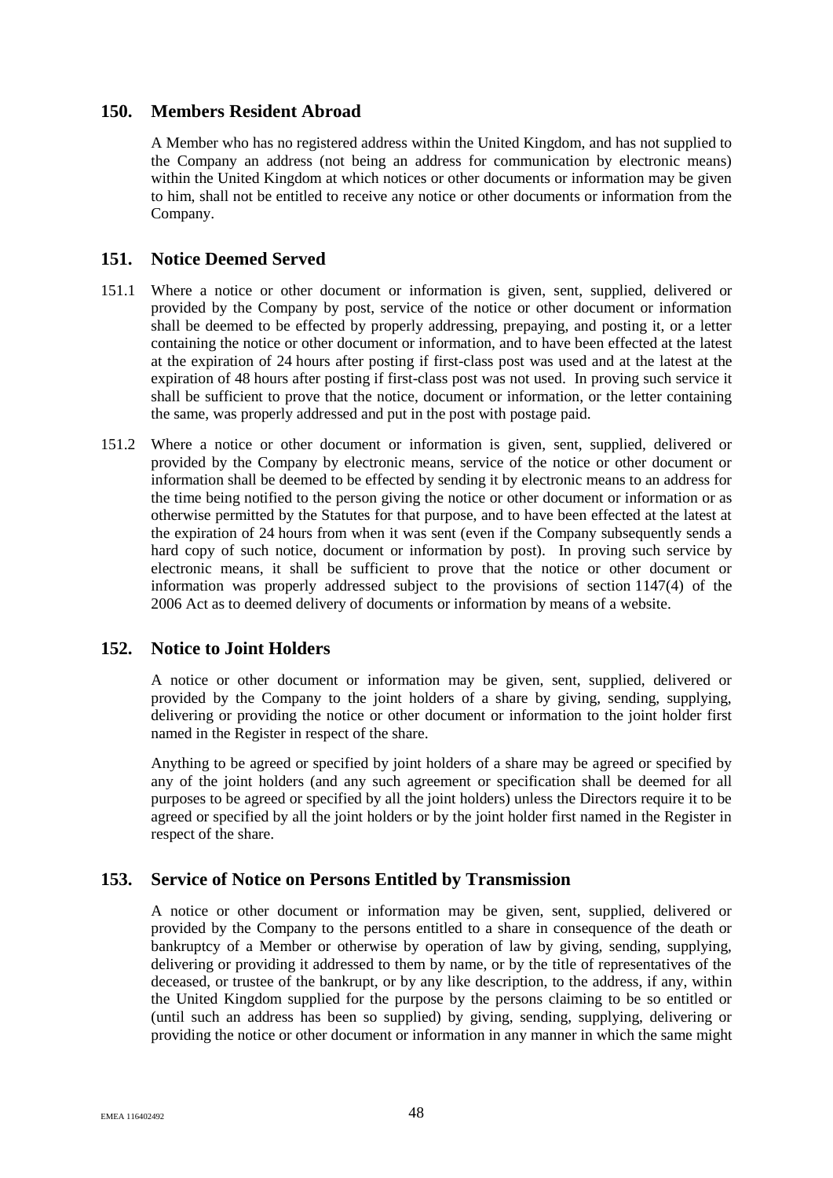## 150. Members Resident Abroad

A Member who has no registered address within the United Kingdom, and has not supplied to the Company an address (not being an address for communication by electronic means) within the United Kingdom at which notices or other documents or information may be given to him, shall not be entitled to receive any notice or other documents or information from the Company.

## 151. Notice Deemed Served

151.1 Where a notice or other document or information is given, sent, supplied, delivered or provided by the Company by post, service of the notice or other document or information shall be deemed to be effected by properly addressing, prepaying, and posting it, or a letter containing the notice or other document or information, and to have been effected at the latest at the expiration of 24 hours after posting if first-class post was used and at the latest at the expiration of 48 hours after posting if first-class post was not used. In proving such service it shall be sufficient to prove that the notice, document or information, or the letter containing the same, was properly addressed and put in the post with postage paid.

151.2 Where a notice or other document or information is given, sent, supplied, delivered or provided by the Company by electronic means, service of the notice or other document or information shall be deemed to be effected by sending it by electronic means to an address for the time being notified to the person giving the notice or other document or information or as otherwise permitted by the Statutes for that purpose, and to have been effected at the latest at the expiration of 24 hours from when it was sent (even if the Company subsequently sends a hard copy of such notice, document or information by post). In proving such service by electronic means, it shall be sufficient to prove that the notice or other document or information was properly addressed subject to the provisions of section 1147(4) of the 2006 Act as to deemed delivery of documents or information by means of a website.

## 152. Notice to Joint Holders

A notice or other document or information may be given, sent, supplied, delivered or provided by the Company to the joint holders of a share by giving, sending, supplying, delivering or providing the notice or other document or information to the joint holder first named in the Register in respect of the share.

Anything to be agreed or specified by joint holders of a share may be agreed or specified by any of the joint holders (and any such agreement or specification shall be deemed for all purposes to be agreed or specified by all the joint holders) unless the Directors require it to be agreed or specified by all the joint holders or by the joint holder first named in the Register in respect of the share.

## 153. Service of Notice on Persons Entitled by Transmission

A notice or other document or information may be given, sent, supplied, delivered or provided by the Company to the persons entitled to a share in consequence of the death or bankruptcy of a Member or otherwise by operation of law by giving, sending, supplying, delivering or providing it addressed to them by name, or by the title of representatives of the deceased, or trustee of the bankrupt, or by any like description, to the address, if any, within the United Kingdom supplied for the purpose by the persons claiming to be so entitled or (until such an address has been so supplied) by giving, sending, supplying, delivering or providing the notice or other document or information in any manner in which the same might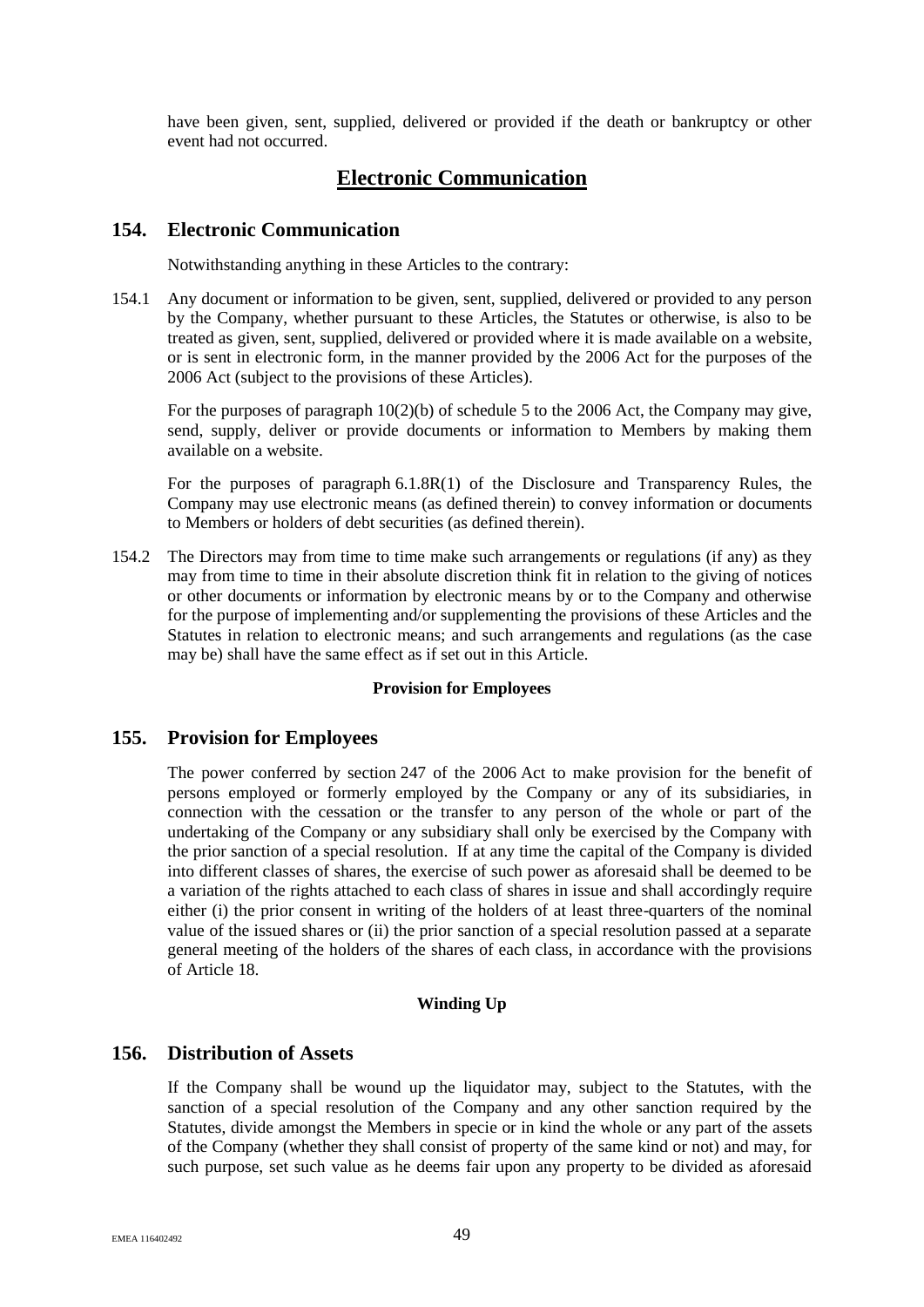have been given, sent, supplied, delivered or provided if the death or bankruptcy or other event had not occurred.

# Electronic Communication

## 154. Electronic Communication

Notwithstanding anything in these Articles to the contrary:

154.1 Any document or information to be given, sent, supplied, delivered or provided to any person by the Company, whether pursuant to these Articles, the Statutes or otherwise, is also to be treated as given, sent, supplied, delivered or provided where it is made available on a website, or is sent in electronic form, in the manner provided by the 2006 Act for the purposes of the 2006 Act (subject to the provisions of these Articles).

For the purposes of paragraph 10(2)(b) of schedule 5 to the 2006 Act, the Company may give, send, supply, deliver or provide documents or information to Members by making them available on a website.

For the purposes of paragraph 6.1.8R(1) of the Disclosure and Transparency Rules, the Company may use electronic means (as defined therein) to convey information or documents to Members or holders of debt securities (as defined therein).

154.2 The Directors may from time to time make such arrangements or regulations (if any) as they may from time to time in their absolute discretion think fit in relation to the giving of notices or other documents or information by electronic means by or to the Company and otherwise for the purpose of implementing and/or supplementing the provisions of these Articles and the Statutes in relation to electronic means; and such arrangements and regulations (as the case may be) shall have the same effect as if set out in this Article.

**Provision for Employees**

## 155. Provision for Employees

The power conferred by section 247 of the 2006 Act to make provision for the benefit of persons employed or formerly employed by the Company or any of its subsidiaries, in connection with the cessation or the transfer to any person of the whole or part of the undertaking of the Company or any subsidiary shall only be exercised by the Company with the prior sanction of a special resolution. If at any time the capital of the Company is divided into different classes of shares, the exercise of such power as aforesaid shall be deemed to be a variation of the rights attached to each class of shares in issue and shall accordingly require either (i) the prior consent in writing of the holders of at least three-quarters of the nominal value of the issued shares or (ii) the prior sanction of a special resolution passed at a separate general meeting of the holders of the shares of each class, in accordance with the provisions of Article 18.

**Winding Up**

## 156. Distribution of Assets

If the Company shall be wound up the liquidator may, subject to the Statutes, with the sanction of a special resolution of the Company and any other sanction required by the Statutes, divide amongst the Members in specie or in kind the whole or any part of the assets of the Company (whether they shall consist of property of the same kind or not) and may, for such purpose, set such value as he deems fair upon any property to be divided as aforesaid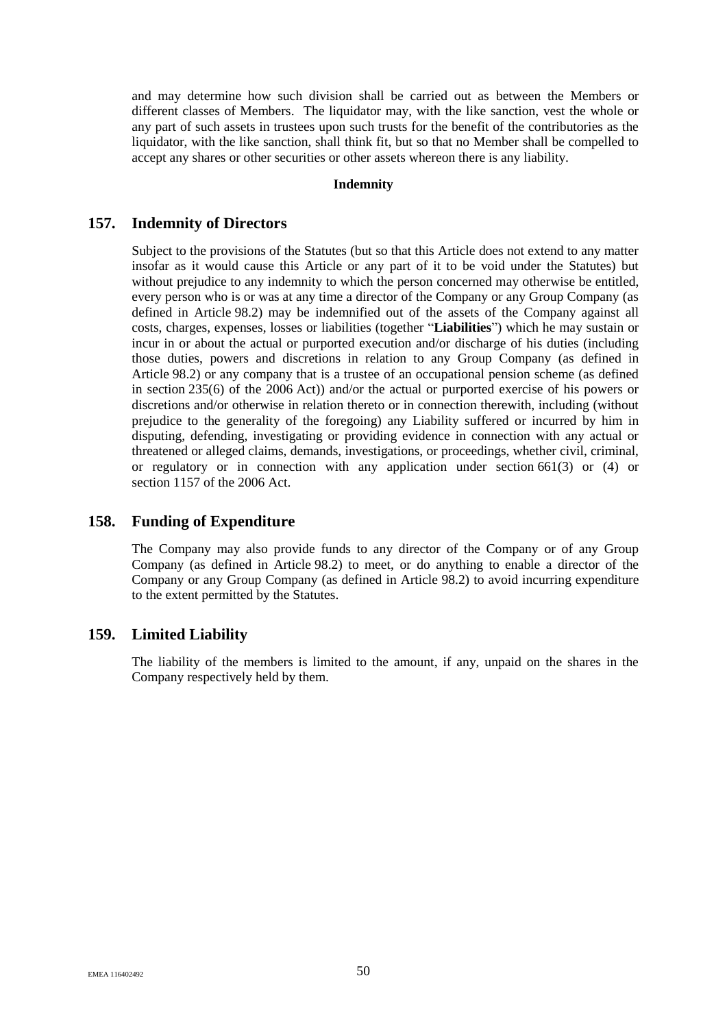and may determine how such division shall be carried out as between the Members or different classes of Members. The liquidator may, with the like sanction, vest the whole or any part of such assets in trustees upon such trusts for the benefit of the contributories as the liquidator, with the like sanction, shall think fit, but so that no Member shall be compelled to accept any shares or other securities or other assets whereon there is any liability.

**Indemnity**

## 157. Indemnity of Directors

Subject to the provisions of the Statutes (but so that this Article does not extend to any matter insofar as it would cause this Article or any part of it to be void under the Statutes) but without prejudice to any indemnity to which the person concerned may otherwise be entitled, every person who is or was at any time a director of the Company or any Group Company (as defined in Article 98.2) may be indemnified out of the assets of the Company against all costs, charges, expenses, losses or liabilities (together "**Liabilities**") which he may sustain or incur in or about the actual or purported execution and/or discharge of his duties (including those duties, powers and discretions in relation to any Group Company (as defined in Article 98.2) or any company that is a trustee of an occupational pension scheme (as defined in section 235(6) of the 2006 Act)) and/or the actual or purported exercise of his powers or discretions and/or otherwise in relation thereto or in connection therewith, including (without prejudice to the generality of the foregoing) any Liability suffered or incurred by him in disputing, defending, investigating or providing evidence in connection with any actual or threatened or alleged claims, demands, investigations, or proceedings, whether civil, criminal, or regulatory or in connection with any application under section 661(3) or (4) or section 1157 of the 2006 Act.

## 158. Funding of Expenditure

The Company may also provide funds to any director of the Company or of any Group Company (as defined in Article 98.2) to meet, or do anything to enable a director of the Company or any Group Company (as defined in Article 98.2) to avoid incurring expenditure to the extent permitted by the Statutes.

## 159. Limited Liability

The liability of the members is limited to the amount, if any, unpaid on the shares in the Company respectively held by them.